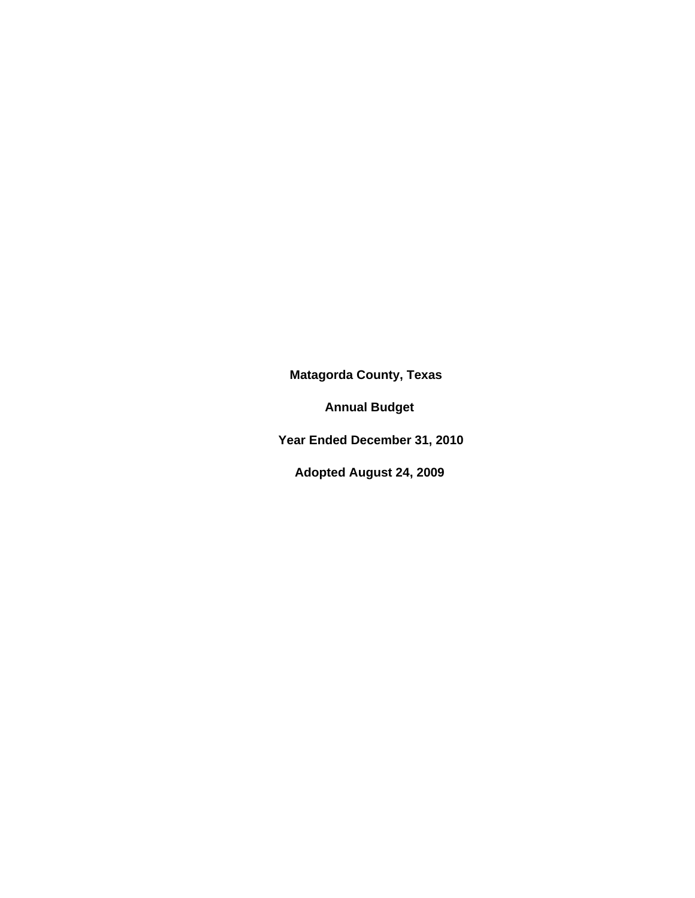# Matagorda County, Texas

## Annual Budget

## Year Ended December 31, 2010

## Adopted August 24, 2009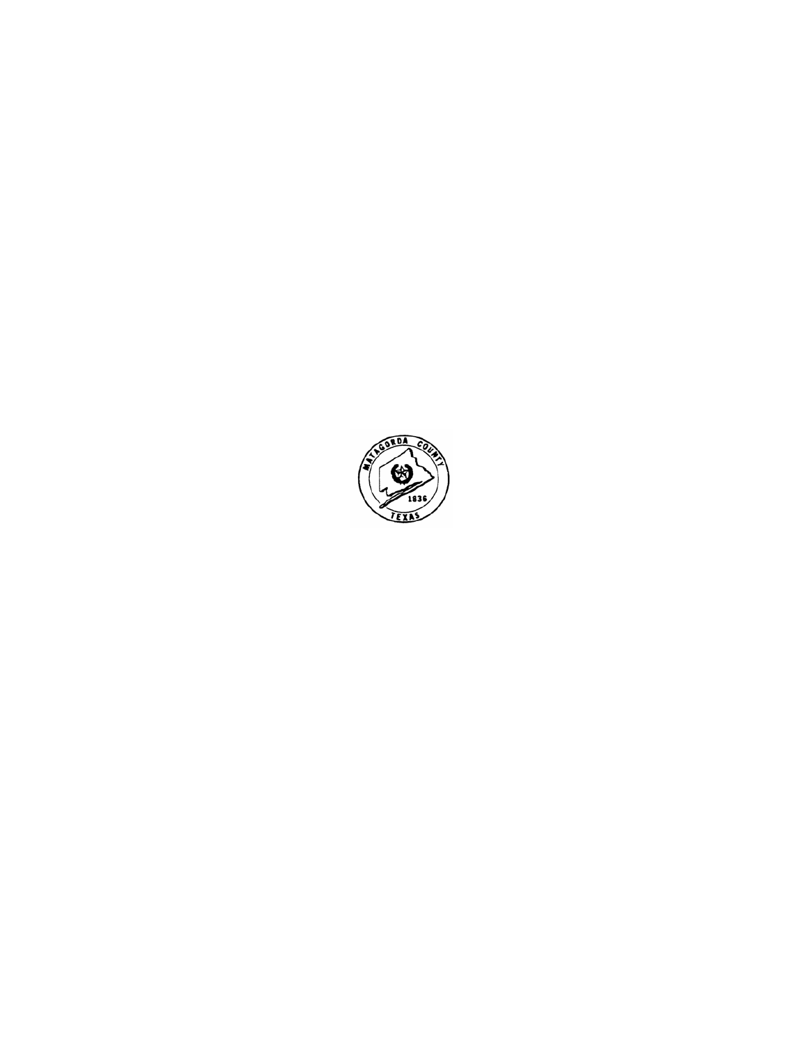MATAGORDA COUNTY

1836

TEXAS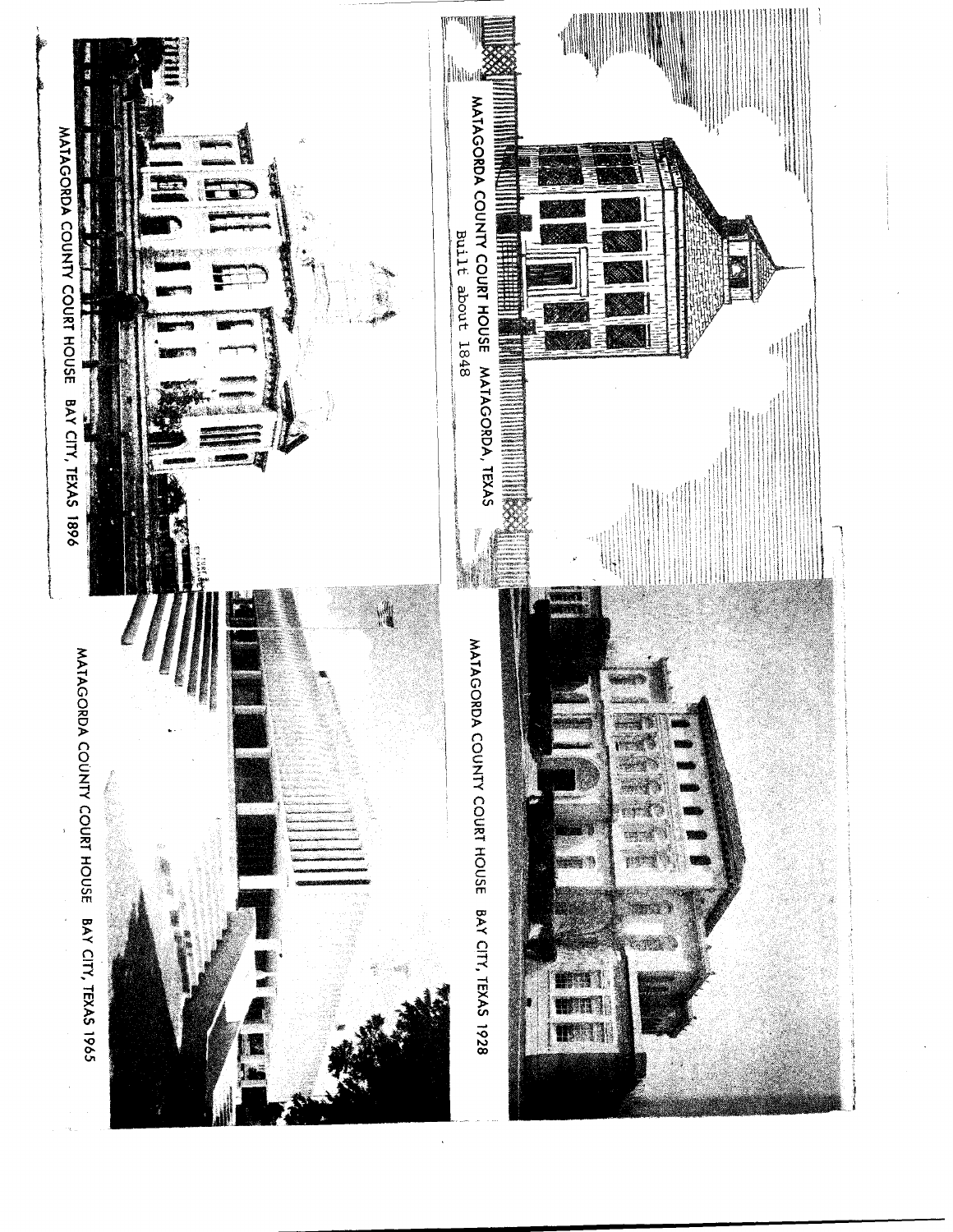MATAGORDA COUNTY COURT HOUSE MATAGORDA, TEXAS
Built about 1848

MATAGORDA COUNTY COURT HOUSE BAY CITY, TEXAS 1896

MATAGORDA COUNTY COURT HOUSE BAY CITY, TEXAS 1928

MATAGORDA COUNTY COURT HOUSE BAY CITY, TEXAS 1965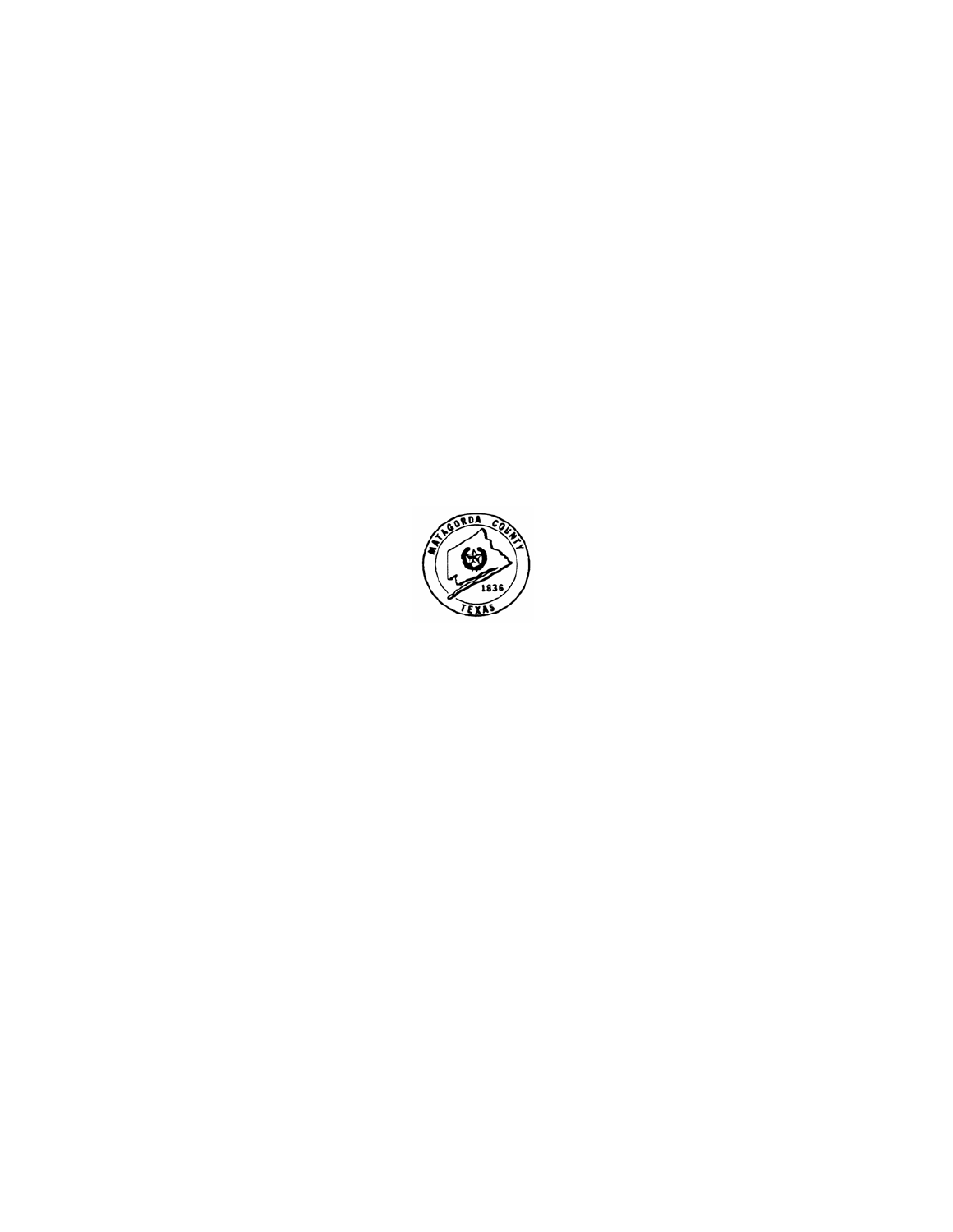MATAGORDA COUNTY

1836

TEXAS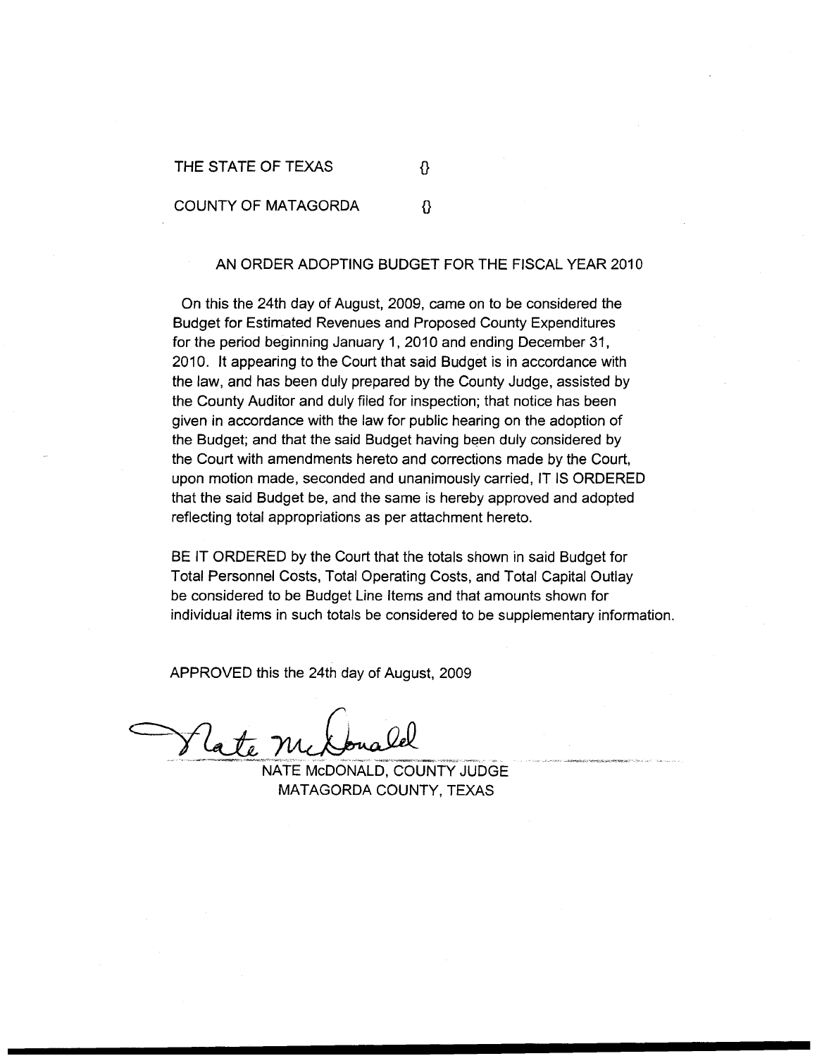THE STATE OF TEXAS {}

COUNTY OF MATAGORDA {}

## AN ORDER ADOPTING BUDGET FOR THE FISCAL YEAR 2010

On this the 24th day of August, 2009, came on to be considered the Budget for Estimated Revenues and Proposed County Expenditures for the period beginning January 1, 2010 and ending December 31, 2010. It appearing to the Court that said Budget is in accordance with the law, and has been duly prepared by the County Judge, assisted by the County Auditor and duly filed for inspection; that notice has been given in accordance with the law for public hearing on the adoption of the Budget; and that the said Budget having been duly considered by the Court with amendments hereto and corrections made by the Court, upon motion made, seconded and unanimously carried, IT IS ORDERED that the said Budget be, and the same is hereby approved and adopted reflecting total appropriations as per attachment hereto.

BE IT ORDERED by the Court that the totals shown in said Budget for Total Personnel Costs, Total Operating Costs, and Total Capital Outlay be considered to be Budget Line Items and that amounts shown for individual items in such totals be considered to be supplementary information.

APPROVED this the 24th day of August, 2009

Nate McDonald

NATE McDONALD, COUNTY JUDGE
MATAGORDA COUNTY, TEXAS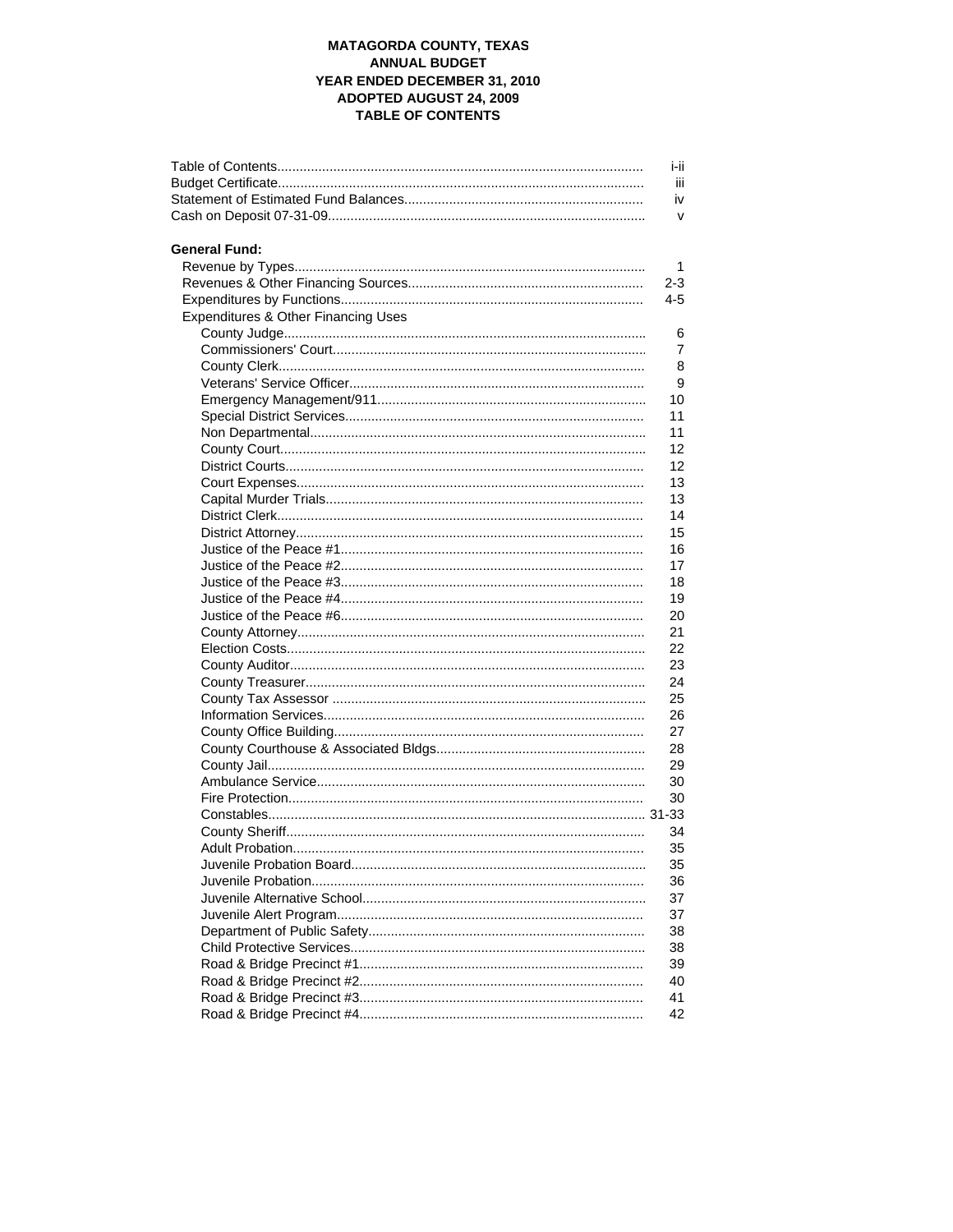**MATAGORDA COUNTY, TEXAS**
**ANNUAL BUDGET**
**YEAR ENDED DECEMBER 31, 2010**
**ADOPTED AUGUST 24, 2009**
**TABLE OF CONTENTS**

| | |
|---|---|
| Table of Contents | i-ii |
| Budget Certificate | iii |
| Statement of Estimated Fund Balances | iv |
| Cash on Deposit 07-31-09 | v |
| **General Fund:** | |
| Revenue by Types | 1 |
| Revenues & Other Financing Sources | 2-3 |
| Expenditures by Functions | 4-5 |
| Expenditures & Other Financing Uses | |
| County Judge | 6 |
| Commissioners' Court | 7 |
| County Clerk | 8 |
| Veterans' Service Officer | 9 |
| Emergency Management/911 | 10 |
| Special District Services | 11 |
| Non Departmental | 11 |
| County Court | 12 |
| District Courts | 12 |
| Court Expenses | 13 |
| Capital Murder Trials | 13 |
| District Clerk | 14 |
| District Attorney | 15 |
| Justice of the Peace #1 | 16 |
| Justice of the Peace #2 | 17 |
| Justice of the Peace #3 | 18 |
| Justice of the Peace #4 | 19 |
| Justice of the Peace #6 | 20 |
| County Attorney | 21 |
| Election Costs | 22 |
| County Auditor | 23 |
| County Treasurer | 24 |
| County Tax Assessor | 25 |
| Information Services | 26 |
| County Office Building | 27 |
| County Courthouse & Associated Bldgs | 28 |
| County Jail | 29 |
| Ambulance Service | 30 |
| Fire Protection | 30 |
| Constables | 31-33 |
| County Sheriff | 34 |
| Adult Probation | 35 |
| Juvenile Probation Board | 35 |
| Juvenile Probation | 36 |
| Juvenile Alternative School | 37 |
| Juvenile Alert Program | 37 |
| Department of Public Safety | 38 |
| Child Protective Services | 38 |
| Road & Bridge Precinct #1 | 39 |
| Road & Bridge Precinct #2 | 40 |
| Road & Bridge Precinct #3 | 41 |
| Road & Bridge Precinct #4 | 42 |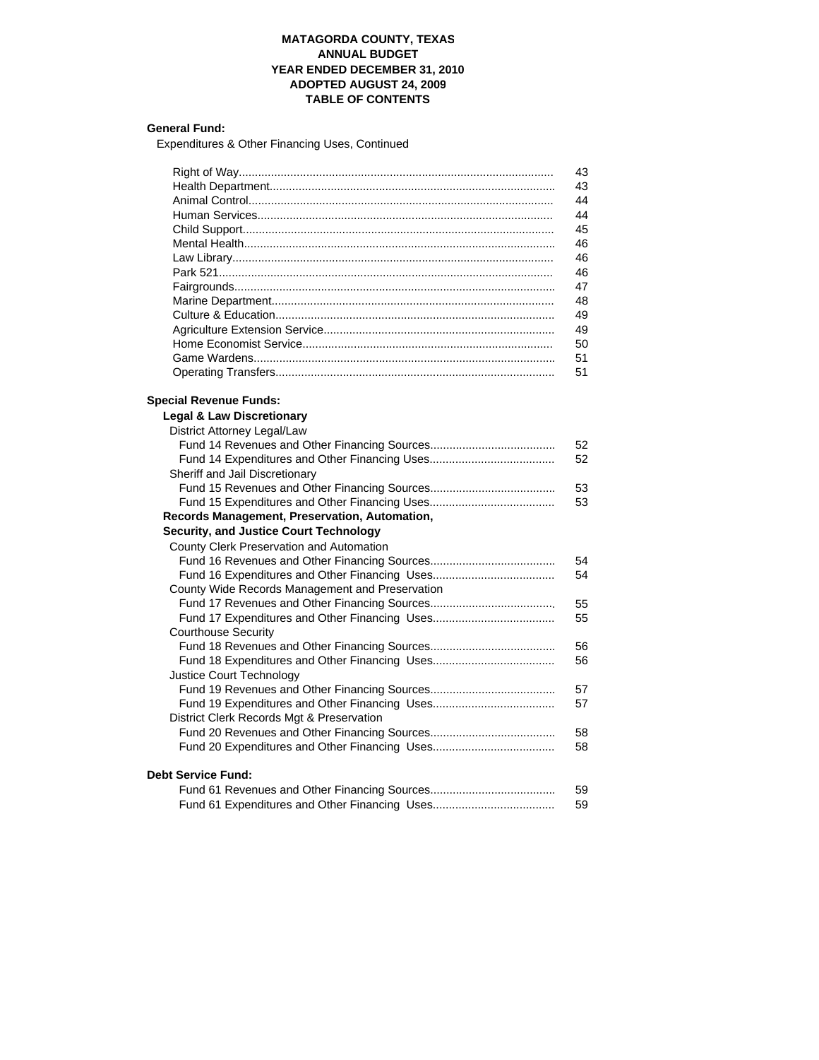**MATAGORDA COUNTY, TEXAS**
**ANNUAL BUDGET**
**YEAR ENDED DECEMBER 31, 2010**
**ADOPTED AUGUST 24, 2009**
**TABLE OF CONTENTS**

**General Fund:**

Expenditures & Other Financing Uses, Continued

| | |
|---|---|
| Right of Way | 43 |
| Health Department | 43 |
| Animal Control | 44 |
| Human Services | 44 |
| Child Support | 45 |
| Mental Health | 46 |
| Law Library | 46 |
| Park 521 | 46 |
| Fairgrounds | 47 |
| Marine Department | 48 |
| Culture & Education | 49 |
| Agriculture Extension Service | 49 |
| Home Economist Service | 50 |
| Game Wardens | 51 |
| Operating Transfers | 51 |

**Special Revenue Funds:**

**Legal & Law Discretionary**

| | |
|---|---|
| District Attorney Legal/Law | |
| Fund 14 Revenues and Other Financing Sources | 52 |
| Fund 14 Expenditures and Other Financing Uses | 52 |
| Sheriff and Jail Discretionary | |
| Fund 15 Revenues and Other Financing Sources | 53 |
| Fund 15 Expenditures and Other Financing Uses | 53 |

**Records Management, Preservation, Automation, Security, and Justice Court Technology**

| | |
|---|---|
| County Clerk Preservation and Automation | |
| Fund 16 Revenues and Other Financing Sources | 54 |
| Fund 16 Expenditures and Other Financing Uses | 54 |
| County Wide Records Management and Preservation | |
| Fund 17 Revenues and Other Financing Sources | 55 |
| Fund 17 Expenditures and Other Financing Uses | 55 |
| Courthouse Security | |
| Fund 18 Revenues and Other Financing Sources | 56 |
| Fund 18 Expenditures and Other Financing Uses | 56 |
| Justice Court Technology | |
| Fund 19 Revenues and Other Financing Sources | 57 |
| Fund 19 Expenditures and Other Financing Uses | 57 |
| District Clerk Records Mgt & Preservation | |
| Fund 20 Revenues and Other Financing Sources | 58 |
| Fund 20 Expenditures and Other Financing Uses | 58 |

**Debt Service Fund:**

| | |
|---|---|
| Fund 61 Revenues and Other Financing Sources | 59 |
| Fund 61 Expenditures and Other Financing Uses | 59 |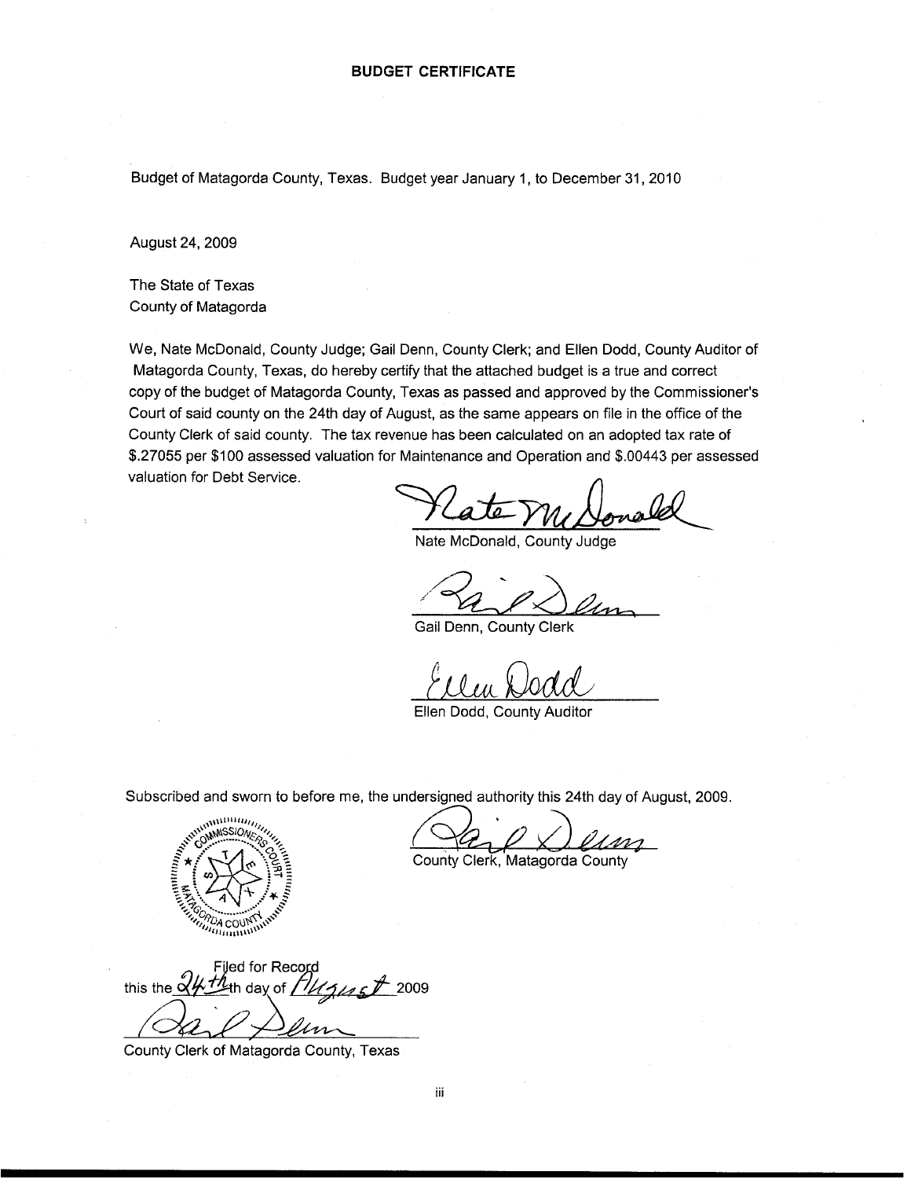# BUDGET CERTIFICATE

Budget of Matagorda County, Texas. Budget year January 1, to December 31, 2010

August 24, 2009

The State of Texas
County of Matagorda

We, Nate McDonald, County Judge; Gail Denn, County Clerk; and Ellen Dodd, County Auditor of Matagorda County, Texas, do hereby certify that the attached budget is a true and correct copy of the budget of Matagorda County, Texas as passed and approved by the Commissioner's Court of said county on the 24th day of August, as the same appears on file in the office of the County Clerk of said county. The tax revenue has been calculated on an adopted tax rate of $.27055 per $100 assessed valuation for Maintenance and Operation and $.00443 per assessed valuation for Debt Service.

Nate McDonald, County Judge

Gail Denn, County Clerk

Ellen Dodd, County Auditor

Subscribed and sworn to before me, the undersigned authority this 24th day of August, 2009.

County Clerk, Matagorda County

Filed for Record this the 24th day of August 2009

County Clerk of Matagorda County, Texas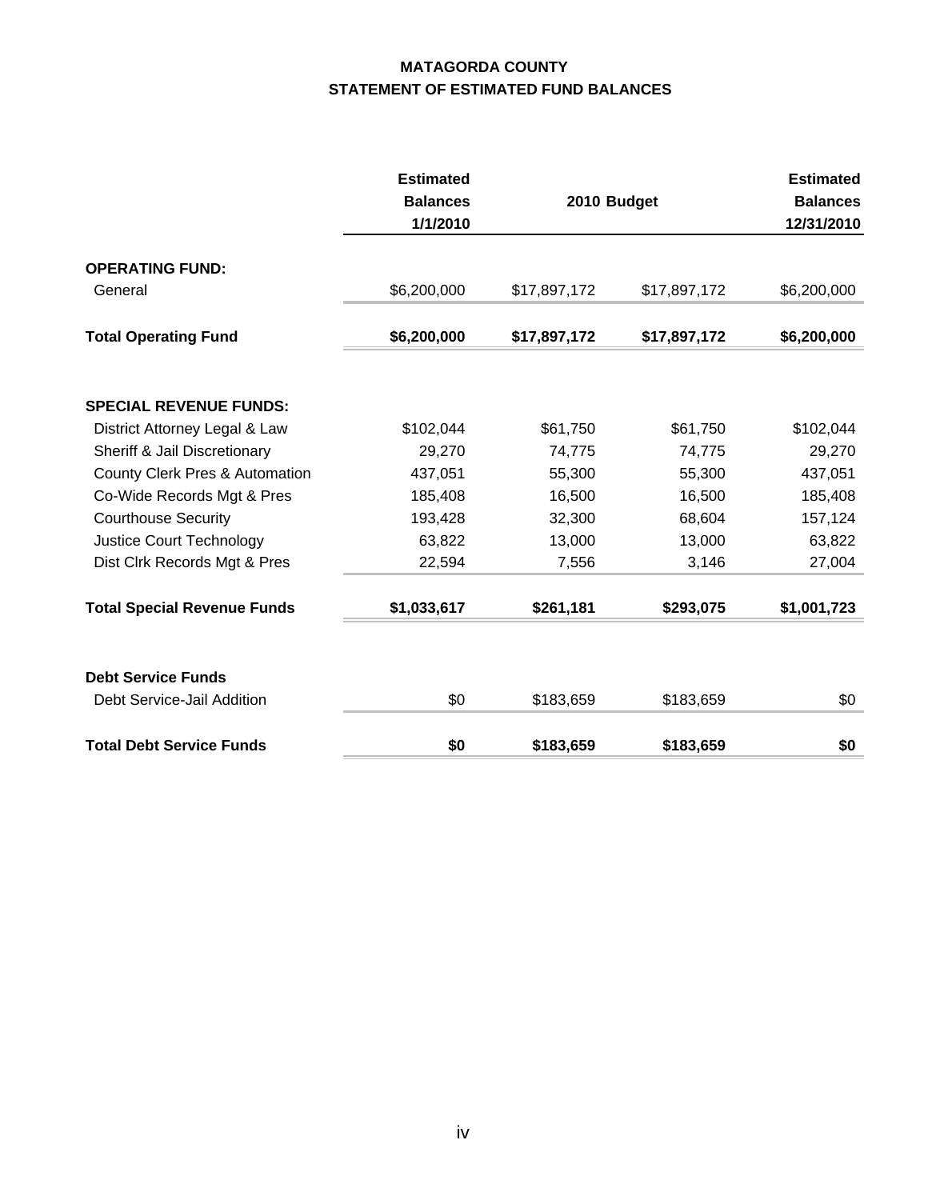# MATAGORDA COUNTY
## STATEMENT OF ESTIMATED FUND BALANCES

| | Estimated Balances 1/1/2010 | 2010 Budget | | Estimated Balances 12/31/2010 |
|---|---|---|---|---|
| **OPERATING FUND:** | | | | |
| General | $6,200,000 | $17,897,172 | $17,897,172 | $6,200,000 |
| **Total Operating Fund** | **$6,200,000** | **$17,897,172** | **$17,897,172** | **$6,200,000** |
| **SPECIAL REVENUE FUNDS:** | | | | |
| District Attorney Legal & Law | $102,044 | $61,750 | $61,750 | $102,044 |
| Sheriff & Jail Discretionary | 29,270 | 74,775 | 74,775 | 29,270 |
| County Clerk Pres & Automation | 437,051 | 55,300 | 55,300 | 437,051 |
| Co-Wide Records Mgt & Pres | 185,408 | 16,500 | 16,500 | 185,408 |
| Courthouse Security | 193,428 | 32,300 | 68,604 | 157,124 |
| Justice Court Technology | 63,822 | 13,000 | 13,000 | 63,822 |
| Dist Clrk Records Mgt & Pres | 22,594 | 7,556 | 3,146 | 27,004 |
| **Total Special Revenue Funds** | **$1,033,617** | **$261,181** | **$293,075** | **$1,001,723** |
| **Debt Service Funds** | | | | |
| Debt Service-Jail Addition | $0 | $183,659 | $183,659 | $0 |
| **Total Debt Service Funds** | **$0** | **$183,659** | **$183,659** | **$0** |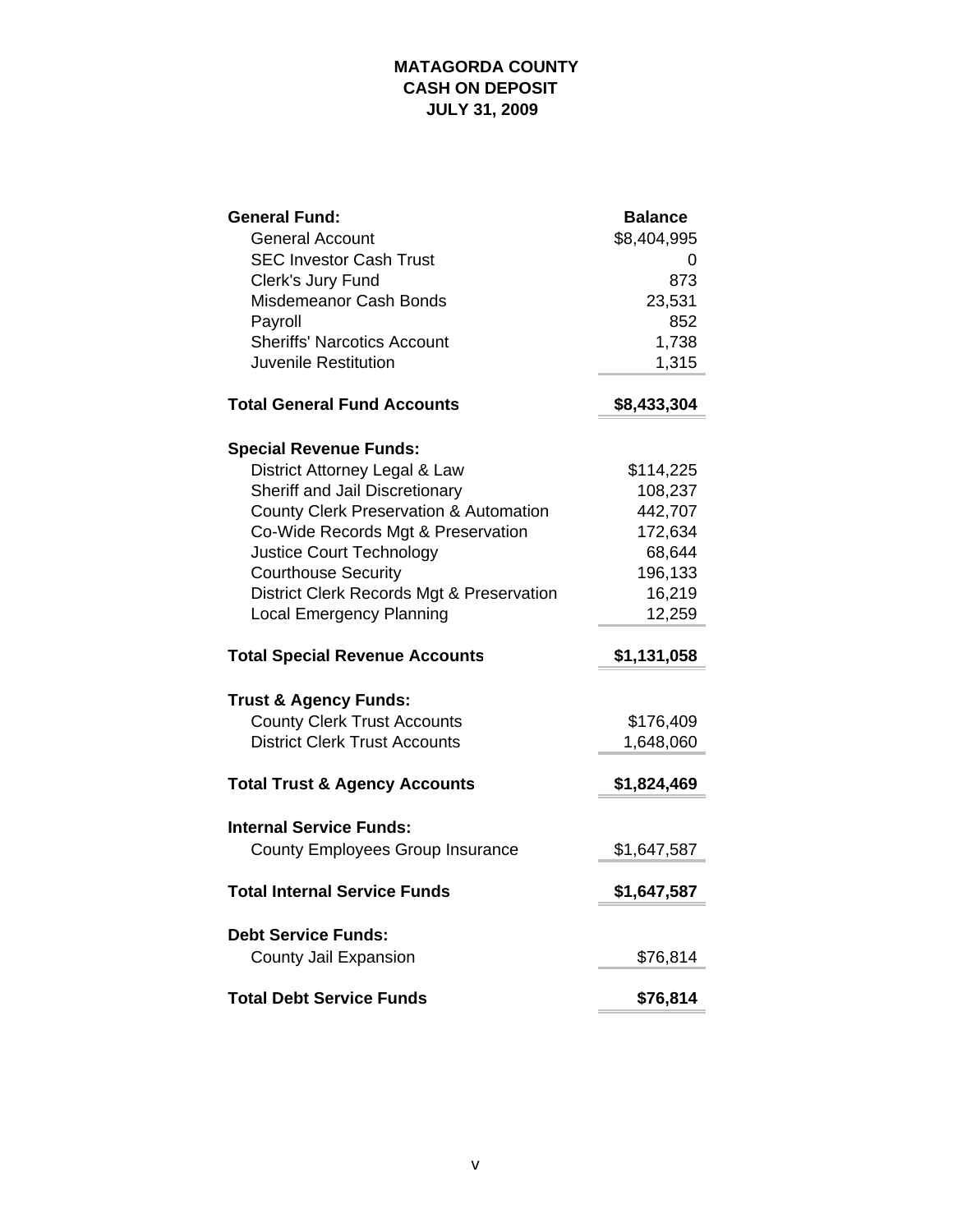# MATAGORDA COUNTY
## CASH ON DEPOSIT
## JULY 31, 2009

| | Balance |
|---|---|
| **General Fund:** | |
| General Account | $8,404,995 |
| SEC Investor Cash Trust | 0 |
| Clerk's Jury Fund | 873 |
| Misdemeanor Cash Bonds | 23,531 |
| Payroll | 852 |
| Sheriffs' Narcotics Account | 1,738 |
| Juvenile Restitution | 1,315 |
| **Total General Fund Accounts** | **$8,433,304** |
| **Special Revenue Funds:** | |
| District Attorney Legal & Law | $114,225 |
| Sheriff and Jail Discretionary | 108,237 |
| County Clerk Preservation & Automation | 442,707 |
| Co-Wide Records Mgt & Preservation | 172,634 |
| Justice Court Technology | 68,644 |
| Courthouse Security | 196,133 |
| District Clerk Records Mgt & Preservation | 16,219 |
| Local Emergency Planning | 12,259 |
| **Total Special Revenue Accounts** | **$1,131,058** |
| **Trust & Agency Funds:** | |
| County Clerk Trust Accounts | $176,409 |
| District Clerk Trust Accounts | 1,648,060 |
| **Total Trust & Agency Accounts** | **$1,824,469** |
| **Internal Service Funds:** | |
| County Employees Group Insurance | $1,647,587 |
| **Total Internal Service Funds** | **$1,647,587** |
| **Debt Service Funds:** | |
| County Jail Expansion | $76,814 |
| **Total Debt Service Funds** | **$76,814** |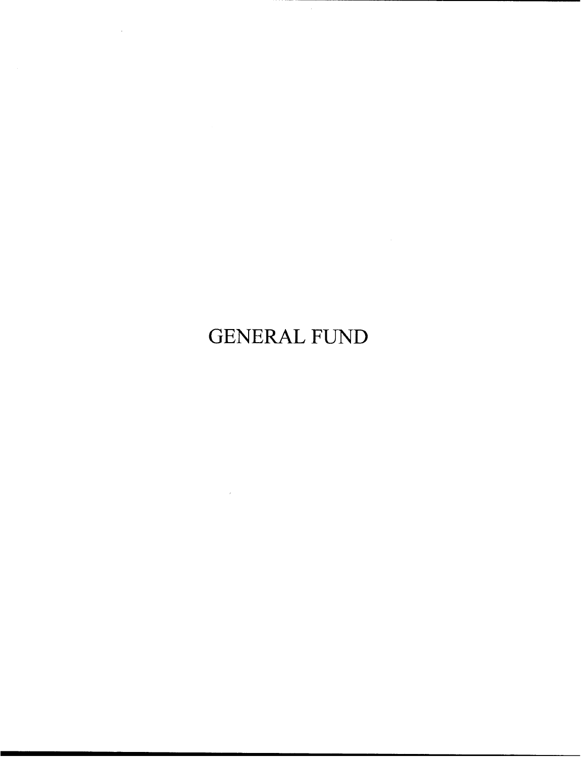# GENERAL FUND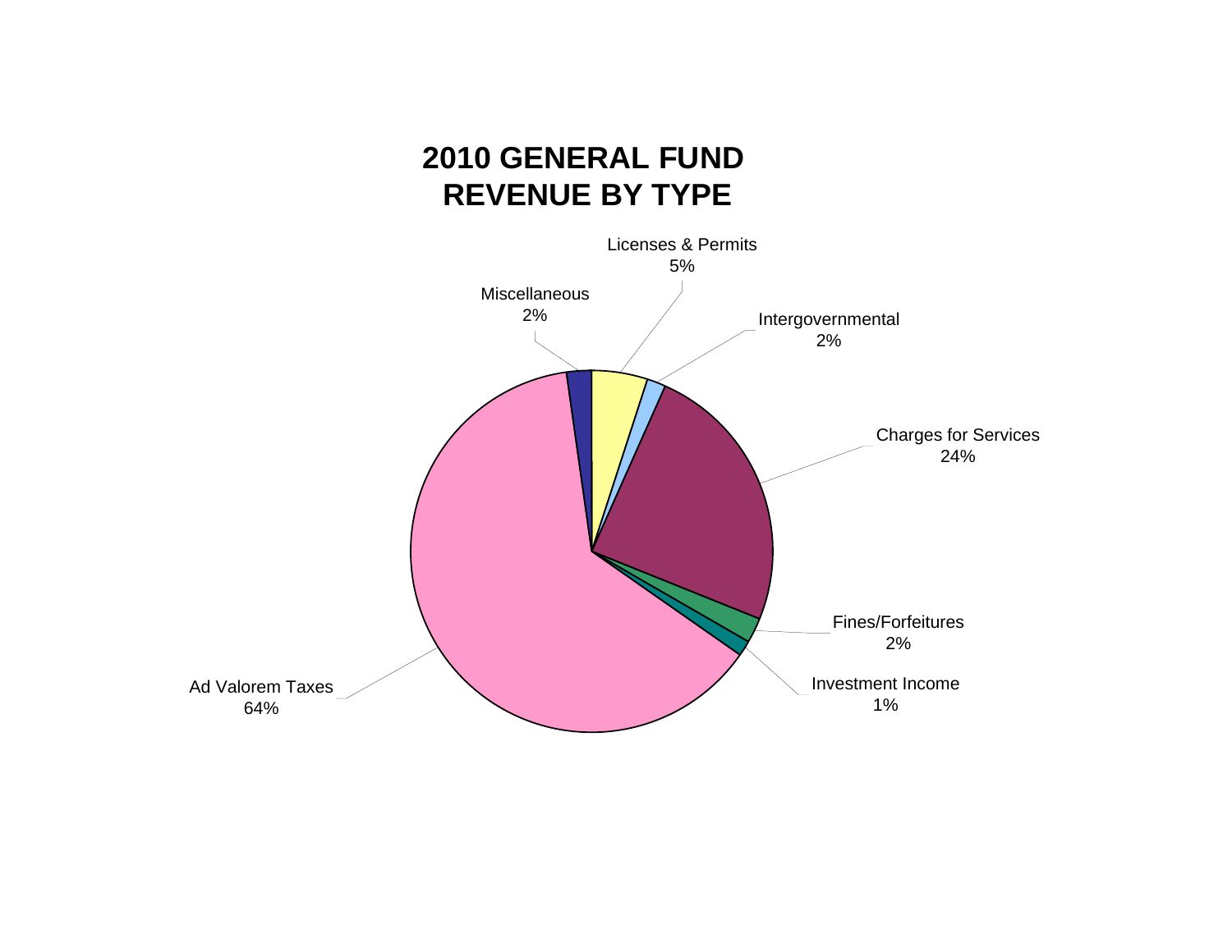# 2010 GENERAL FUND REVENUE BY TYPE

| Revenue Type | Percentage |
|---|---|
| Licenses & Permits | 5% |
| Miscellaneous | 2% |
| Intergovernmental | 2% |
| Charges for Services | 24% |
| Fines/Forfeitures | 2% |
| Investment Income | 1% |
| Ad Valorem Taxes | 64% |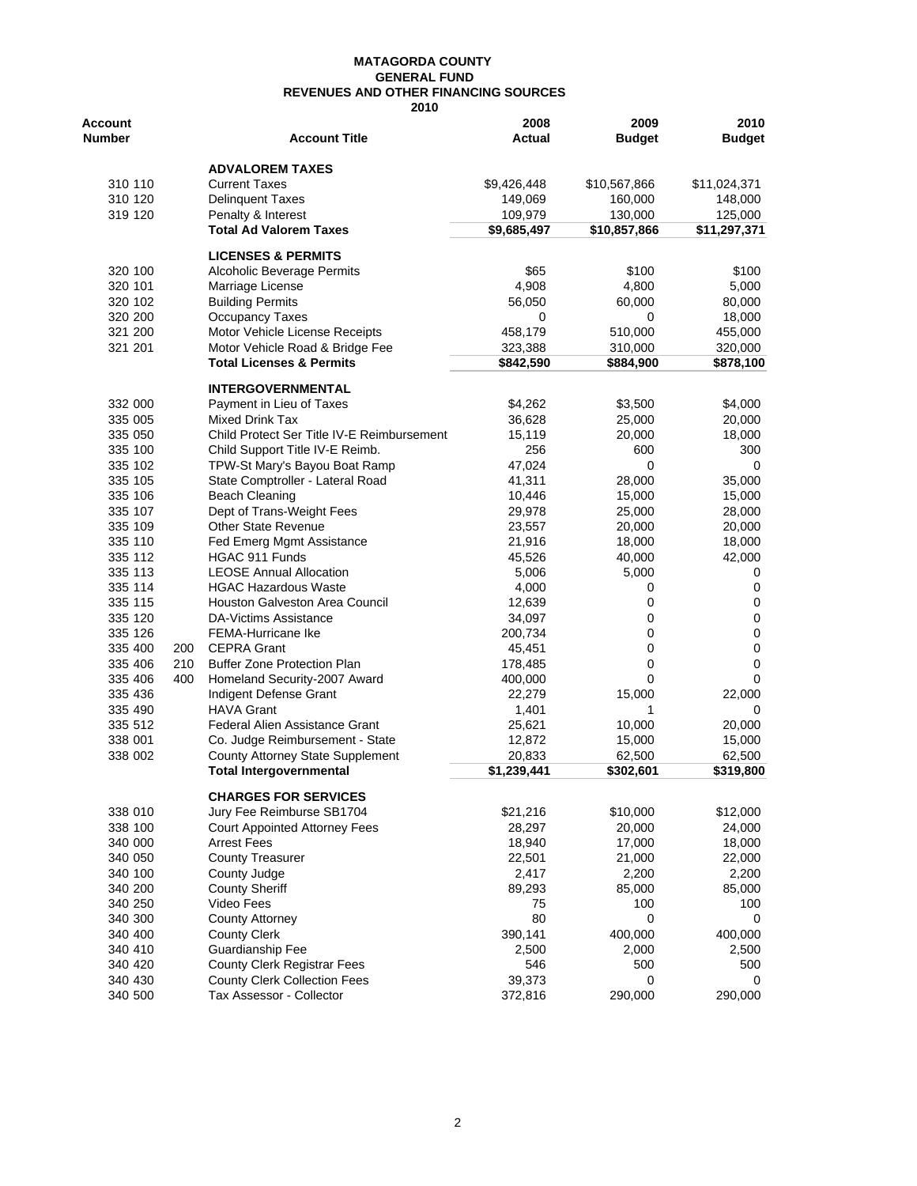**MATAGORDA COUNTY**
**GENERAL FUND**
**REVENUES AND OTHER FINANCING SOURCES**
**2010**

| Account Number | | Account Title | 2008 Actual | 2009 Budget | 2010 Budget |
|---|---|---|---|---|---|
| | | **ADVALOREM TAXES** | | | |
| 310 110 | | Current Taxes | $9,426,448 | $10,567,866 | $11,024,371 |
| 310 120 | | Delinquent Taxes | 149,069 | 160,000 | 148,000 |
| 319 120 | | Penalty & Interest | 109,979 | 130,000 | 125,000 |
| | | **Total Ad Valorem Taxes** | **$9,685,497** | **$10,857,866** | **$11,297,371** |
| | | **LICENSES & PERMITS** | | | |
| 320 100 | | Alcoholic Beverage Permits | $65 | $100 | $100 |
| 320 101 | | Marriage License | 4,908 | 4,800 | 5,000 |
| 320 102 | | Building Permits | 56,050 | 60,000 | 80,000 |
| 320 200 | | Occupancy Taxes | 0 | 0 | 18,000 |
| 321 200 | | Motor Vehicle License Receipts | 458,179 | 510,000 | 455,000 |
| 321 201 | | Motor Vehicle Road & Bridge Fee | 323,388 | 310,000 | 320,000 |
| | | **Total Licenses & Permits** | **$842,590** | **$884,900** | **$878,100** |
| | | **INTERGOVERNMENTAL** | | | |
| 332 000 | | Payment in Lieu of Taxes | $4,262 | $3,500 | $4,000 |
| 335 005 | | Mixed Drink Tax | 36,628 | 25,000 | 20,000 |
| 335 050 | | Child Protect Ser Title IV-E Reimbursement | 15,119 | 20,000 | 18,000 |
| 335 100 | | Child Support Title IV-E Reimb. | 256 | 600 | 300 |
| 335 102 | | TPW-St Mary's Bayou Boat Ramp | 47,024 | 0 | 0 |
| 335 105 | | State Comptroller - Lateral Road | 41,311 | 28,000 | 35,000 |
| 335 106 | | Beach Cleaning | 10,446 | 15,000 | 15,000 |
| 335 107 | | Dept of Trans-Weight Fees | 29,978 | 25,000 | 28,000 |
| 335 109 | | Other State Revenue | 23,557 | 20,000 | 20,000 |
| 335 110 | | Fed Emerg Mgmt Assistance | 21,916 | 18,000 | 18,000 |
| 335 112 | | HGAC 911 Funds | 45,526 | 40,000 | 42,000 |
| 335 113 | | LEOSE Annual Allocation | 5,006 | 5,000 | 0 |
| 335 114 | | HGAC Hazardous Waste | 4,000 | 0 | 0 |
| 335 115 | | Houston Galveston Area Council | 12,639 | 0 | 0 |
| 335 120 | | DA-Victims Assistance | 34,097 | 0 | 0 |
| 335 126 | | FEMA-Hurricane Ike | 200,734 | 0 | 0 |
| 335 400 | 200 | CEPRA Grant | 45,451 | 0 | 0 |
| 335 406 | 210 | Buffer Zone Protection Plan | 178,485 | 0 | 0 |
| 335 406 | 400 | Homeland Security-2007 Award | 400,000 | 0 | 0 |
| 335 436 | | Indigent Defense Grant | 22,279 | 15,000 | 22,000 |
| 335 490 | | HAVA Grant | 1,401 | 1 | 0 |
| 335 512 | | Federal Alien Assistance Grant | 25,621 | 10,000 | 20,000 |
| 338 001 | | Co. Judge Reimbursement - State | 12,872 | 15,000 | 15,000 |
| 338 002 | | County Attorney State Supplement | 20,833 | 62,500 | 62,500 |
| | | **Total Intergovernmental** | **$1,239,441** | **$302,601** | **$319,800** |
| | | **CHARGES FOR SERVICES** | | | |
| 338 010 | | Jury Fee Reimburse SB1704 | $21,216 | $10,000 | $12,000 |
| 338 100 | | Court Appointed Attorney Fees | 28,297 | 20,000 | 24,000 |
| 340 000 | | Arrest Fees | 18,940 | 17,000 | 18,000 |
| 340 050 | | County Treasurer | 22,501 | 21,000 | 22,000 |
| 340 100 | | County Judge | 2,417 | 2,200 | 2,200 |
| 340 200 | | County Sheriff | 89,293 | 85,000 | 85,000 |
| 340 250 | | Video Fees | 75 | 100 | 100 |
| 340 300 | | County Attorney | 80 | 0 | 0 |
| 340 400 | | County Clerk | 390,141 | 400,000 | 400,000 |
| 340 410 | | Guardianship Fee | 2,500 | 2,000 | 2,500 |
| 340 420 | | County Clerk Registrar Fees | 546 | 500 | 500 |
| 340 430 | | County Clerk Collection Fees | 39,373 | 0 | 0 |
| 340 500 | | Tax Assessor - Collector | 372,816 | 290,000 | 290,000 |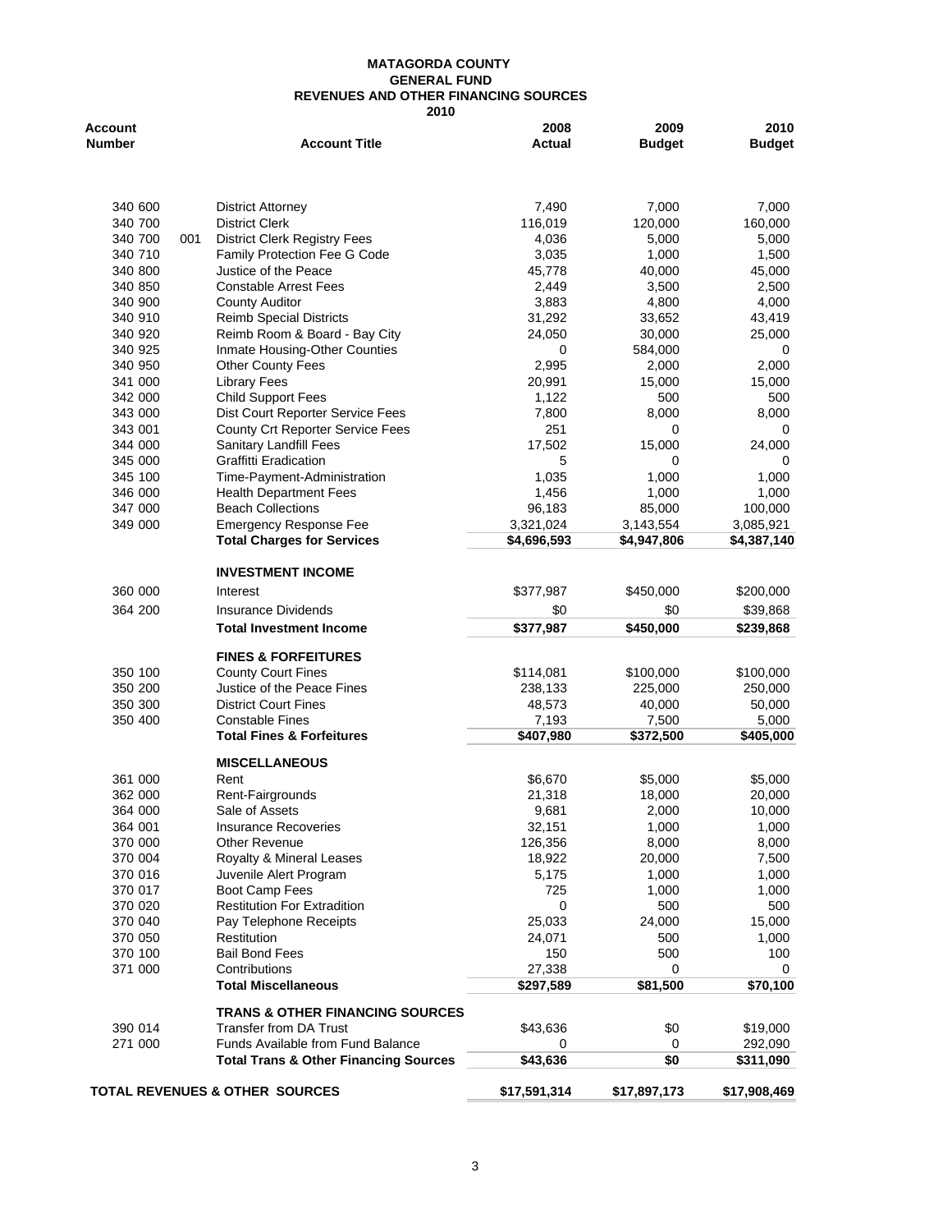**MATAGORDA COUNTY**
**GENERAL FUND**
**REVENUES AND OTHER FINANCING SOURCES**
**2010**

| Account Number | | Account Title | 2008 Actual | 2009 Budget | 2010 Budget |
|---|---|---|---|---|---|
| 340 600 | | District Attorney | 7,490 | 7,000 | 7,000 |
| 340 700 | | District Clerk | 116,019 | 120,000 | 160,000 |
| 340 700 | 001 | District Clerk Registry Fees | 4,036 | 5,000 | 5,000 |
| 340 710 | | Family Protection Fee G Code | 3,035 | 1,000 | 1,500 |
| 340 800 | | Justice of the Peace | 45,778 | 40,000 | 45,000 |
| 340 850 | | Constable Arrest Fees | 2,449 | 3,500 | 2,500 |
| 340 900 | | County Auditor | 3,883 | 4,800 | 4,000 |
| 340 910 | | Reimb Special Districts | 31,292 | 33,652 | 43,419 |
| 340 920 | | Reimb Room & Board - Bay City | 24,050 | 30,000 | 25,000 |
| 340 925 | | Inmate Housing-Other Counties | 0 | 584,000 | 0 |
| 340 950 | | Other County Fees | 2,995 | 2,000 | 2,000 |
| 341 000 | | Library Fees | 20,991 | 15,000 | 15,000 |
| 342 000 | | Child Support Fees | 1,122 | 500 | 500 |
| 343 000 | | Dist Court Reporter Service Fees | 7,800 | 8,000 | 8,000 |
| 343 001 | | County Crt Reporter Service Fees | 251 | 0 | 0 |
| 344 000 | | Sanitary Landfill Fees | 17,502 | 15,000 | 24,000 |
| 345 000 | | Graffitti Eradication | 5 | 0 | 0 |
| 345 100 | | Time-Payment-Administration | 1,035 | 1,000 | 1,000 |
| 346 000 | | Health Department Fees | 1,456 | 1,000 | 1,000 |
| 347 000 | | Beach Collections | 96,183 | 85,000 | 100,000 |
| 349 000 | | Emergency Response Fee | 3,321,024 | 3,143,554 | 3,085,921 |
| | | **Total Charges for Services** | **$4,696,593** | **$4,947,806** | **$4,387,140** |
| | | **INVESTMENT INCOME** | | | |
| 360 000 | | Interest | $377,987 | $450,000 | $200,000 |
| 364 200 | | Insurance Dividends | $0 | $0 | $39,868 |
| | | **Total Investment Income** | **$377,987** | **$450,000** | **$239,868** |
| | | **FINES & FORFEITURES** | | | |
| 350 100 | | County Court Fines | $114,081 | $100,000 | $100,000 |
| 350 200 | | Justice of the Peace Fines | 238,133 | 225,000 | 250,000 |
| 350 300 | | District Court Fines | 48,573 | 40,000 | 50,000 |
| 350 400 | | Constable Fines | 7,193 | 7,500 | 5,000 |
| | | **Total Fines & Forfeitures** | **$407,980** | **$372,500** | **$405,000** |
| | | **MISCELLANEOUS** | | | |
| 361 000 | | Rent | $6,670 | $5,000 | $5,000 |
| 362 000 | | Rent-Fairgrounds | 21,318 | 18,000 | 20,000 |
| 364 000 | | Sale of Assets | 9,681 | 2,000 | 10,000 |
| 364 001 | | Insurance Recoveries | 32,151 | 1,000 | 1,000 |
| 370 000 | | Other Revenue | 126,356 | 8,000 | 8,000 |
| 370 004 | | Royalty & Mineral Leases | 18,922 | 20,000 | 7,500 |
| 370 016 | | Juvenile Alert Program | 5,175 | 1,000 | 1,000 |
| 370 017 | | Boot Camp Fees | 725 | 1,000 | 1,000 |
| 370 020 | | Restitution For Extradition | 0 | 500 | 500 |
| 370 040 | | Pay Telephone Receipts | 25,033 | 24,000 | 15,000 |
| 370 050 | | Restitution | 24,071 | 500 | 1,000 |
| 370 100 | | Bail Bond Fees | 150 | 500 | 100 |
| 371 000 | | Contributions | 27,338 | 0 | 0 |
| | | **Total Miscellaneous** | **$297,589** | **$81,500** | **$70,100** |
| | | **TRANS & OTHER FINANCING SOURCES** | | | |
| 390 014 | | Transfer from DA Trust | $43,636 | $0 | $19,000 |
| 271 000 | | Funds Available from Fund Balance | 0 | 0 | 292,090 |
| | | **Total Trans & Other Financing Sources** | **$43,636** | **$0** | **$311,090** |
| **TOTAL REVENUES & OTHER SOURCES** | | | **$17,591,314** | **$17,897,173** | **$17,908,469** |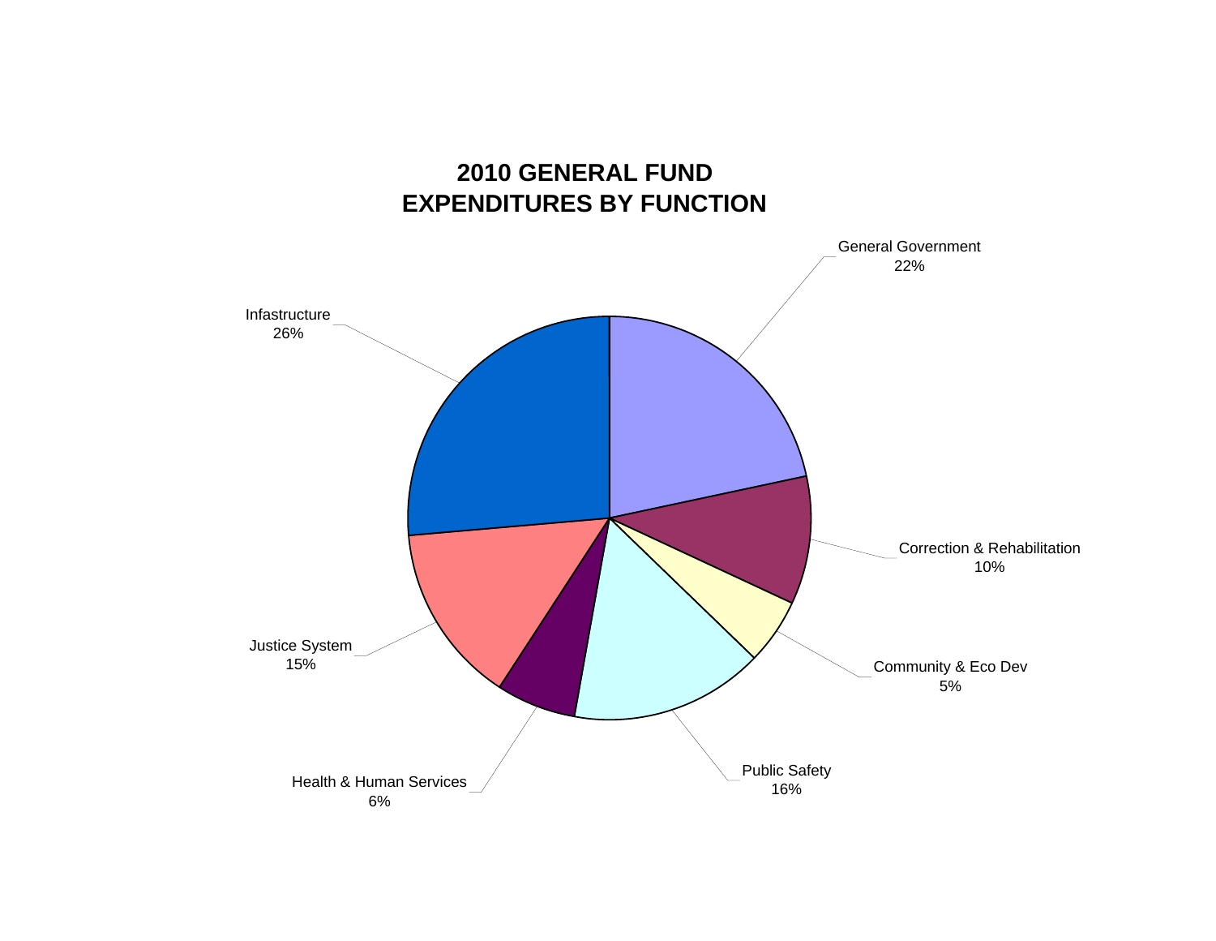## 2010 GENERAL FUND
## EXPENDITURES BY FUNCTION

| Function | Percentage |
|---|---|
| General Government | 22% |
| Correction & Rehabilitation | 10% |
| Community & Eco Dev | 5% |
| Public Safety | 16% |
| Health & Human Services | 6% |
| Justice System | 15% |
| Infastructure | 26% |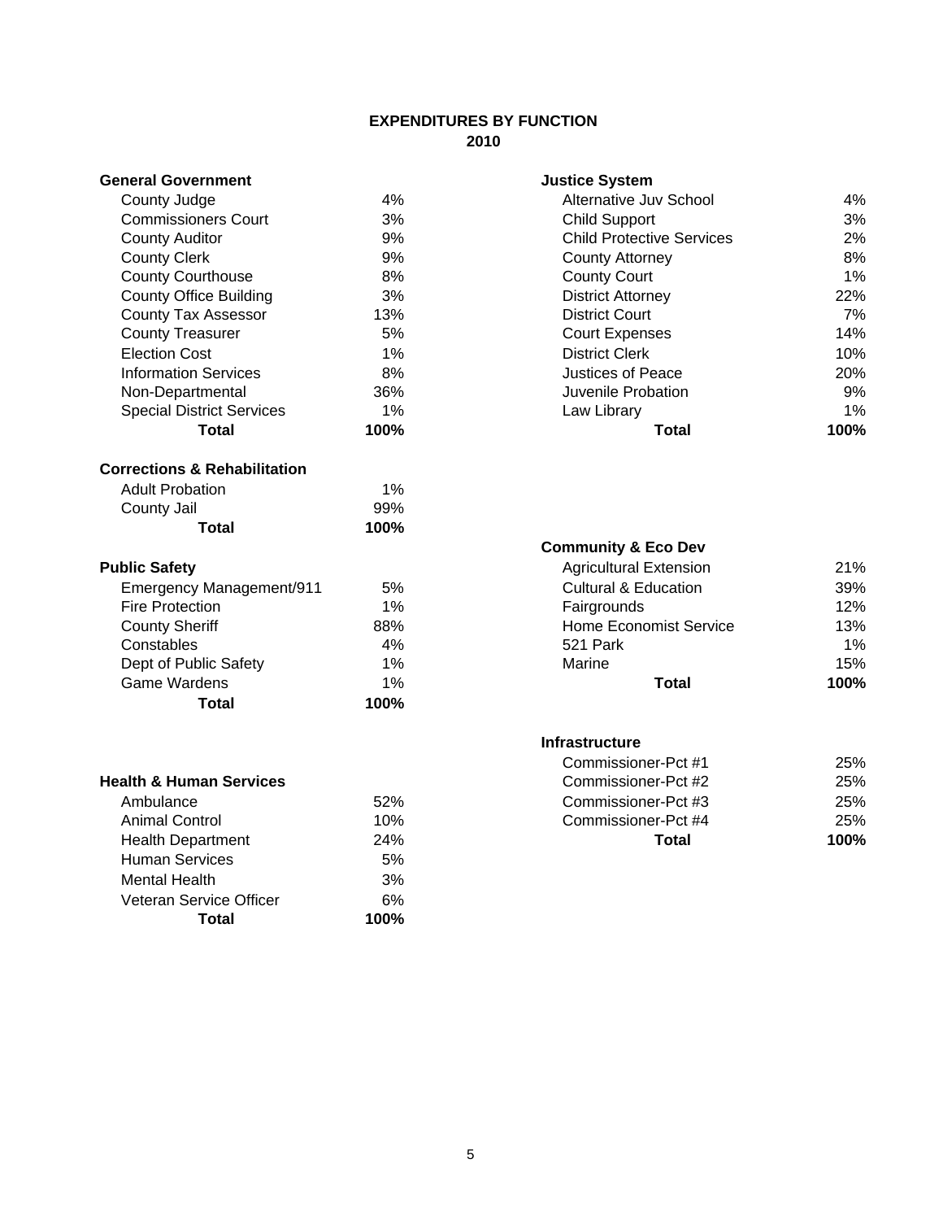# EXPENDITURES BY FUNCTION
## 2010

**General Government**

| | |
|---|---|
| County Judge | 4% |
| Commissioners Court | 3% |
| County Auditor | 9% |
| County Clerk | 9% |
| County Courthouse | 8% |
| County Office Building | 3% |
| County Tax Assessor | 13% |
| County Treasurer | 5% |
| Election Cost | 1% |
| Information Services | 8% |
| Non-Departmental | 36% |
| Special District Services | 1% |
| **Total** | **100%** |

**Corrections & Rehabilitation**

| | |
|---|---|
| Adult Probation | 1% |
| County Jail | 99% |
| **Total** | **100%** |

**Public Safety**

| | |
|---|---|
| Emergency Management/911 | 5% |
| Fire Protection | 1% |
| County Sheriff | 88% |
| Constables | 4% |
| Dept of Public Safety | 1% |
| Game Wardens | 1% |
| **Total** | **100%** |

**Health & Human Services**

| | |
|---|---|
| Ambulance | 52% |
| Animal Control | 10% |
| Health Department | 24% |
| Human Services | 5% |
| Mental Health | 3% |
| Veteran Service Officer | 6% |
| **Total** | **100%** |

**Justice System**

| | |
|---|---|
| Alternative Juv School | 4% |
| Child Support | 3% |
| Child Protective Services | 2% |
| County Attorney | 8% |
| County Court | 1% |
| District Attorney | 22% |
| District Court | 7% |
| Court Expenses | 14% |
| District Clerk | 10% |
| Justices of Peace | 20% |
| Juvenile Probation | 9% |
| Law Library | 1% |
| **Total** | **100%** |

**Community & Eco Dev**

| | |
|---|---|
| Agricultural Extension | 21% |
| Cultural & Education | 39% |
| Fairgrounds | 12% |
| Home Economist Service | 13% |
| 521 Park | 1% |
| Marine | 15% |
| **Total** | **100%** |

**Infrastructure**

| | |
|---|---|
| Commissioner-Pct #1 | 25% |
| Commissioner-Pct #2 | 25% |
| Commissioner-Pct #3 | 25% |
| Commissioner-Pct #4 | 25% |
| **Total** | **100%** |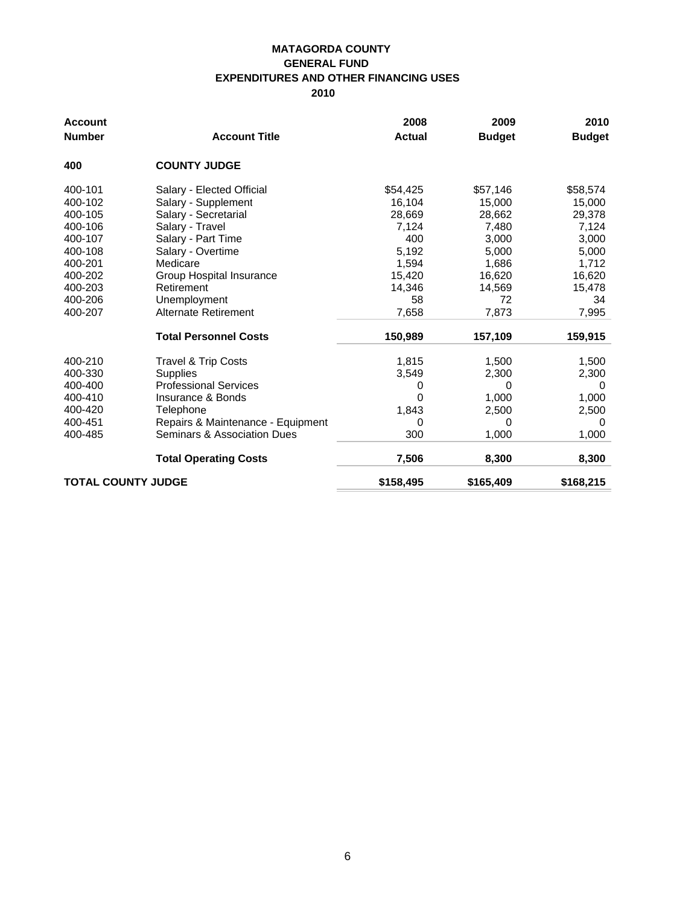# MATAGORDA COUNTY
## GENERAL FUND
## EXPENDITURES AND OTHER FINANCING USES
## 2010

| Account Number | Account Title | 2008 Actual | 2009 Budget | 2010 Budget |
|---|---|---|---|---|
| **400** | **COUNTY JUDGE** | | | |
| 400-101 | Salary - Elected Official | $54,425 | $57,146 | $58,574 |
| 400-102 | Salary - Supplement | 16,104 | 15,000 | 15,000 |
| 400-105 | Salary - Secretarial | 28,669 | 28,662 | 29,378 |
| 400-106 | Salary - Travel | 7,124 | 7,480 | 7,124 |
| 400-107 | Salary - Part Time | 400 | 3,000 | 3,000 |
| 400-108 | Salary - Overtime | 5,192 | 5,000 | 5,000 |
| 400-201 | Medicare | 1,594 | 1,686 | 1,712 |
| 400-202 | Group Hospital Insurance | 15,420 | 16,620 | 16,620 |
| 400-203 | Retirement | 14,346 | 14,569 | 15,478 |
| 400-206 | Unemployment | 58 | 72 | 34 |
| 400-207 | Alternate Retirement | 7,658 | 7,873 | 7,995 |
| | **Total Personnel Costs** | **150,989** | **157,109** | **159,915** |
| 400-210 | Travel & Trip Costs | 1,815 | 1,500 | 1,500 |
| 400-330 | Supplies | 3,549 | 2,300 | 2,300 |
| 400-400 | Professional Services | 0 | 0 | 0 |
| 400-410 | Insurance & Bonds | 0 | 1,000 | 1,000 |
| 400-420 | Telephone | 1,843 | 2,500 | 2,500 |
| 400-451 | Repairs & Maintenance - Equipment | 0 | 0 | 0 |
| 400-485 | Seminars & Association Dues | 300 | 1,000 | 1,000 |
| | **Total Operating Costs** | **7,506** | **8,300** | **8,300** |
| **TOTAL COUNTY JUDGE** | | **$158,495** | **$165,409** | **$168,215** |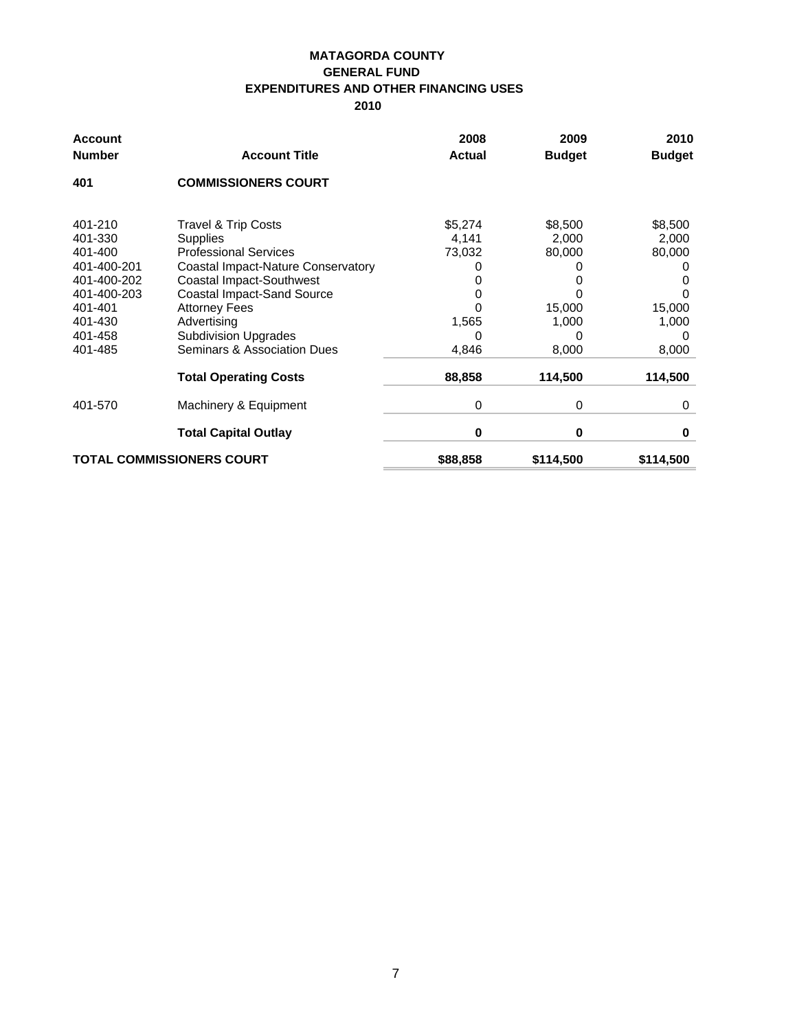# MATAGORDA COUNTY
## GENERAL FUND
## EXPENDITURES AND OTHER FINANCING USES
## 2010

| Account Number | Account Title | 2008 Actual | 2009 Budget | 2010 Budget |
|---|---|---|---|---|
| **401** | **COMMISSIONERS COURT** | | | |
| 401-210 | Travel & Trip Costs | $5,274 | $8,500 | $8,500 |
| 401-330 | Supplies | 4,141 | 2,000 | 2,000 |
| 401-400 | Professional Services | 73,032 | 80,000 | 80,000 |
| 401-400-201 | Coastal Impact-Nature Conservatory | 0 | 0 | 0 |
| 401-400-202 | Coastal Impact-Southwest | 0 | 0 | 0 |
| 401-400-203 | Coastal Impact-Sand Source | 0 | 0 | 0 |
| 401-401 | Attorney Fees | 0 | 15,000 | 15,000 |
| 401-430 | Advertising | 1,565 | 1,000 | 1,000 |
| 401-458 | Subdivision Upgrades | 0 | 0 | 0 |
| 401-485 | Seminars & Association Dues | 4,846 | 8,000 | 8,000 |
| | **Total Operating Costs** | **88,858** | **114,500** | **114,500** |
| 401-570 | Machinery & Equipment | 0 | 0 | 0 |
| | **Total Capital Outlay** | **0** | **0** | **0** |
| **TOTAL COMMISSIONERS COURT** | | **$88,858** | **$114,500** | **$114,500** |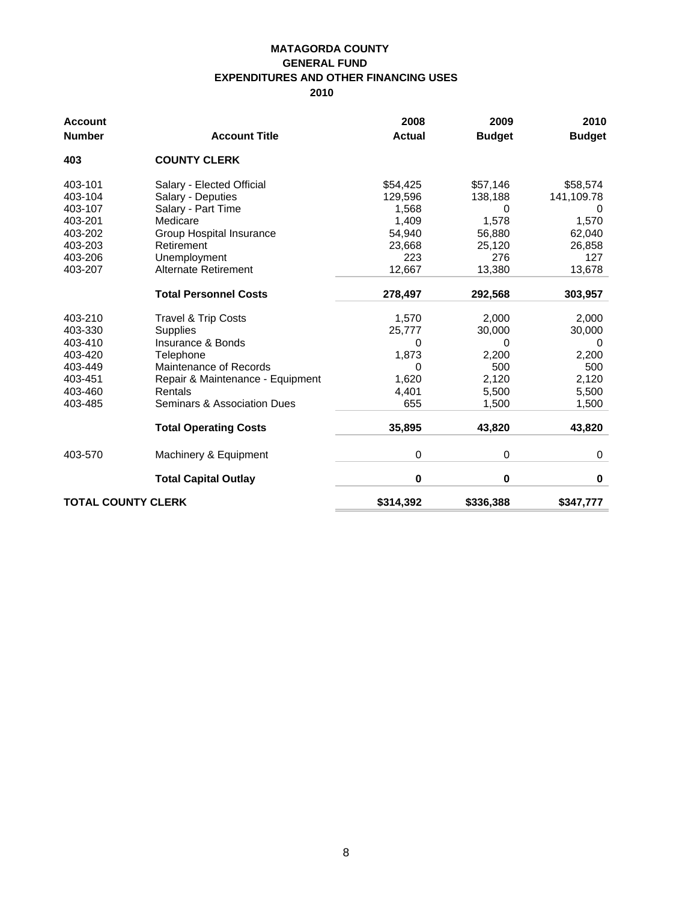# MATAGORDA COUNTY
## GENERAL FUND
## EXPENDITURES AND OTHER FINANCING USES
## 2010

| Account Number | Account Title | 2008 Actual | 2009 Budget | 2010 Budget |
|---|---|---|---|---|
| **403** | **COUNTY CLERK** | | | |
| 403-101 | Salary - Elected Official | $54,425 | $57,146 | $58,574 |
| 403-104 | Salary - Deputies | 129,596 | 138,188 | 141,109.78 |
| 403-107 | Salary - Part Time | 1,568 | 0 | 0 |
| 403-201 | Medicare | 1,409 | 1,578 | 1,570 |
| 403-202 | Group Hospital Insurance | 54,940 | 56,880 | 62,040 |
| 403-203 | Retirement | 23,668 | 25,120 | 26,858 |
| 403-206 | Unemployment | 223 | 276 | 127 |
| 403-207 | Alternate Retirement | 12,667 | 13,380 | 13,678 |
| | **Total Personnel Costs** | **278,497** | **292,568** | **303,957** |
| 403-210 | Travel & Trip Costs | 1,570 | 2,000 | 2,000 |
| 403-330 | Supplies | 25,777 | 30,000 | 30,000 |
| 403-410 | Insurance & Bonds | 0 | 0 | 0 |
| 403-420 | Telephone | 1,873 | 2,200 | 2,200 |
| 403-449 | Maintenance of Records | 0 | 500 | 500 |
| 403-451 | Repair & Maintenance - Equipment | 1,620 | 2,120 | 2,120 |
| 403-460 | Rentals | 4,401 | 5,500 | 5,500 |
| 403-485 | Seminars & Association Dues | 655 | 1,500 | 1,500 |
| | **Total Operating Costs** | **35,895** | **43,820** | **43,820** |
| 403-570 | Machinery & Equipment | 0 | 0 | 0 |
| | **Total Capital Outlay** | **0** | **0** | **0** |
| **TOTAL COUNTY CLERK** | | **$314,392** | **$336,388** | **$347,777** |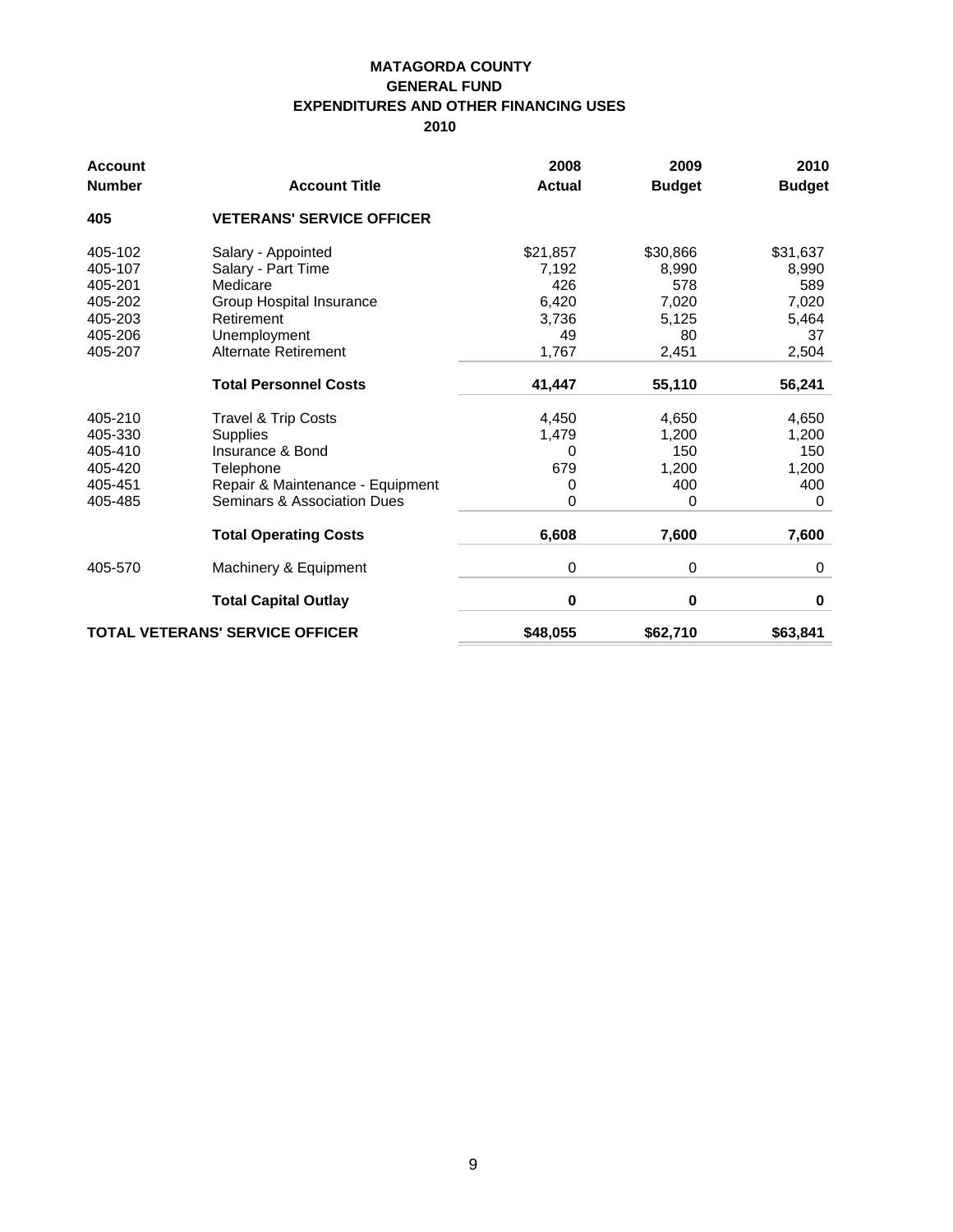**MATAGORDA COUNTY**
**GENERAL FUND**
**EXPENDITURES AND OTHER FINANCING USES**
**2010**

| Account Number | Account Title | 2008 Actual | 2009 Budget | 2010 Budget |
|---|---|---|---|---|
| **405** | **VETERANS' SERVICE OFFICER** | | | |
| 405-102 | Salary - Appointed | $21,857 | $30,866 | $31,637 |
| 405-107 | Salary - Part Time | 7,192 | 8,990 | 8,990 |
| 405-201 | Medicare | 426 | 578 | 589 |
| 405-202 | Group Hospital Insurance | 6,420 | 7,020 | 7,020 |
| 405-203 | Retirement | 3,736 | 5,125 | 5,464 |
| 405-206 | Unemployment | 49 | 80 | 37 |
| 405-207 | Alternate Retirement | 1,767 | 2,451 | 2,504 |
| | **Total Personnel Costs** | **41,447** | **55,110** | **56,241** |
| 405-210 | Travel & Trip Costs | 4,450 | 4,650 | 4,650 |
| 405-330 | Supplies | 1,479 | 1,200 | 1,200 |
| 405-410 | Insurance & Bond | 0 | 150 | 150 |
| 405-420 | Telephone | 679 | 1,200 | 1,200 |
| 405-451 | Repair & Maintenance - Equipment | 0 | 400 | 400 |
| 405-485 | Seminars & Association Dues | 0 | 0 | 0 |
| | **Total Operating Costs** | **6,608** | **7,600** | **7,600** |
| 405-570 | Machinery & Equipment | 0 | 0 | 0 |
| | **Total Capital Outlay** | **0** | **0** | **0** |
| **TOTAL VETERANS' SERVICE OFFICER** | | **$48,055** | **$62,710** | **$63,841** |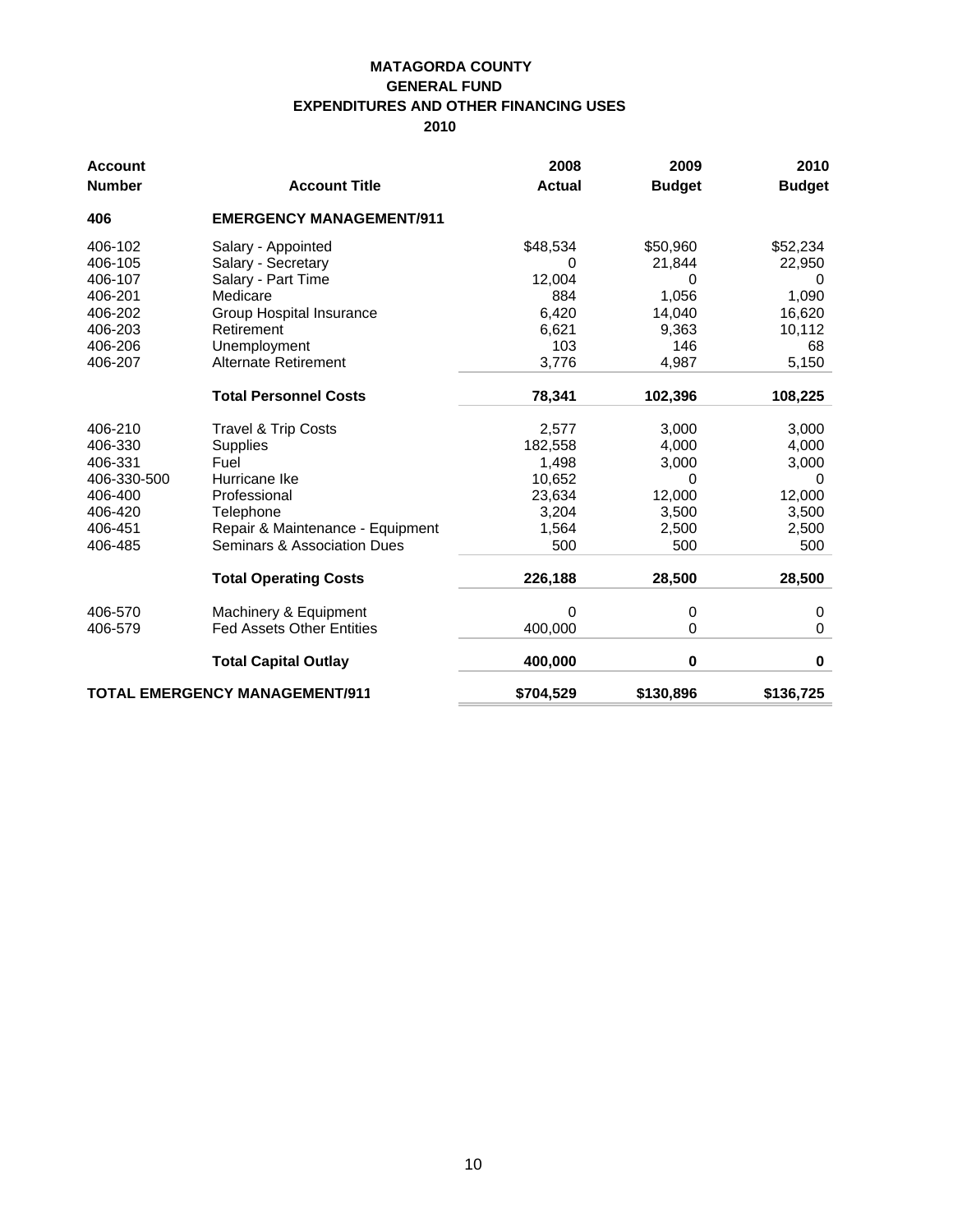**MATAGORDA COUNTY**
**GENERAL FUND**
**EXPENDITURES AND OTHER FINANCING USES**
**2010**

| Account Number | Account Title | 2008 Actual | 2009 Budget | 2010 Budget |
|---|---|---|---|---|
| **406** | **EMERGENCY MANAGEMENT/911** | | | |
| 406-102 | Salary - Appointed | $48,534 | $50,960 | $52,234 |
| 406-105 | Salary - Secretary | 0 | 21,844 | 22,950 |
| 406-107 | Salary - Part Time | 12,004 | 0 | 0 |
| 406-201 | Medicare | 884 | 1,056 | 1,090 |
| 406-202 | Group Hospital Insurance | 6,420 | 14,040 | 16,620 |
| 406-203 | Retirement | 6,621 | 9,363 | 10,112 |
| 406-206 | Unemployment | 103 | 146 | 68 |
| 406-207 | Alternate Retirement | 3,776 | 4,987 | 5,150 |
| | **Total Personnel Costs** | **78,341** | **102,396** | **108,225** |
| 406-210 | Travel & Trip Costs | 2,577 | 3,000 | 3,000 |
| 406-330 | Supplies | 182,558 | 4,000 | 4,000 |
| 406-331 | Fuel | 1,498 | 3,000 | 3,000 |
| 406-330-500 | Hurricane Ike | 10,652 | 0 | 0 |
| 406-400 | Professional | 23,634 | 12,000 | 12,000 |
| 406-420 | Telephone | 3,204 | 3,500 | 3,500 |
| 406-451 | Repair & Maintenance - Equipment | 1,564 | 2,500 | 2,500 |
| 406-485 | Seminars & Association Dues | 500 | 500 | 500 |
| | **Total Operating Costs** | **226,188** | **28,500** | **28,500** |
| 406-570 | Machinery & Equipment | 0 | 0 | 0 |
| 406-579 | Fed Assets Other Entities | 400,000 | 0 | 0 |
| | **Total Capital Outlay** | **400,000** | **0** | **0** |
| **TOTAL EMERGENCY MANAGEMENT/911** | | **$704,529** | **$130,896** | **$136,725** |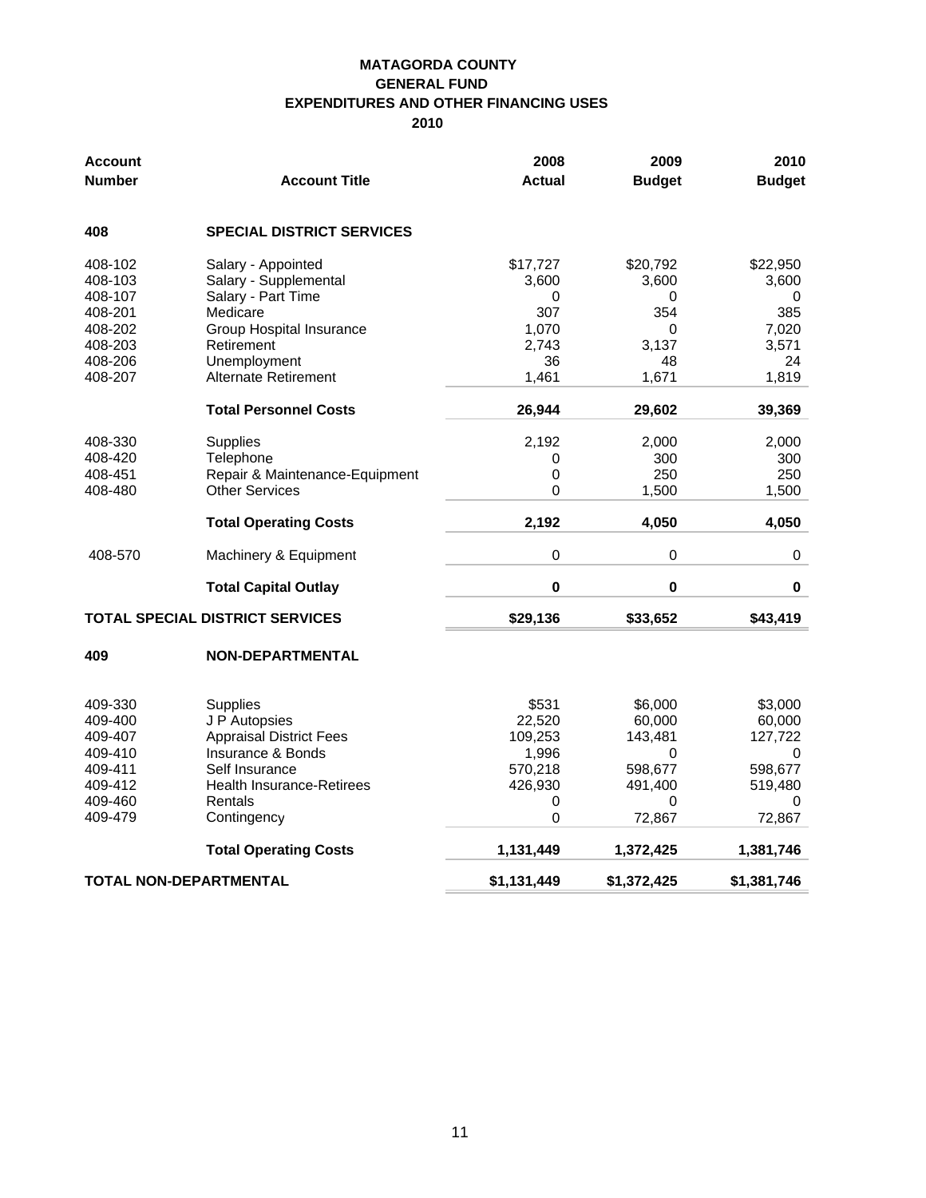**MATAGORDA COUNTY**
**GENERAL FUND**
**EXPENDITURES AND OTHER FINANCING USES**
**2010**

| Account Number | Account Title | 2008 Actual | 2009 Budget | 2010 Budget |
|---|---|---|---|---|
| **408** | **SPECIAL DISTRICT SERVICES** | | | |
| 408-102 | Salary - Appointed | $17,727 | $20,792 | $22,950 |
| 408-103 | Salary - Supplemental | 3,600 | 3,600 | 3,600 |
| 408-107 | Salary - Part Time | 0 | 0 | 0 |
| 408-201 | Medicare | 307 | 354 | 385 |
| 408-202 | Group Hospital Insurance | 1,070 | 0 | 7,020 |
| 408-203 | Retirement | 2,743 | 3,137 | 3,571 |
| 408-206 | Unemployment | 36 | 48 | 24 |
| 408-207 | Alternate Retirement | 1,461 | 1,671 | 1,819 |
| | **Total Personnel Costs** | **26,944** | **29,602** | **39,369** |
| 408-330 | Supplies | 2,192 | 2,000 | 2,000 |
| 408-420 | Telephone | 0 | 300 | 300 |
| 408-451 | Repair & Maintenance-Equipment | 0 | 250 | 250 |
| 408-480 | Other Services | 0 | 1,500 | 1,500 |
| | **Total Operating Costs** | **2,192** | **4,050** | **4,050** |
| 408-570 | Machinery & Equipment | 0 | 0 | 0 |
| | **Total Capital Outlay** | **0** | **0** | **0** |
| **TOTAL SPECIAL DISTRICT SERVICES** | | **$29,136** | **$33,652** | **$43,419** |
| **409** | **NON-DEPARTMENTAL** | | | |
| 409-330 | Supplies | $531 | $6,000 | $3,000 |
| 409-400 | J P Autopsies | 22,520 | 60,000 | 60,000 |
| 409-407 | Appraisal District Fees | 109,253 | 143,481 | 127,722 |
| 409-410 | Insurance & Bonds | 1,996 | 0 | 0 |
| 409-411 | Self Insurance | 570,218 | 598,677 | 598,677 |
| 409-412 | Health Insurance-Retirees | 426,930 | 491,400 | 519,480 |
| 409-460 | Rentals | 0 | 0 | 0 |
| 409-479 | Contingency | 0 | 72,867 | 72,867 |
| | **Total Operating Costs** | **1,131,449** | **1,372,425** | **1,381,746** |
| **TOTAL NON-DEPARTMENTAL** | | **$1,131,449** | **$1,372,425** | **$1,381,746** |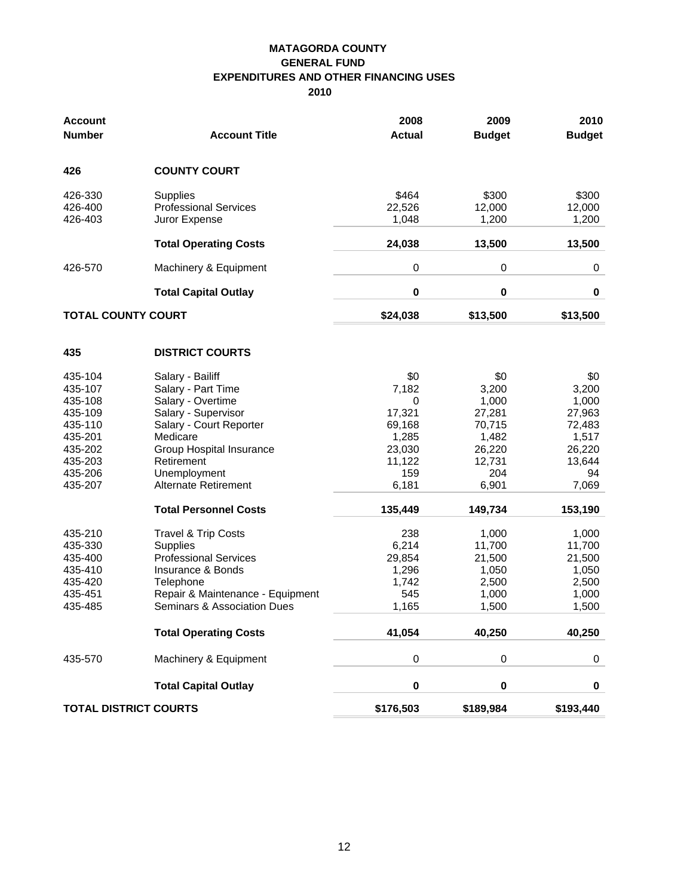**MATAGORDA COUNTY**
**GENERAL FUND**
**EXPENDITURES AND OTHER FINANCING USES**
**2010**

| Account Number | Account Title | 2008 Actual | 2009 Budget | 2010 Budget |
|---|---|---|---|---|
| **426** | **COUNTY COURT** | | | |
| 426-330 | Supplies | $464 | $300 | $300 |
| 426-400 | Professional Services | 22,526 | 12,000 | 12,000 |
| 426-403 | Juror Expense | 1,048 | 1,200 | 1,200 |
| | **Total Operating Costs** | **24,038** | **13,500** | **13,500** |
| 426-570 | Machinery & Equipment | 0 | 0 | 0 |
| | **Total Capital Outlay** | **0** | **0** | **0** |
| **TOTAL COUNTY COURT** | | **$24,038** | **$13,500** | **$13,500** |
| **435** | **DISTRICT COURTS** | | | |
| 435-104 | Salary - Bailiff | $0 | $0 | $0 |
| 435-107 | Salary - Part Time | 7,182 | 3,200 | 3,200 |
| 435-108 | Salary - Overtime | 0 | 1,000 | 1,000 |
| 435-109 | Salary - Supervisor | 17,321 | 27,281 | 27,963 |
| 435-110 | Salary - Court Reporter | 69,168 | 70,715 | 72,483 |
| 435-201 | Medicare | 1,285 | 1,482 | 1,517 |
| 435-202 | Group Hospital Insurance | 23,030 | 26,220 | 26,220 |
| 435-203 | Retirement | 11,122 | 12,731 | 13,644 |
| 435-206 | Unemployment | 159 | 204 | 94 |
| 435-207 | Alternate Retirement | 6,181 | 6,901 | 7,069 |
| | **Total Personnel Costs** | **135,449** | **149,734** | **153,190** |
| 435-210 | Travel & Trip Costs | 238 | 1,000 | 1,000 |
| 435-330 | Supplies | 6,214 | 11,700 | 11,700 |
| 435-400 | Professional Services | 29,854 | 21,500 | 21,500 |
| 435-410 | Insurance & Bonds | 1,296 | 1,050 | 1,050 |
| 435-420 | Telephone | 1,742 | 2,500 | 2,500 |
| 435-451 | Repair & Maintenance - Equipment | 545 | 1,000 | 1,000 |
| 435-485 | Seminars & Association Dues | 1,165 | 1,500 | 1,500 |
| | **Total Operating Costs** | **41,054** | **40,250** | **40,250** |
| 435-570 | Machinery & Equipment | 0 | 0 | 0 |
| | **Total Capital Outlay** | **0** | **0** | **0** |
| **TOTAL DISTRICT COURTS** | | **$176,503** | **$189,984** | **$193,440** |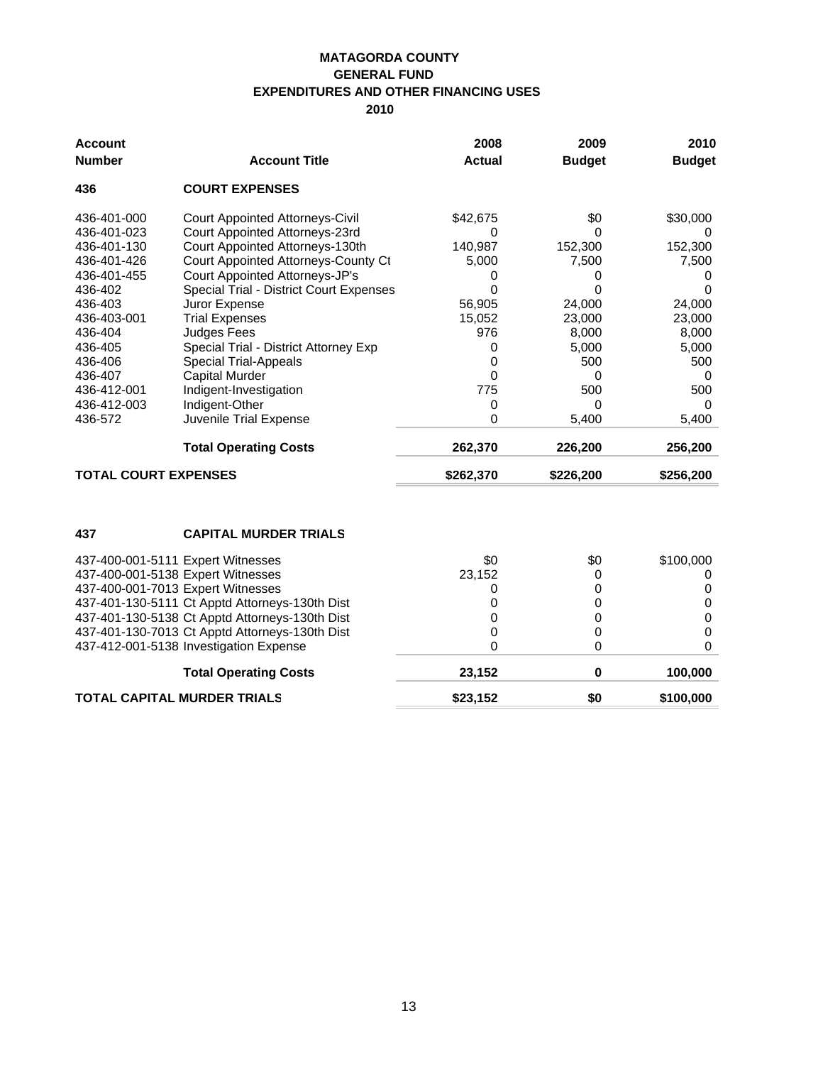# MATAGORDA COUNTY
## GENERAL FUND
## EXPENDITURES AND OTHER FINANCING USES
## 2010

| Account Number | Account Title | 2008 Actual | 2009 Budget | 2010 Budget |
|---|---|---|---|---|
| **436** | **COURT EXPENSES** | | | |
| 436-401-000 | Court Appointed Attorneys-Civil | $42,675 | $0 | $30,000 |
| 436-401-023 | Court Appointed Attorneys-23rd | 0 | 0 | 0 |
| 436-401-130 | Court Appointed Attorneys-130th | 140,987 | 152,300 | 152,300 |
| 436-401-426 | Court Appointed Attorneys-County Ct | 5,000 | 7,500 | 7,500 |
| 436-401-455 | Court Appointed Attorneys-JP's | 0 | 0 | 0 |
| 436-402 | Special Trial - District Court Expenses | 0 | 0 | 0 |
| 436-403 | Juror Expense | 56,905 | 24,000 | 24,000 |
| 436-403-001 | Trial Expenses | 15,052 | 23,000 | 23,000 |
| 436-404 | Judges Fees | 976 | 8,000 | 8,000 |
| 436-405 | Special Trial - District Attorney Exp | 0 | 5,000 | 5,000 |
| 436-406 | Special Trial-Appeals | 0 | 500 | 500 |
| 436-407 | Capital Murder | 0 | 0 | 0 |
| 436-412-001 | Indigent-Investigation | 775 | 500 | 500 |
| 436-412-003 | Indigent-Other | 0 | 0 | 0 |
| 436-572 | Juvenile Trial Expense | 0 | 5,400 | 5,400 |
| | **Total Operating Costs** | **262,370** | **226,200** | **256,200** |
| **TOTAL COURT EXPENSES** | | **$262,370** | **$226,200** | **$256,200** |

| Account Number | Account Title | 2008 Actual | 2009 Budget | 2010 Budget |
|---|---|---|---|---|
| **437** | **CAPITAL MURDER TRIALS** | | | |
| 437-400-001-5111 | Expert Witnesses | $0 | $0 | $100,000 |
| 437-400-001-5138 | Expert Witnesses | 23,152 | 0 | 0 |
| 437-400-001-7013 | Expert Witnesses | 0 | 0 | 0 |
| 437-401-130-5111 | Ct Apptd Attorneys-130th Dist | 0 | 0 | 0 |
| 437-401-130-5138 | Ct Apptd Attorneys-130th Dist | 0 | 0 | 0 |
| 437-401-130-7013 | Ct Apptd Attorneys-130th Dist | 0 | 0 | 0 |
| 437-412-001-5138 | Investigation Expense | 0 | 0 | 0 |
| | **Total Operating Costs** | **23,152** | **0** | **100,000** |
| **TOTAL CAPITAL MURDER TRIALS** | | **$23,152** | **$0** | **$100,000** |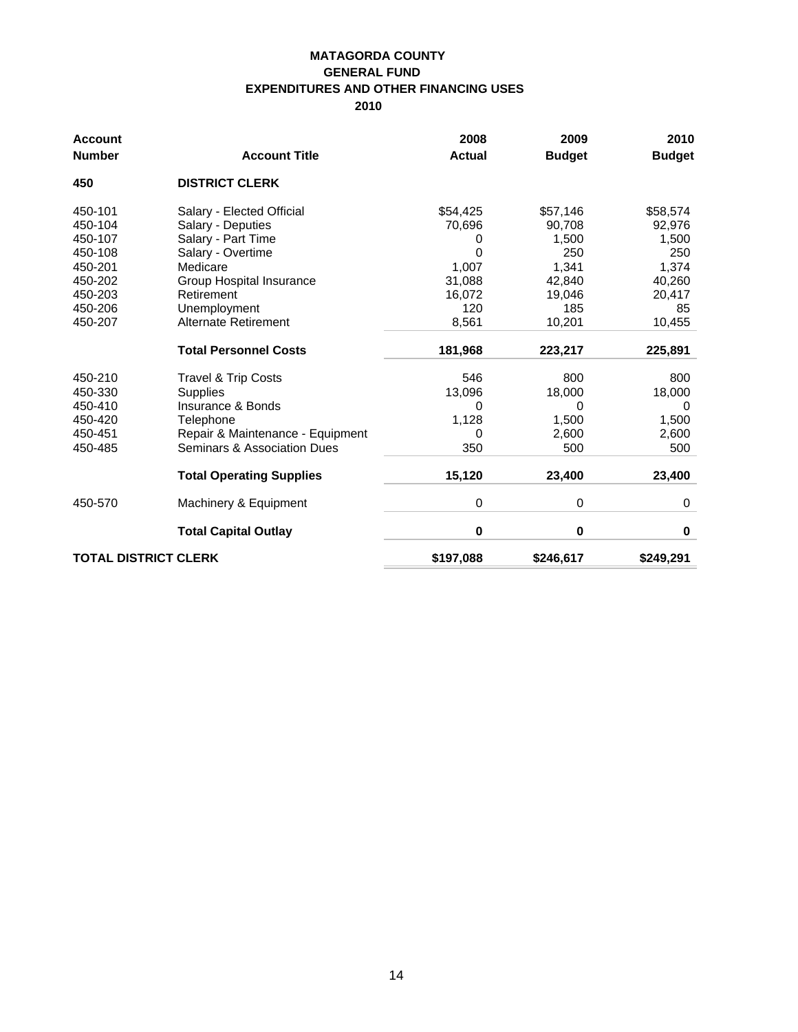**MATAGORDA COUNTY**
**GENERAL FUND**
**EXPENDITURES AND OTHER FINANCING USES**
**2010**

| Account Number | Account Title | 2008 Actual | 2009 Budget | 2010 Budget |
|---|---|---|---|---|
| **450** | **DISTRICT CLERK** | | | |
| 450-101 | Salary - Elected Official | $54,425 | $57,146 | $58,574 |
| 450-104 | Salary - Deputies | 70,696 | 90,708 | 92,976 |
| 450-107 | Salary - Part Time | 0 | 1,500 | 1,500 |
| 450-108 | Salary - Overtime | 0 | 250 | 250 |
| 450-201 | Medicare | 1,007 | 1,341 | 1,374 |
| 450-202 | Group Hospital Insurance | 31,088 | 42,840 | 40,260 |
| 450-203 | Retirement | 16,072 | 19,046 | 20,417 |
| 450-206 | Unemployment | 120 | 185 | 85 |
| 450-207 | Alternate Retirement | 8,561 | 10,201 | 10,455 |
| | **Total Personnel Costs** | **181,968** | **223,217** | **225,891** |
| 450-210 | Travel & Trip Costs | 546 | 800 | 800 |
| 450-330 | Supplies | 13,096 | 18,000 | 18,000 |
| 450-410 | Insurance & Bonds | 0 | 0 | 0 |
| 450-420 | Telephone | 1,128 | 1,500 | 1,500 |
| 450-451 | Repair & Maintenance - Equipment | 0 | 2,600 | 2,600 |
| 450-485 | Seminars & Association Dues | 350 | 500 | 500 |
| | **Total Operating Supplies** | **15,120** | **23,400** | **23,400** |
| 450-570 | Machinery & Equipment | 0 | 0 | 0 |
| | **Total Capital Outlay** | **0** | **0** | **0** |
| **TOTAL DISTRICT CLERK** | | **$197,088** | **$246,617** | **$249,291** |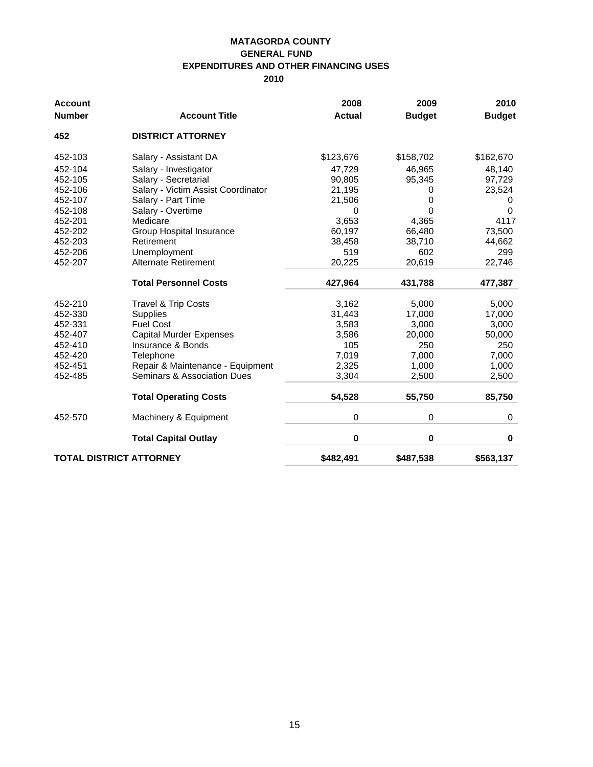**MATAGORDA COUNTY**
**GENERAL FUND**
**EXPENDITURES AND OTHER FINANCING USES**
**2010**

| Account Number | Account Title | 2008 Actual | 2009 Budget | 2010 Budget |
|---|---|---|---|---|
| **452** | **DISTRICT ATTORNEY** | | | |
| 452-103 | Salary - Assistant DA | $123,676 | $158,702 | $162,670 |
| 452-104 | Salary - Investigator | 47,729 | 46,965 | 48,140 |
| 452-105 | Salary - Secretarial | 90,805 | 95,345 | 97,729 |
| 452-106 | Salary - Victim Assist Coordinator | 21,195 | 0 | 23,524 |
| 452-107 | Salary - Part Time | 21,506 | 0 | 0 |
| 452-108 | Salary - Overtime | 0 | 0 | 0 |
| 452-201 | Medicare | 3,653 | 4,365 | 4117 |
| 452-202 | Group Hospital Insurance | 60,197 | 66,480 | 73,500 |
| 452-203 | Retirement | 38,458 | 38,710 | 44,662 |
| 452-206 | Unemployment | 519 | 602 | 299 |
| 452-207 | Alternate Retirement | 20,225 | 20,619 | 22,746 |
| | **Total Personnel Costs** | **427,964** | **431,788** | **477,387** |
| 452-210 | Travel & Trip Costs | 3,162 | 5,000 | 5,000 |
| 452-330 | Supplies | 31,443 | 17,000 | 17,000 |
| 452-331 | Fuel Cost | 3,583 | 3,000 | 3,000 |
| 452-407 | Capital Murder Expenses | 3,586 | 20,000 | 50,000 |
| 452-410 | Insurance & Bonds | 105 | 250 | 250 |
| 452-420 | Telephone | 7,019 | 7,000 | 7,000 |
| 452-451 | Repair & Maintenance - Equipment | 2,325 | 1,000 | 1,000 |
| 452-485 | Seminars & Association Dues | 3,304 | 2,500 | 2,500 |
| | **Total Operating Costs** | **54,528** | **55,750** | **85,750** |
| 452-570 | Machinery & Equipment | 0 | 0 | 0 |
| | **Total Capital Outlay** | **0** | **0** | **0** |
| **TOTAL DISTRICT ATTORNEY** | | **$482,491** | **$487,538** | **$563,137** |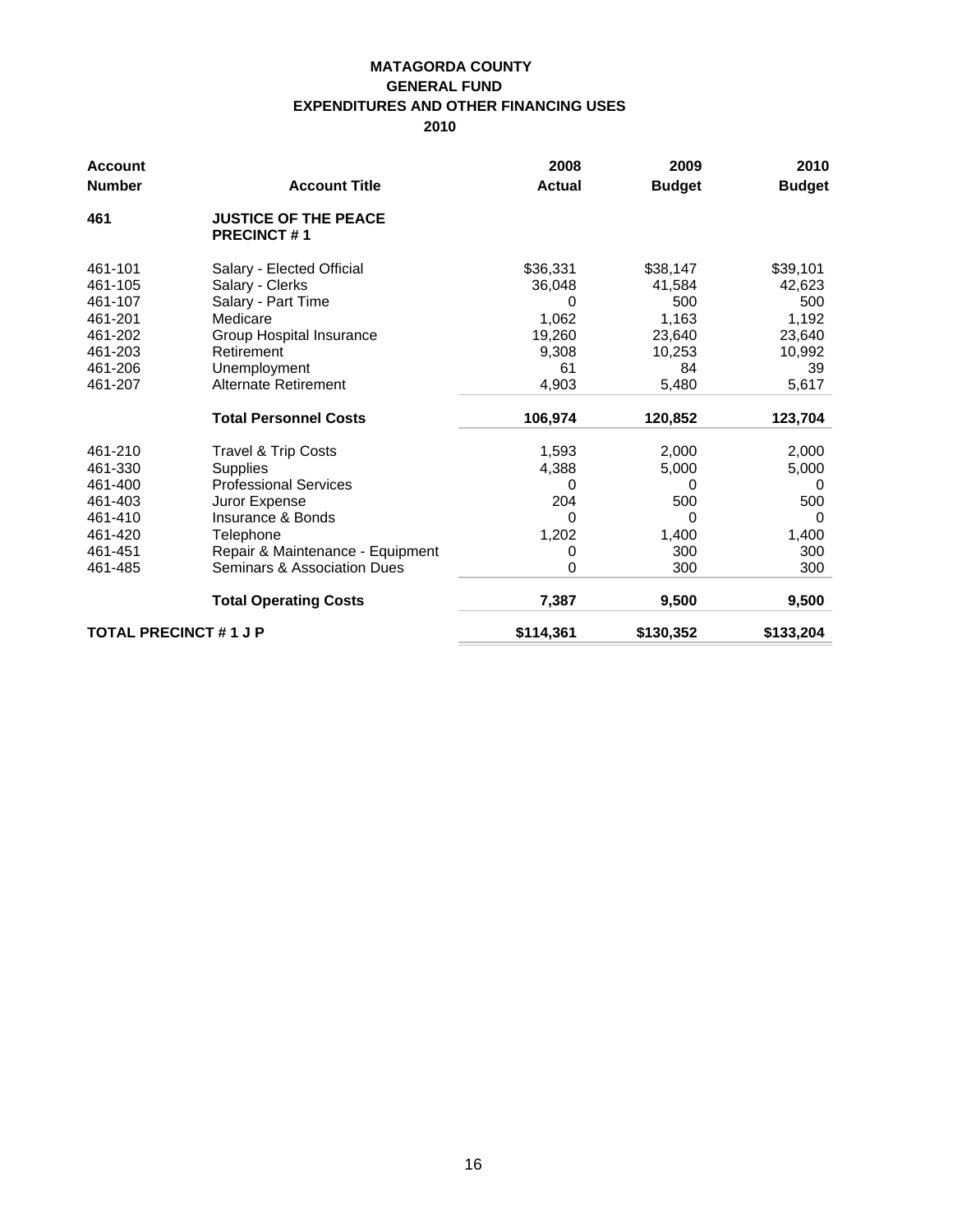**MATAGORDA COUNTY**
**GENERAL FUND**
**EXPENDITURES AND OTHER FINANCING USES**
**2010**

| Account Number | Account Title | 2008 Actual | 2009 Budget | 2010 Budget |
|---|---|---|---|---|
| **461** | **JUSTICE OF THE PEACE PRECINCT # 1** | | | |
| 461-101 | Salary - Elected Official | $36,331 | $38,147 | $39,101 |
| 461-105 | Salary - Clerks | 36,048 | 41,584 | 42,623 |
| 461-107 | Salary - Part Time | 0 | 500 | 500 |
| 461-201 | Medicare | 1,062 | 1,163 | 1,192 |
| 461-202 | Group Hospital Insurance | 19,260 | 23,640 | 23,640 |
| 461-203 | Retirement | 9,308 | 10,253 | 10,992 |
| 461-206 | Unemployment | 61 | 84 | 39 |
| 461-207 | Alternate Retirement | 4,903 | 5,480 | 5,617 |
| | **Total Personnel Costs** | **106,974** | **120,852** | **123,704** |
| 461-210 | Travel & Trip Costs | 1,593 | 2,000 | 2,000 |
| 461-330 | Supplies | 4,388 | 5,000 | 5,000 |
| 461-400 | Professional Services | 0 | 0 | 0 |
| 461-403 | Juror Expense | 204 | 500 | 500 |
| 461-410 | Insurance & Bonds | 0 | 0 | 0 |
| 461-420 | Telephone | 1,202 | 1,400 | 1,400 |
| 461-451 | Repair & Maintenance - Equipment | 0 | 300 | 300 |
| 461-485 | Seminars & Association Dues | 0 | 300 | 300 |
| | **Total Operating Costs** | **7,387** | **9,500** | **9,500** |
| **TOTAL PRECINCT # 1 J P** | | **$114,361** | **$130,352** | **$133,204** |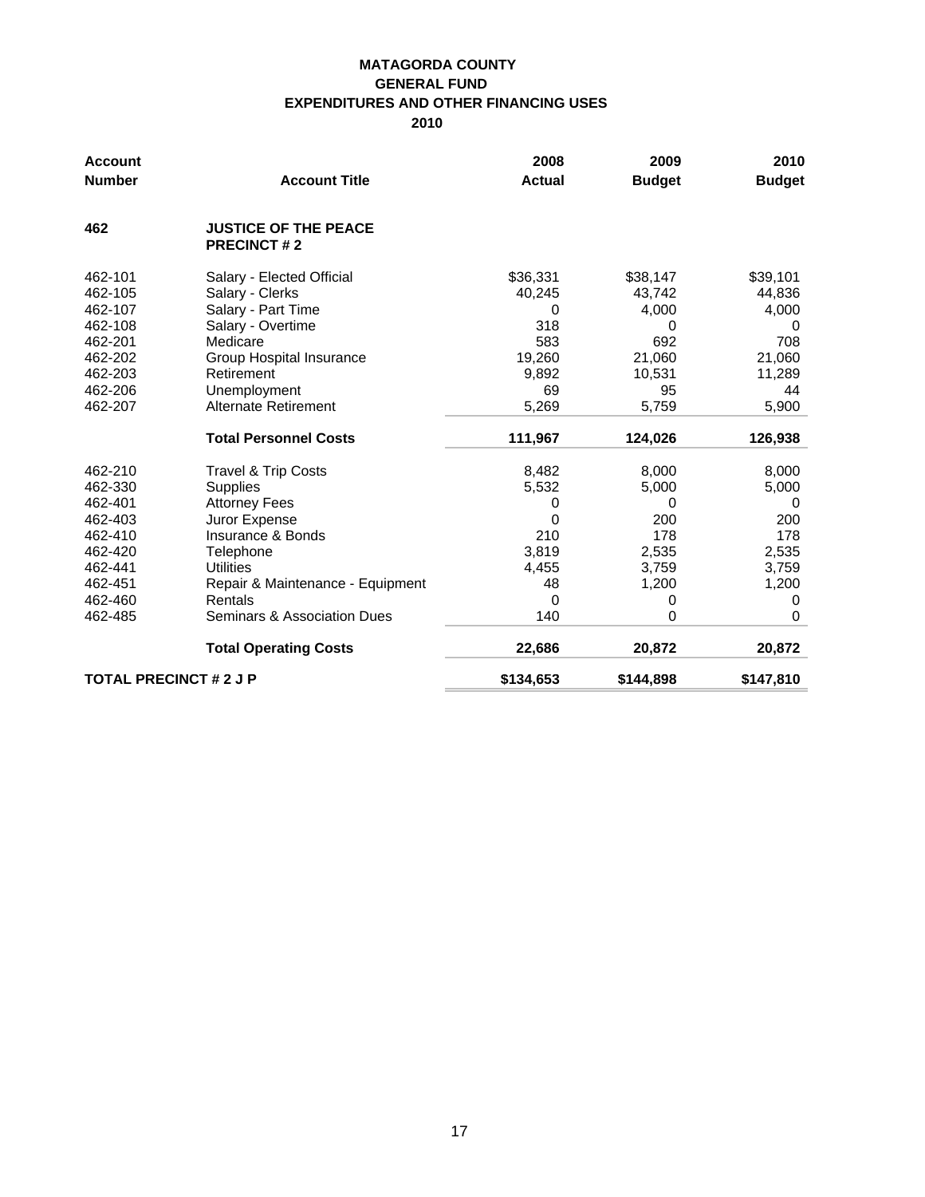**MATAGORDA COUNTY**
**GENERAL FUND**
**EXPENDITURES AND OTHER FINANCING USES**
**2010**

| Account Number | Account Title | 2008 Actual | 2009 Budget | 2010 Budget |
|---|---|---|---|---|
| **462** | **JUSTICE OF THE PEACE PRECINCT # 2** | | | |
| 462-101 | Salary - Elected Official | $36,331 | $38,147 | $39,101 |
| 462-105 | Salary - Clerks | 40,245 | 43,742 | 44,836 |
| 462-107 | Salary - Part Time | 0 | 4,000 | 4,000 |
| 462-108 | Salary - Overtime | 318 | 0 | 0 |
| 462-201 | Medicare | 583 | 692 | 708 |
| 462-202 | Group Hospital Insurance | 19,260 | 21,060 | 21,060 |
| 462-203 | Retirement | 9,892 | 10,531 | 11,289 |
| 462-206 | Unemployment | 69 | 95 | 44 |
| 462-207 | Alternate Retirement | 5,269 | 5,759 | 5,900 |
| | **Total Personnel Costs** | **111,967** | **124,026** | **126,938** |
| 462-210 | Travel & Trip Costs | 8,482 | 8,000 | 8,000 |
| 462-330 | Supplies | 5,532 | 5,000 | 5,000 |
| 462-401 | Attorney Fees | 0 | 0 | 0 |
| 462-403 | Juror Expense | 0 | 200 | 200 |
| 462-410 | Insurance & Bonds | 210 | 178 | 178 |
| 462-420 | Telephone | 3,819 | 2,535 | 2,535 |
| 462-441 | Utilities | 4,455 | 3,759 | 3,759 |
| 462-451 | Repair & Maintenance - Equipment | 48 | 1,200 | 1,200 |
| 462-460 | Rentals | 0 | 0 | 0 |
| 462-485 | Seminars & Association Dues | 140 | 0 | 0 |
| | **Total Operating Costs** | **22,686** | **20,872** | **20,872** |
| **TOTAL PRECINCT # 2 J P** | | **$134,653** | **$144,898** | **$147,810** |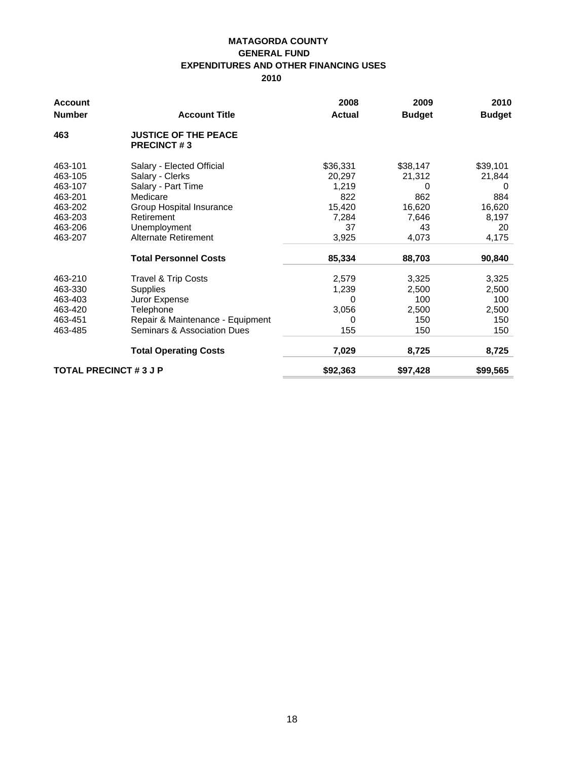# MATAGORDA COUNTY

## GENERAL FUND

## EXPENDITURES AND OTHER FINANCING USES

## 2010

| Account Number | Account Title | 2008 Actual | 2009 Budget | 2010 Budget |
|---|---|---|---|---|
| **463** | **JUSTICE OF THE PEACE PRECINCT # 3** | | | |
| 463-101 | Salary - Elected Official | $36,331 | $38,147 | $39,101 |
| 463-105 | Salary - Clerks | 20,297 | 21,312 | 21,844 |
| 463-107 | Salary - Part Time | 1,219 | 0 | 0 |
| 463-201 | Medicare | 822 | 862 | 884 |
| 463-202 | Group Hospital Insurance | 15,420 | 16,620 | 16,620 |
| 463-203 | Retirement | 7,284 | 7,646 | 8,197 |
| 463-206 | Unemployment | 37 | 43 | 20 |
| 463-207 | Alternate Retirement | 3,925 | 4,073 | 4,175 |
| | **Total Personnel Costs** | **85,334** | **88,703** | **90,840** |
| 463-210 | Travel & Trip Costs | 2,579 | 3,325 | 3,325 |
| 463-330 | Supplies | 1,239 | 2,500 | 2,500 |
| 463-403 | Juror Expense | 0 | 100 | 100 |
| 463-420 | Telephone | 3,056 | 2,500 | 2,500 |
| 463-451 | Repair & Maintenance - Equipment | 0 | 150 | 150 |
| 463-485 | Seminars & Association Dues | 155 | 150 | 150 |
| | **Total Operating Costs** | **7,029** | **8,725** | **8,725** |
| **TOTAL PRECINCT # 3 J P** | | **$92,363** | **$97,428** | **$99,565** |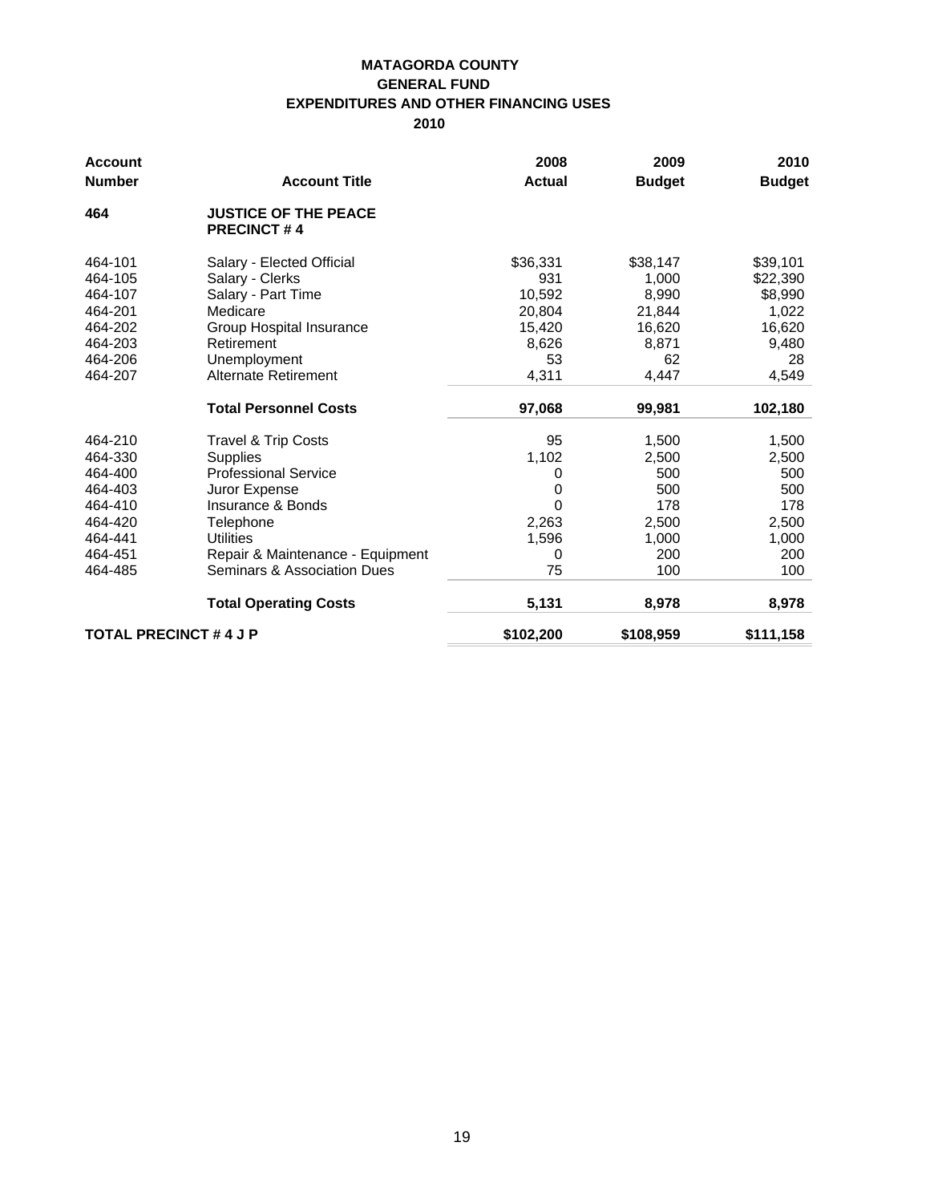**MATAGORDA COUNTY**
**GENERAL FUND**
**EXPENDITURES AND OTHER FINANCING USES**
**2010**

| Account Number | Account Title | 2008 Actual | 2009 Budget | 2010 Budget |
|---|---|---|---|---|
| **464** | **JUSTICE OF THE PEACE PRECINCT # 4** | | | |
| 464-101 | Salary - Elected Official | $36,331 | $38,147 | $39,101 |
| 464-105 | Salary - Clerks | 931 | 1,000 | $22,390 |
| 464-107 | Salary - Part Time | 10,592 | 8,990 | $8,990 |
| 464-201 | Medicare | 20,804 | 21,844 | 1,022 |
| 464-202 | Group Hospital Insurance | 15,420 | 16,620 | 16,620 |
| 464-203 | Retirement | 8,626 | 8,871 | 9,480 |
| 464-206 | Unemployment | 53 | 62 | 28 |
| 464-207 | Alternate Retirement | 4,311 | 4,447 | 4,549 |
| | **Total Personnel Costs** | **97,068** | **99,981** | **102,180** |
| 464-210 | Travel & Trip Costs | 95 | 1,500 | 1,500 |
| 464-330 | Supplies | 1,102 | 2,500 | 2,500 |
| 464-400 | Professional Service | 0 | 500 | 500 |
| 464-403 | Juror Expense | 0 | 500 | 500 |
| 464-410 | Insurance & Bonds | 0 | 178 | 178 |
| 464-420 | Telephone | 2,263 | 2,500 | 2,500 |
| 464-441 | Utilities | 1,596 | 1,000 | 1,000 |
| 464-451 | Repair & Maintenance - Equipment | 0 | 200 | 200 |
| 464-485 | Seminars & Association Dues | 75 | 100 | 100 |
| | **Total Operating Costs** | **5,131** | **8,978** | **8,978** |
| **TOTAL PRECINCT # 4 J P** | | **$102,200** | **$108,959** | **$111,158** |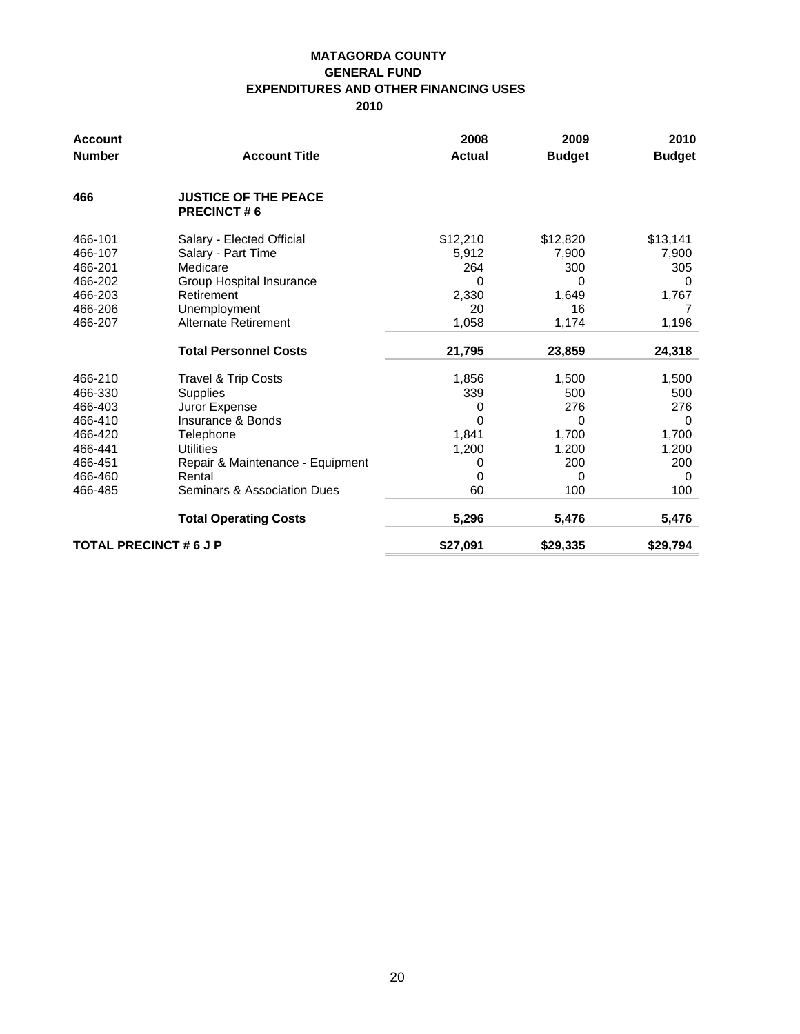**MATAGORDA COUNTY**
**GENERAL FUND**
**EXPENDITURES AND OTHER FINANCING USES**
**2010**

| Account Number | Account Title | 2008 Actual | 2009 Budget | 2010 Budget |
|---|---|---|---|---|
| **466** | **JUSTICE OF THE PEACE PRECINCT # 6** | | | |
| 466-101 | Salary - Elected Official | $12,210 | $12,820 | $13,141 |
| 466-107 | Salary - Part Time | 5,912 | 7,900 | 7,900 |
| 466-201 | Medicare | 264 | 300 | 305 |
| 466-202 | Group Hospital Insurance | 0 | 0 | 0 |
| 466-203 | Retirement | 2,330 | 1,649 | 1,767 |
| 466-206 | Unemployment | 20 | 16 | 7 |
| 466-207 | Alternate Retirement | 1,058 | 1,174 | 1,196 |
| | **Total Personnel Costs** | **21,795** | **23,859** | **24,318** |
| 466-210 | Travel & Trip Costs | 1,856 | 1,500 | 1,500 |
| 466-330 | Supplies | 339 | 500 | 500 |
| 466-403 | Juror Expense | 0 | 276 | 276 |
| 466-410 | Insurance & Bonds | 0 | 0 | 0 |
| 466-420 | Telephone | 1,841 | 1,700 | 1,700 |
| 466-441 | Utilities | 1,200 | 1,200 | 1,200 |
| 466-451 | Repair & Maintenance - Equipment | 0 | 200 | 200 |
| 466-460 | Rental | 0 | 0 | 0 |
| 466-485 | Seminars & Association Dues | 60 | 100 | 100 |
| | **Total Operating Costs** | **5,296** | **5,476** | **5,476** |
| **TOTAL PRECINCT # 6 J P** | | **$27,091** | **$29,335** | **$29,794** |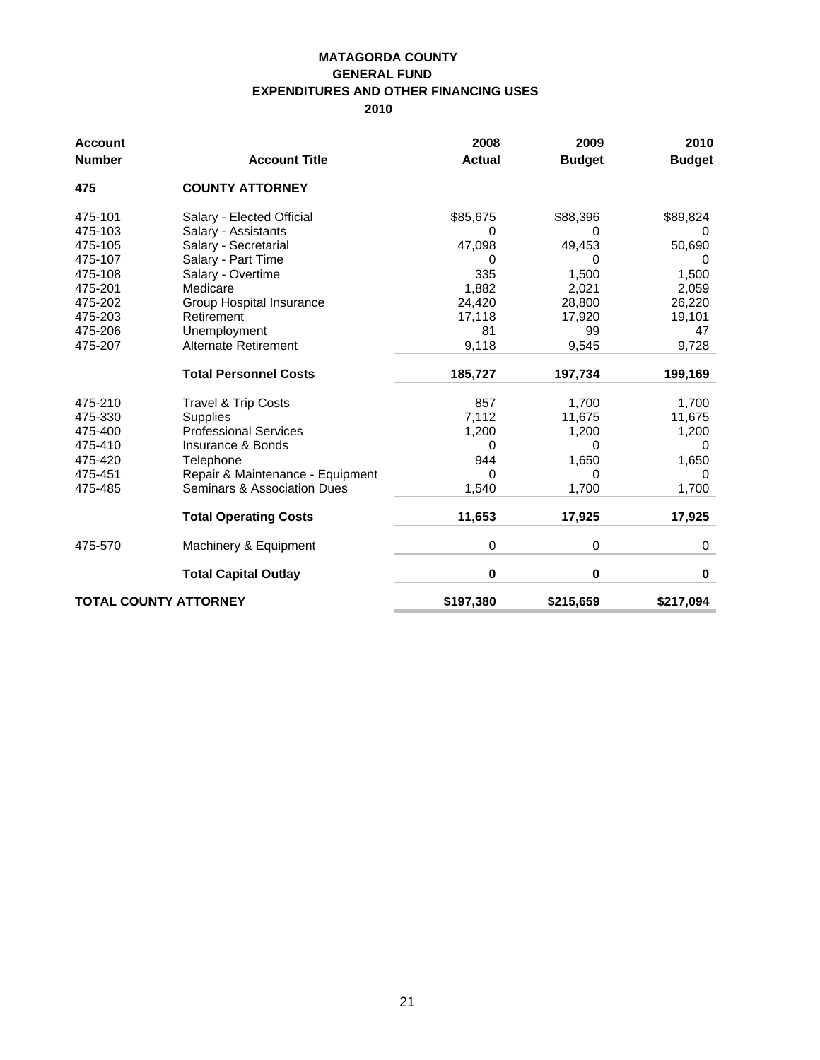**MATAGORDA COUNTY**
**GENERAL FUND**
**EXPENDITURES AND OTHER FINANCING USES**
**2010**

| Account Number | Account Title | 2008 Actual | 2009 Budget | 2010 Budget |
|---|---|---|---|---|
| **475** | **COUNTY ATTORNEY** | | | |
| 475-101 | Salary - Elected Official | $85,675 | $88,396 | $89,824 |
| 475-103 | Salary - Assistants | 0 | 0 | 0 |
| 475-105 | Salary - Secretarial | 47,098 | 49,453 | 50,690 |
| 475-107 | Salary - Part Time | 0 | 0 | 0 |
| 475-108 | Salary - Overtime | 335 | 1,500 | 1,500 |
| 475-201 | Medicare | 1,882 | 2,021 | 2,059 |
| 475-202 | Group Hospital Insurance | 24,420 | 28,800 | 26,220 |
| 475-203 | Retirement | 17,118 | 17,920 | 19,101 |
| 475-206 | Unemployment | 81 | 99 | 47 |
| 475-207 | Alternate Retirement | 9,118 | 9,545 | 9,728 |
| | **Total Personnel Costs** | **185,727** | **197,734** | **199,169** |
| 475-210 | Travel & Trip Costs | 857 | 1,700 | 1,700 |
| 475-330 | Supplies | 7,112 | 11,675 | 11,675 |
| 475-400 | Professional Services | 1,200 | 1,200 | 1,200 |
| 475-410 | Insurance & Bonds | 0 | 0 | 0 |
| 475-420 | Telephone | 944 | 1,650 | 1,650 |
| 475-451 | Repair & Maintenance - Equipment | 0 | 0 | 0 |
| 475-485 | Seminars & Association Dues | 1,540 | 1,700 | 1,700 |
| | **Total Operating Costs** | **11,653** | **17,925** | **17,925** |
| 475-570 | Machinery & Equipment | 0 | 0 | 0 |
| | **Total Capital Outlay** | **0** | **0** | **0** |
| **TOTAL COUNTY ATTORNEY** | | **$197,380** | **$215,659** | **$217,094** |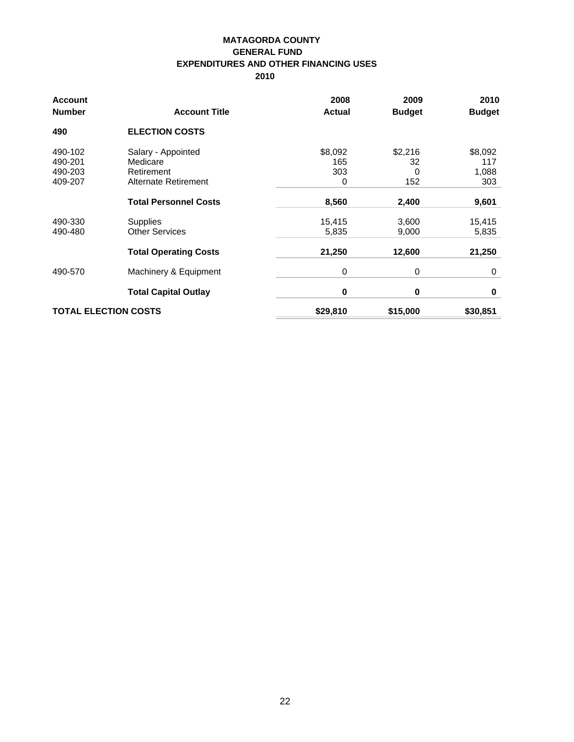**MATAGORDA COUNTY**
**GENERAL FUND**
**EXPENDITURES AND OTHER FINANCING USES**
**2010**

| Account Number | Account Title | 2008 Actual | 2009 Budget | 2010 Budget |
|---|---|---|---|---|
| **490** | **ELECTION COSTS** | | | |
| 490-102 | Salary - Appointed | $8,092 | $2,216 | $8,092 |
| 490-201 | Medicare | 165 | 32 | 117 |
| 490-203 | Retirement | 303 | 0 | 1,088 |
| 409-207 | Alternate Retirement | 0 | 152 | 303 |
| | **Total Personnel Costs** | **8,560** | **2,400** | **9,601** |
| 490-330 | Supplies | 15,415 | 3,600 | 15,415 |
| 490-480 | Other Services | 5,835 | 9,000 | 5,835 |
| | **Total Operating Costs** | **21,250** | **12,600** | **21,250** |
| 490-570 | Machinery & Equipment | 0 | 0 | 0 |
| | **Total Capital Outlay** | **0** | **0** | **0** |
| **TOTAL ELECTION COSTS** | | **$29,810** | **$15,000** | **$30,851** |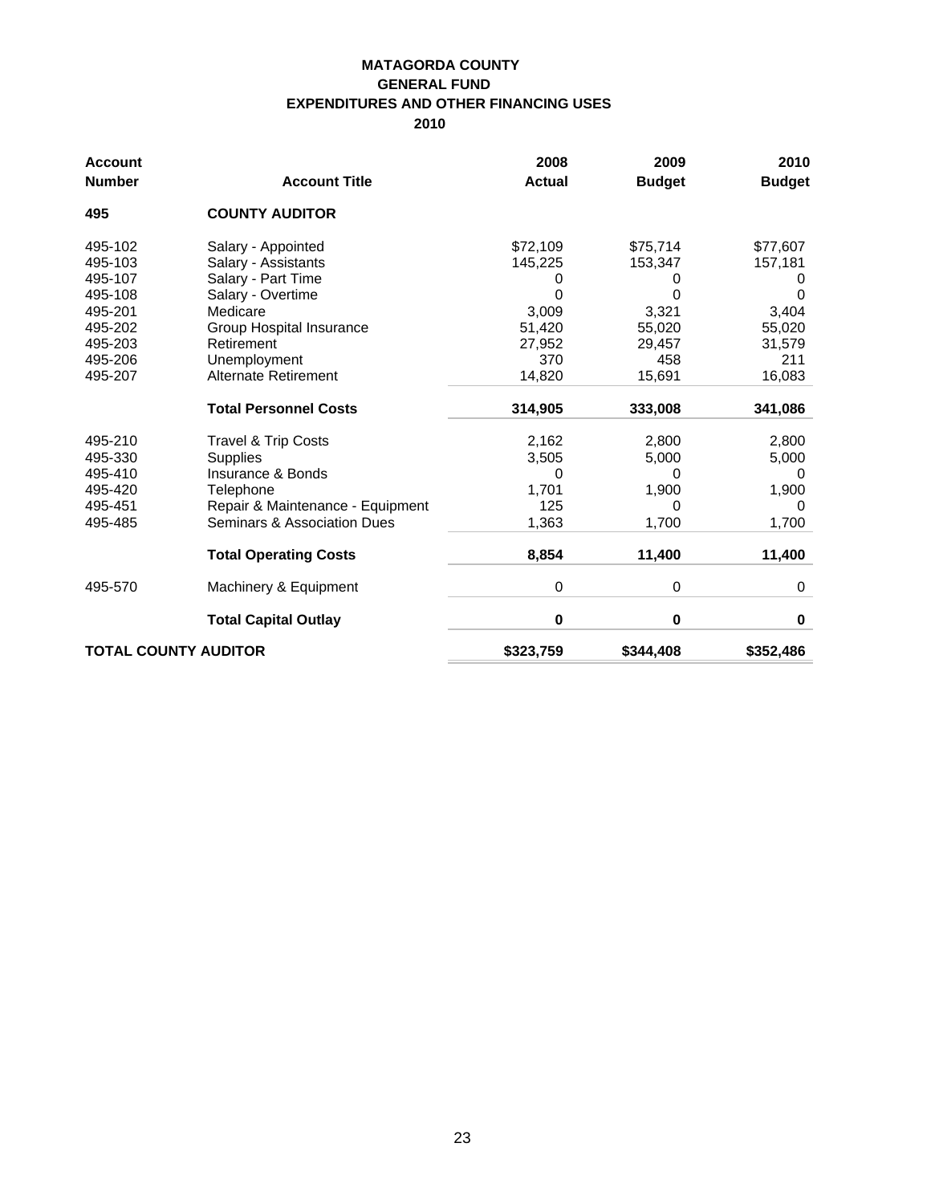**MATAGORDA COUNTY**
**GENERAL FUND**
**EXPENDITURES AND OTHER FINANCING USES**
**2010**

| Account Number | Account Title | 2008 Actual | 2009 Budget | 2010 Budget |
|---|---|---|---|---|
| **495** | **COUNTY AUDITOR** | | | |
| 495-102 | Salary - Appointed | $72,109 | $75,714 | $77,607 |
| 495-103 | Salary - Assistants | 145,225 | 153,347 | 157,181 |
| 495-107 | Salary - Part Time | 0 | 0 | 0 |
| 495-108 | Salary - Overtime | 0 | 0 | 0 |
| 495-201 | Medicare | 3,009 | 3,321 | 3,404 |
| 495-202 | Group Hospital Insurance | 51,420 | 55,020 | 55,020 |
| 495-203 | Retirement | 27,952 | 29,457 | 31,579 |
| 495-206 | Unemployment | 370 | 458 | 211 |
| 495-207 | Alternate Retirement | 14,820 | 15,691 | 16,083 |
| | **Total Personnel Costs** | **314,905** | **333,008** | **341,086** |
| 495-210 | Travel & Trip Costs | 2,162 | 2,800 | 2,800 |
| 495-330 | Supplies | 3,505 | 5,000 | 5,000 |
| 495-410 | Insurance & Bonds | 0 | 0 | 0 |
| 495-420 | Telephone | 1,701 | 1,900 | 1,900 |
| 495-451 | Repair & Maintenance - Equipment | 125 | 0 | 0 |
| 495-485 | Seminars & Association Dues | 1,363 | 1,700 | 1,700 |
| | **Total Operating Costs** | **8,854** | **11,400** | **11,400** |
| 495-570 | Machinery & Equipment | 0 | 0 | 0 |
| | **Total Capital Outlay** | **0** | **0** | **0** |
| **TOTAL COUNTY AUDITOR** | | **$323,759** | **$344,408** | **$352,486** |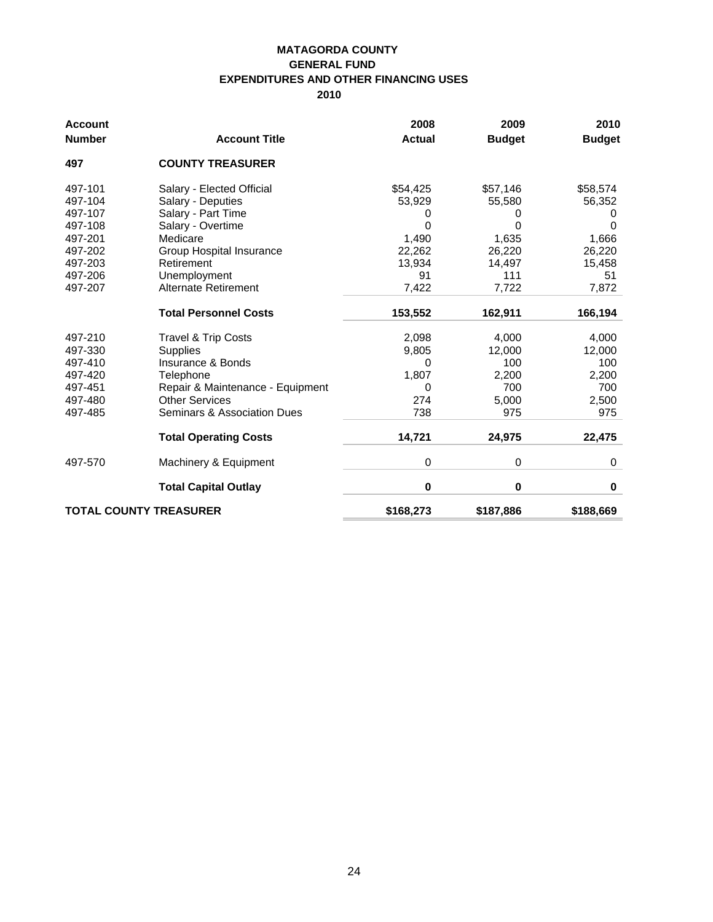**MATAGORDA COUNTY**
**GENERAL FUND**
**EXPENDITURES AND OTHER FINANCING USES**
**2010**

| Account Number | Account Title | 2008 Actual | 2009 Budget | 2010 Budget |
|---|---|---|---|---|
| **497** | **COUNTY TREASURER** | | | |
| 497-101 | Salary - Elected Official | $54,425 | $57,146 | $58,574 |
| 497-104 | Salary - Deputies | 53,929 | 55,580 | 56,352 |
| 497-107 | Salary - Part Time | 0 | 0 | 0 |
| 497-108 | Salary - Overtime | 0 | 0 | 0 |
| 497-201 | Medicare | 1,490 | 1,635 | 1,666 |
| 497-202 | Group Hospital Insurance | 22,262 | 26,220 | 26,220 |
| 497-203 | Retirement | 13,934 | 14,497 | 15,458 |
| 497-206 | Unemployment | 91 | 111 | 51 |
| 497-207 | Alternate Retirement | 7,422 | 7,722 | 7,872 |
| | **Total Personnel Costs** | **153,552** | **162,911** | **166,194** |
| 497-210 | Travel & Trip Costs | 2,098 | 4,000 | 4,000 |
| 497-330 | Supplies | 9,805 | 12,000 | 12,000 |
| 497-410 | Insurance & Bonds | 0 | 100 | 100 |
| 497-420 | Telephone | 1,807 | 2,200 | 2,200 |
| 497-451 | Repair & Maintenance - Equipment | 0 | 700 | 700 |
| 497-480 | Other Services | 274 | 5,000 | 2,500 |
| 497-485 | Seminars & Association Dues | 738 | 975 | 975 |
| | **Total Operating Costs** | **14,721** | **24,975** | **22,475** |
| 497-570 | Machinery & Equipment | 0 | 0 | 0 |
| | **Total Capital Outlay** | **0** | **0** | **0** |
| **TOTAL COUNTY TREASURER** | | **$168,273** | **$187,886** | **$188,669** |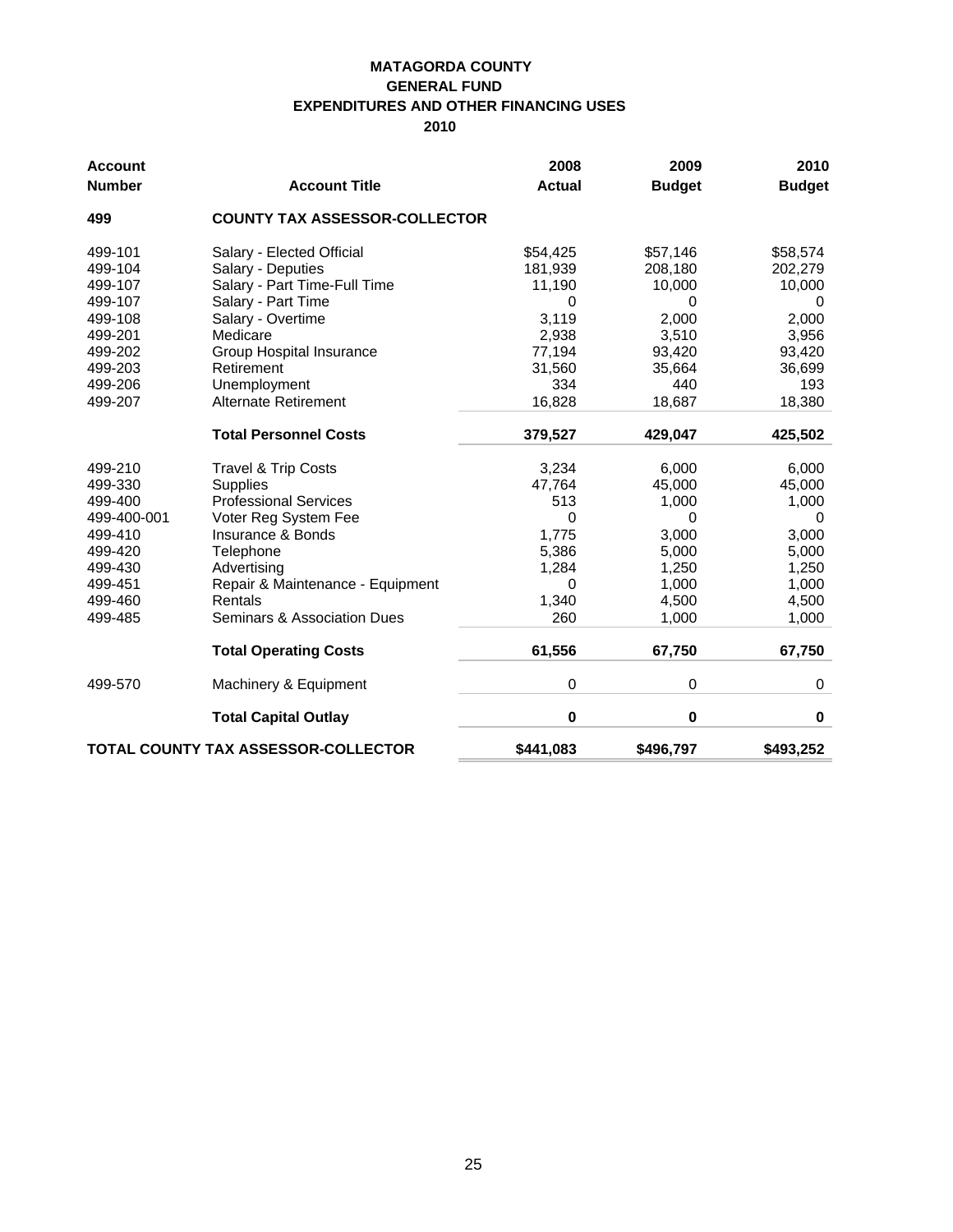# MATAGORDA COUNTY
## GENERAL FUND
## EXPENDITURES AND OTHER FINANCING USES
## 2010

| Account Number | Account Title | 2008 Actual | 2009 Budget | 2010 Budget |
|---|---|---|---|---|
| **499** | **COUNTY TAX ASSESSOR-COLLECTOR** | | | |
| 499-101 | Salary - Elected Official | $54,425 | $57,146 | $58,574 |
| 499-104 | Salary - Deputies | 181,939 | 208,180 | 202,279 |
| 499-107 | Salary - Part Time-Full Time | 11,190 | 10,000 | 10,000 |
| 499-107 | Salary - Part Time | 0 | 0 | 0 |
| 499-108 | Salary - Overtime | 3,119 | 2,000 | 2,000 |
| 499-201 | Medicare | 2,938 | 3,510 | 3,956 |
| 499-202 | Group Hospital Insurance | 77,194 | 93,420 | 93,420 |
| 499-203 | Retirement | 31,560 | 35,664 | 36,699 |
| 499-206 | Unemployment | 334 | 440 | 193 |
| 499-207 | Alternate Retirement | 16,828 | 18,687 | 18,380 |
| | **Total Personnel Costs** | **379,527** | **429,047** | **425,502** |
| 499-210 | Travel & Trip Costs | 3,234 | 6,000 | 6,000 |
| 499-330 | Supplies | 47,764 | 45,000 | 45,000 |
| 499-400 | Professional Services | 513 | 1,000 | 1,000 |
| 499-400-001 | Voter Reg System Fee | 0 | 0 | 0 |
| 499-410 | Insurance & Bonds | 1,775 | 3,000 | 3,000 |
| 499-420 | Telephone | 5,386 | 5,000 | 5,000 |
| 499-430 | Advertising | 1,284 | 1,250 | 1,250 |
| 499-451 | Repair & Maintenance - Equipment | 0 | 1,000 | 1,000 |
| 499-460 | Rentals | 1,340 | 4,500 | 4,500 |
| 499-485 | Seminars & Association Dues | 260 | 1,000 | 1,000 |
| | **Total Operating Costs** | **61,556** | **67,750** | **67,750** |
| 499-570 | Machinery & Equipment | 0 | 0 | 0 |
| | **Total Capital Outlay** | **0** | **0** | **0** |
| **TOTAL COUNTY TAX ASSESSOR-COLLECTOR** | | **$441,083** | **$496,797** | **$493,252** |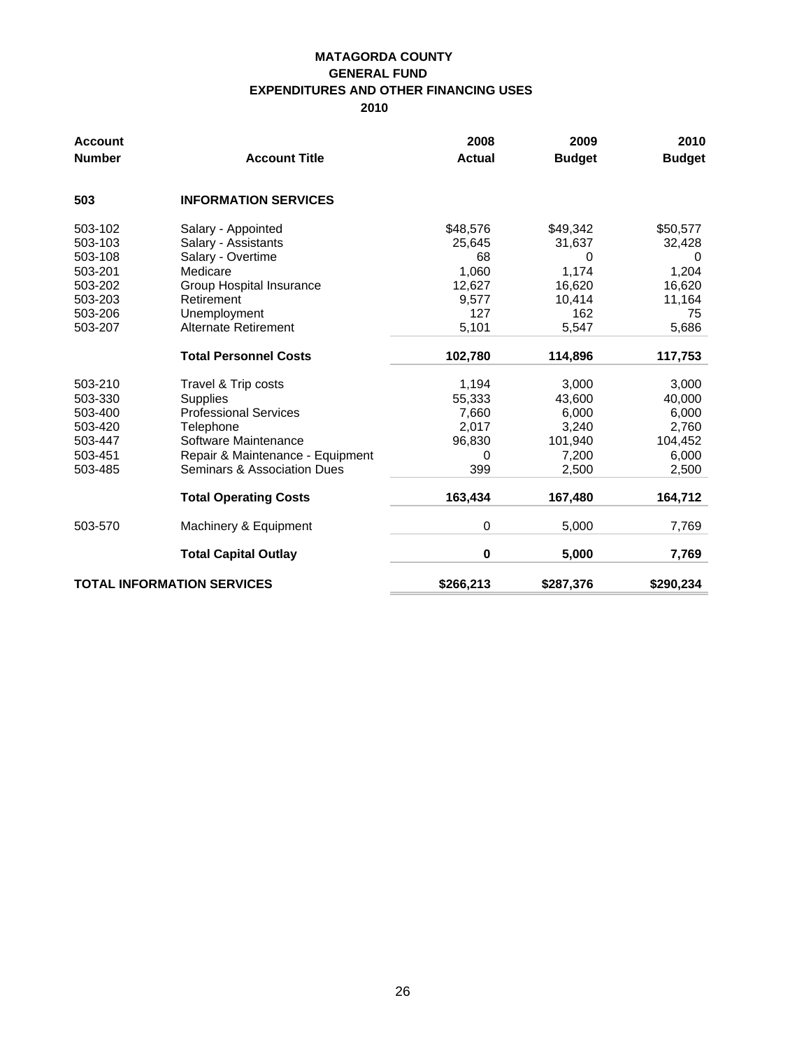# MATAGORDA COUNTY
## GENERAL FUND
## EXPENDITURES AND OTHER FINANCING USES
## 2010

| Account Number | Account Title | 2008 Actual | 2009 Budget | 2010 Budget |
|---|---|---|---|---|
| **503** | **INFORMATION SERVICES** | | | |
| 503-102 | Salary - Appointed | $48,576 | $49,342 | $50,577 |
| 503-103 | Salary - Assistants | 25,645 | 31,637 | 32,428 |
| 503-108 | Salary - Overtime | 68 | 0 | 0 |
| 503-201 | Medicare | 1,060 | 1,174 | 1,204 |
| 503-202 | Group Hospital Insurance | 12,627 | 16,620 | 16,620 |
| 503-203 | Retirement | 9,577 | 10,414 | 11,164 |
| 503-206 | Unemployment | 127 | 162 | 75 |
| 503-207 | Alternate Retirement | 5,101 | 5,547 | 5,686 |
| | **Total Personnel Costs** | **102,780** | **114,896** | **117,753** |
| 503-210 | Travel & Trip costs | 1,194 | 3,000 | 3,000 |
| 503-330 | Supplies | 55,333 | 43,600 | 40,000 |
| 503-400 | Professional Services | 7,660 | 6,000 | 6,000 |
| 503-420 | Telephone | 2,017 | 3,240 | 2,760 |
| 503-447 | Software Maintenance | 96,830 | 101,940 | 104,452 |
| 503-451 | Repair & Maintenance - Equipment | 0 | 7,200 | 6,000 |
| 503-485 | Seminars & Association Dues | 399 | 2,500 | 2,500 |
| | **Total Operating Costs** | **163,434** | **167,480** | **164,712** |
| 503-570 | Machinery & Equipment | 0 | 5,000 | 7,769 |
| | **Total Capital Outlay** | **0** | **5,000** | **7,769** |
| **TOTAL INFORMATION SERVICES** | | **$266,213** | **$287,376** | **$290,234** |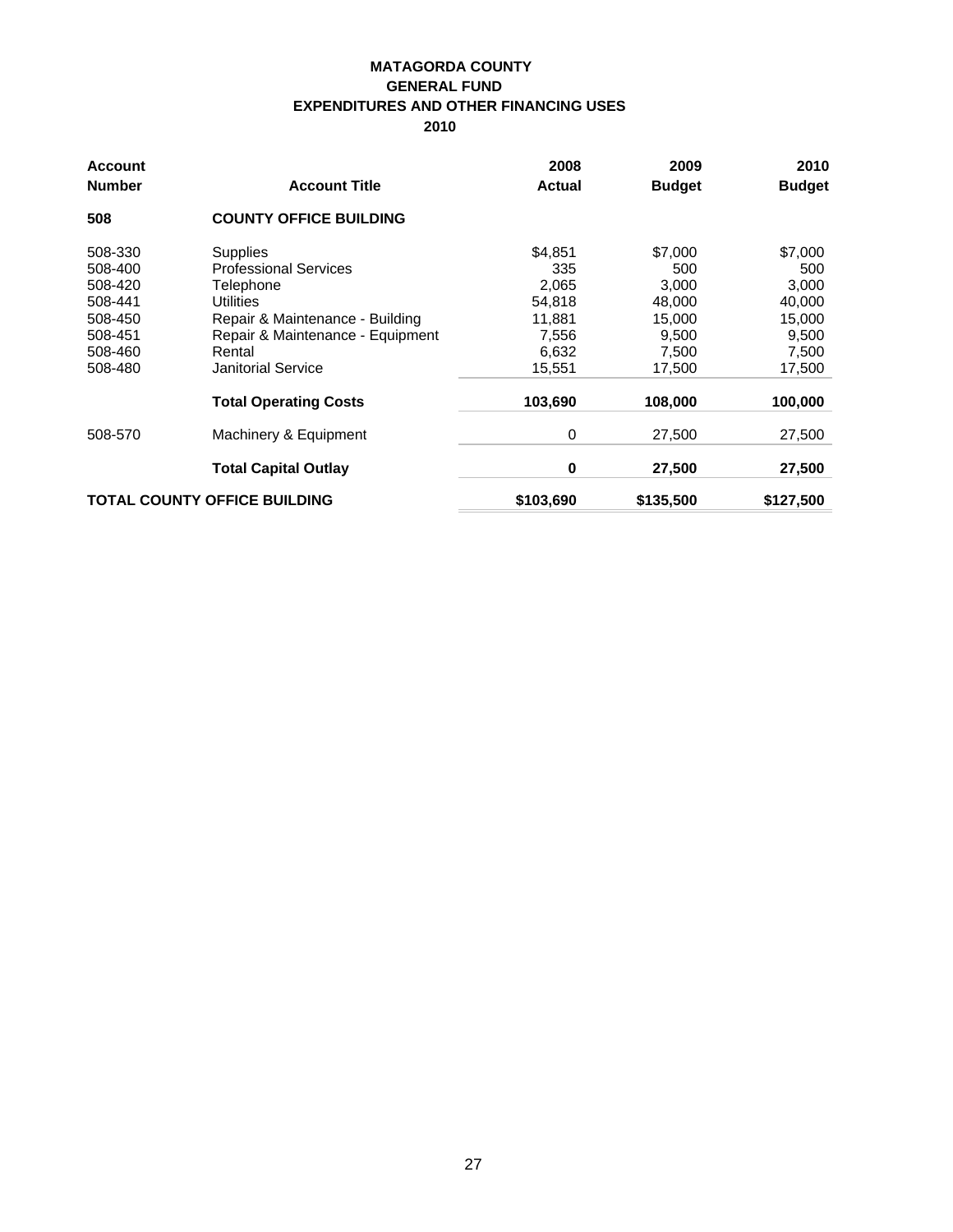**MATAGORDA COUNTY**
**GENERAL FUND**
**EXPENDITURES AND OTHER FINANCING USES**
**2010**

| Account Number | Account Title | 2008 Actual | 2009 Budget | 2010 Budget |
|---|---|---|---|---|
| **508** | **COUNTY OFFICE BUILDING** | | | |
| 508-330 | Supplies | $4,851 | $7,000 | $7,000 |
| 508-400 | Professional Services | 335 | 500 | 500 |
| 508-420 | Telephone | 2,065 | 3,000 | 3,000 |
| 508-441 | Utilities | 54,818 | 48,000 | 40,000 |
| 508-450 | Repair & Maintenance - Building | 11,881 | 15,000 | 15,000 |
| 508-451 | Repair & Maintenance - Equipment | 7,556 | 9,500 | 9,500 |
| 508-460 | Rental | 6,632 | 7,500 | 7,500 |
| 508-480 | Janitorial Service | 15,551 | 17,500 | 17,500 |
| | **Total Operating Costs** | **103,690** | **108,000** | **100,000** |
| 508-570 | Machinery & Equipment | 0 | 27,500 | 27,500 |
| | **Total Capital Outlay** | **0** | **27,500** | **27,500** |
| **TOTAL COUNTY OFFICE BUILDING** | | **$103,690** | **$135,500** | **$127,500** |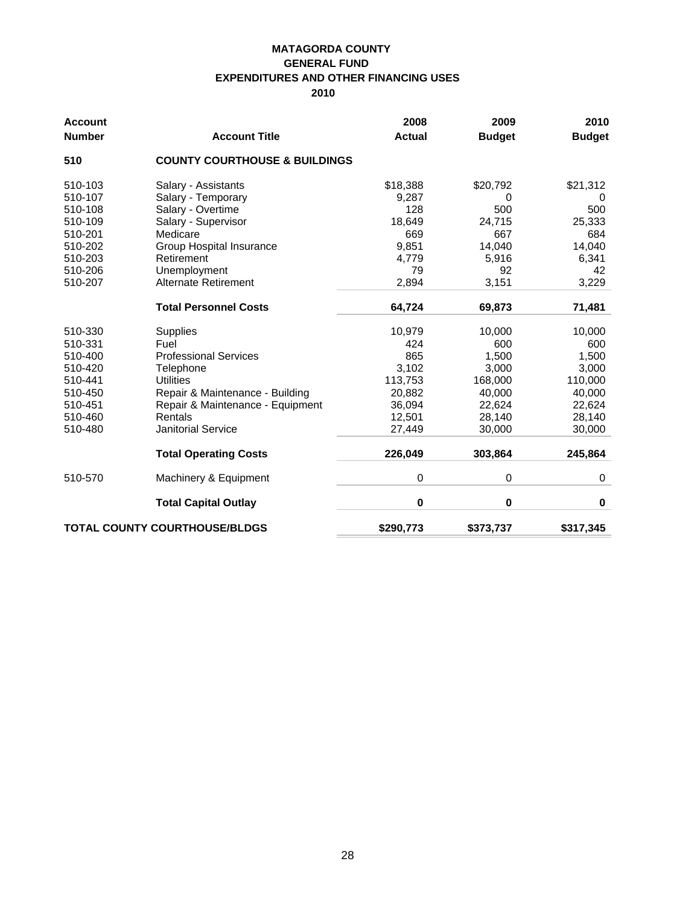**MATAGORDA COUNTY**
**GENERAL FUND**
**EXPENDITURES AND OTHER FINANCING USES**
**2010**

| Account Number | Account Title | 2008 Actual | 2009 Budget | 2010 Budget |
|---|---|---|---|---|
| **510** | **COUNTY COURTHOUSE & BUILDINGS** | | | |
| 510-103 | Salary - Assistants | $18,388 | $20,792 | $21,312 |
| 510-107 | Salary - Temporary | 9,287 | 0 | 0 |
| 510-108 | Salary - Overtime | 128 | 500 | 500 |
| 510-109 | Salary - Supervisor | 18,649 | 24,715 | 25,333 |
| 510-201 | Medicare | 669 | 667 | 684 |
| 510-202 | Group Hospital Insurance | 9,851 | 14,040 | 14,040 |
| 510-203 | Retirement | 4,779 | 5,916 | 6,341 |
| 510-206 | Unemployment | 79 | 92 | 42 |
| 510-207 | Alternate Retirement | 2,894 | 3,151 | 3,229 |
| | **Total Personnel Costs** | **64,724** | **69,873** | **71,481** |
| 510-330 | Supplies | 10,979 | 10,000 | 10,000 |
| 510-331 | Fuel | 424 | 600 | 600 |
| 510-400 | Professional Services | 865 | 1,500 | 1,500 |
| 510-420 | Telephone | 3,102 | 3,000 | 3,000 |
| 510-441 | Utilities | 113,753 | 168,000 | 110,000 |
| 510-450 | Repair & Maintenance - Building | 20,882 | 40,000 | 40,000 |
| 510-451 | Repair & Maintenance - Equipment | 36,094 | 22,624 | 22,624 |
| 510-460 | Rentals | 12,501 | 28,140 | 28,140 |
| 510-480 | Janitorial Service | 27,449 | 30,000 | 30,000 |
| | **Total Operating Costs** | **226,049** | **303,864** | **245,864** |
| 510-570 | Machinery & Equipment | 0 | 0 | 0 |
| | **Total Capital Outlay** | **0** | **0** | **0** |
| **TOTAL COUNTY COURTHOUSE/BLDGS** | | **$290,773** | **$373,737** | **$317,345** |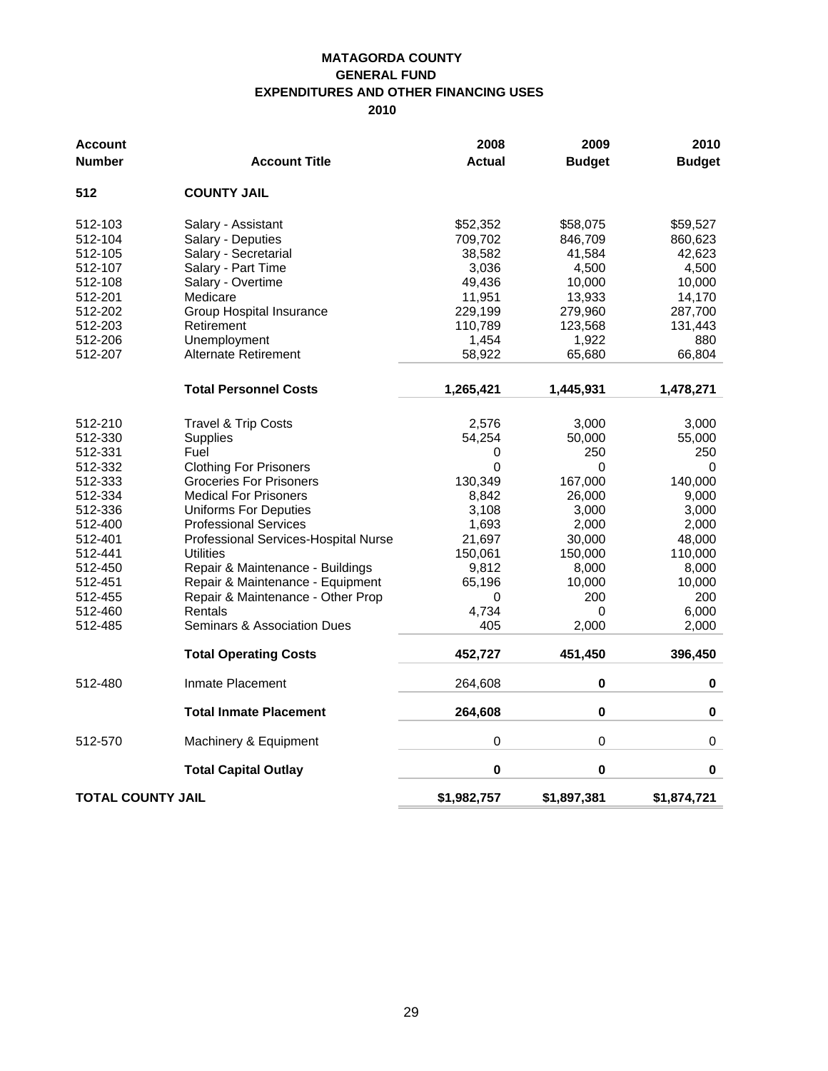**MATAGORDA COUNTY**
**GENERAL FUND**
**EXPENDITURES AND OTHER FINANCING USES**
**2010**

| Account Number | Account Title | 2008 Actual | 2009 Budget | 2010 Budget |
|---|---|---|---|---|
| **512** | **COUNTY JAIL** | | | |
| 512-103 | Salary - Assistant | $52,352 | $58,075 | $59,527 |
| 512-104 | Salary - Deputies | 709,702 | 846,709 | 860,623 |
| 512-105 | Salary - Secretarial | 38,582 | 41,584 | 42,623 |
| 512-107 | Salary - Part Time | 3,036 | 4,500 | 4,500 |
| 512-108 | Salary - Overtime | 49,436 | 10,000 | 10,000 |
| 512-201 | Medicare | 11,951 | 13,933 | 14,170 |
| 512-202 | Group Hospital Insurance | 229,199 | 279,960 | 287,700 |
| 512-203 | Retirement | 110,789 | 123,568 | 131,443 |
| 512-206 | Unemployment | 1,454 | 1,922 | 880 |
| 512-207 | Alternate Retirement | 58,922 | 65,680 | 66,804 |
| | **Total Personnel Costs** | **1,265,421** | **1,445,931** | **1,478,271** |
| 512-210 | Travel & Trip Costs | 2,576 | 3,000 | 3,000 |
| 512-330 | Supplies | 54,254 | 50,000 | 55,000 |
| 512-331 | Fuel | 0 | 250 | 250 |
| 512-332 | Clothing For Prisoners | 0 | 0 | 0 |
| 512-333 | Groceries For Prisoners | 130,349 | 167,000 | 140,000 |
| 512-334 | Medical For Prisoners | 8,842 | 26,000 | 9,000 |
| 512-336 | Uniforms For Deputies | 3,108 | 3,000 | 3,000 |
| 512-400 | Professional Services | 1,693 | 2,000 | 2,000 |
| 512-401 | Professional Services-Hospital Nurse | 21,697 | 30,000 | 48,000 |
| 512-441 | Utilities | 150,061 | 150,000 | 110,000 |
| 512-450 | Repair & Maintenance - Buildings | 9,812 | 8,000 | 8,000 |
| 512-451 | Repair & Maintenance - Equipment | 65,196 | 10,000 | 10,000 |
| 512-455 | Repair & Maintenance - Other Prop | 0 | 200 | 200 |
| 512-460 | Rentals | 4,734 | 0 | 6,000 |
| 512-485 | Seminars & Association Dues | 405 | 2,000 | 2,000 |
| | **Total Operating Costs** | **452,727** | **451,450** | **396,450** |
| 512-480 | Inmate Placement | 264,608 | **0** | **0** |
| | **Total Inmate Placement** | **264,608** | **0** | **0** |
| 512-570 | Machinery & Equipment | 0 | 0 | 0 |
| | **Total Capital Outlay** | **0** | **0** | **0** |
| **TOTAL COUNTY JAIL** | | **$1,982,757** | **$1,897,381** | **$1,874,721** |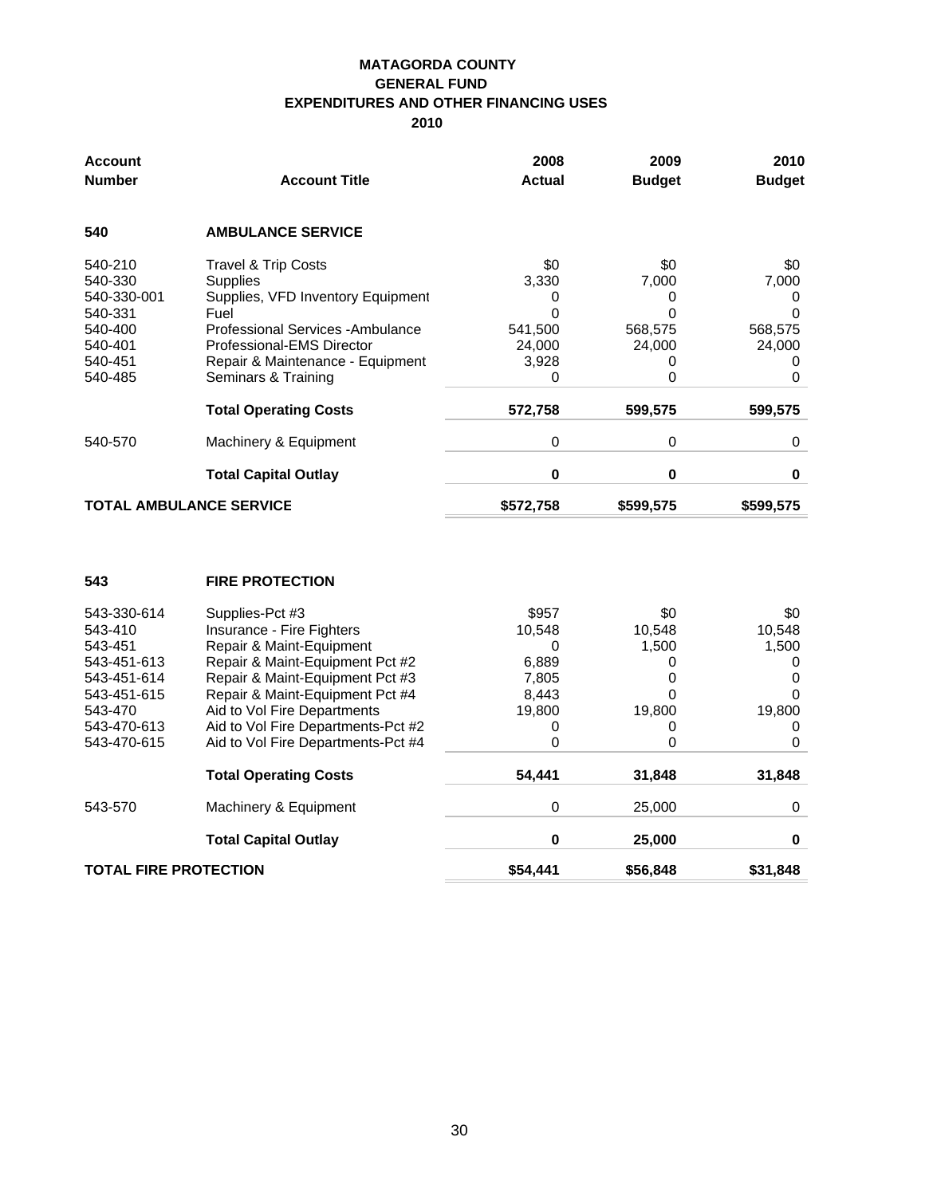**MATAGORDA COUNTY**
**GENERAL FUND**
**EXPENDITURES AND OTHER FINANCING USES**
**2010**

| Account Number | Account Title | 2008 Actual | 2009 Budget | 2010 Budget |
|---|---|---|---|---|
| **540** | **AMBULANCE SERVICE** | | | |
| 540-210 | Travel & Trip Costs | $0 | $0 | $0 |
| 540-330 | Supplies | 3,330 | 7,000 | 7,000 |
| 540-330-001 | Supplies, VFD Inventory Equipment | 0 | 0 | 0 |
| 540-331 | Fuel | 0 | 0 | 0 |
| 540-400 | Professional Services -Ambulance | 541,500 | 568,575 | 568,575 |
| 540-401 | Professional-EMS Director | 24,000 | 24,000 | 24,000 |
| 540-451 | Repair & Maintenance - Equipment | 3,928 | 0 | 0 |
| 540-485 | Seminars & Training | 0 | 0 | 0 |
| | **Total Operating Costs** | **572,758** | **599,575** | **599,575** |
| 540-570 | Machinery & Equipment | 0 | 0 | 0 |
| | **Total Capital Outlay** | **0** | **0** | **0** |
| **TOTAL AMBULANCE SERVICE** | | **$572,758** | **$599,575** | **$599,575** |
| **543** | **FIRE PROTECTION** | | | |
| 543-330-614 | Supplies-Pct #3 | $957 | $0 | $0 |
| 543-410 | Insurance - Fire Fighters | 10,548 | 10,548 | 10,548 |
| 543-451 | Repair & Maint-Equipment | 0 | 1,500 | 1,500 |
| 543-451-613 | Repair & Maint-Equipment Pct #2 | 6,889 | 0 | 0 |
| 543-451-614 | Repair & Maint-Equipment Pct #3 | 7,805 | 0 | 0 |
| 543-451-615 | Repair & Maint-Equipment Pct #4 | 8,443 | 0 | 0 |
| 543-470 | Aid to Vol Fire Departments | 19,800 | 19,800 | 19,800 |
| 543-470-613 | Aid to Vol Fire Departments-Pct #2 | 0 | 0 | 0 |
| 543-470-615 | Aid to Vol Fire Departments-Pct #4 | 0 | 0 | 0 |
| | **Total Operating Costs** | **54,441** | **31,848** | **31,848** |
| 543-570 | Machinery & Equipment | 0 | 25,000 | 0 |
| | **Total Capital Outlay** | **0** | **25,000** | **0** |
| **TOTAL FIRE PROTECTION** | | **$54,441** | **$56,848** | **$31,848** |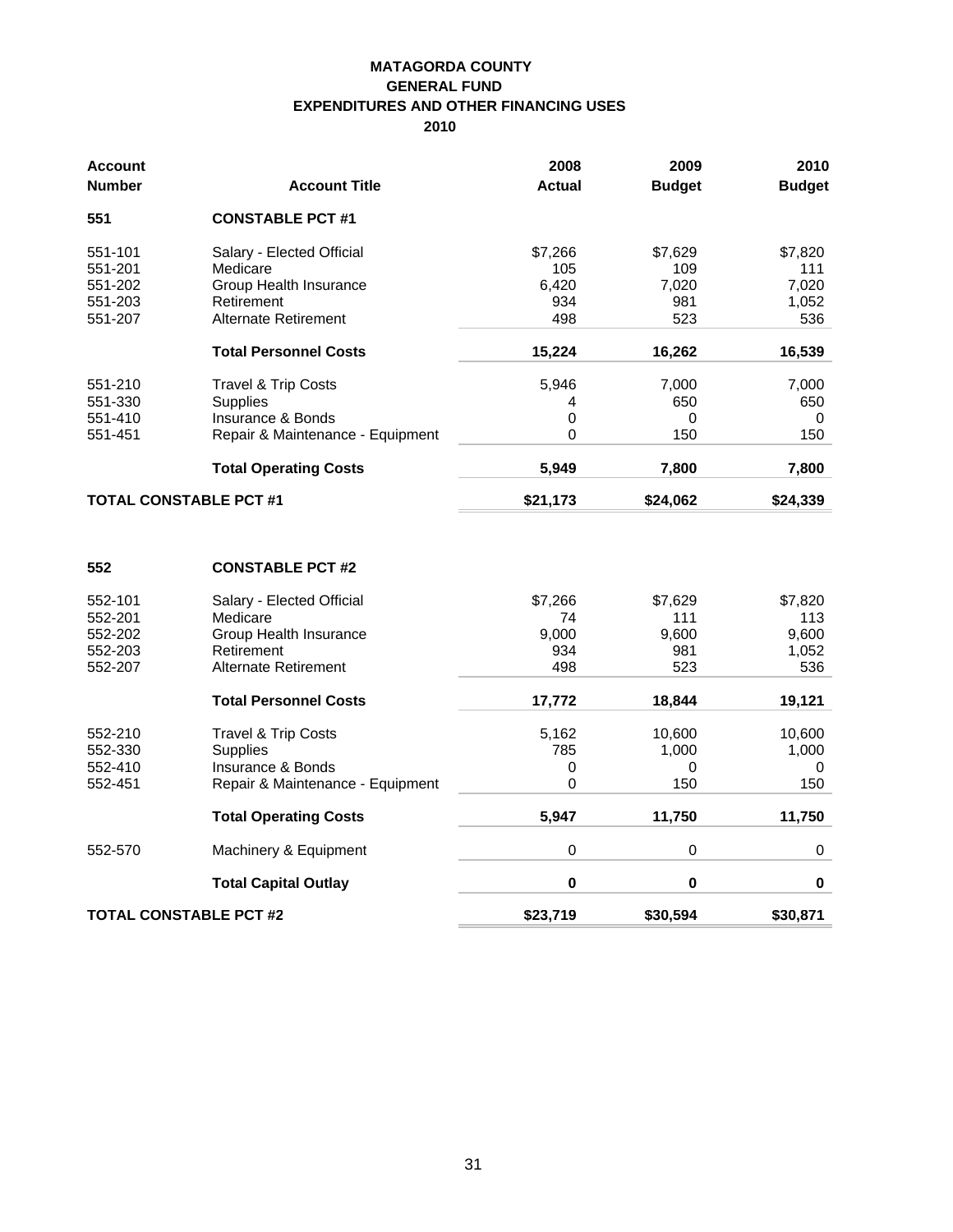**MATAGORDA COUNTY**
**GENERAL FUND**
**EXPENDITURES AND OTHER FINANCING USES**
**2010**

| Account Number | Account Title | 2008 Actual | 2009 Budget | 2010 Budget |
|---|---|---|---|---|
| **551** | **CONSTABLE PCT #1** | | | |
| 551-101 | Salary - Elected Official | $7,266 | $7,629 | $7,820 |
| 551-201 | Medicare | 105 | 109 | 111 |
| 551-202 | Group Health Insurance | 6,420 | 7,020 | 7,020 |
| 551-203 | Retirement | 934 | 981 | 1,052 |
| 551-207 | Alternate Retirement | 498 | 523 | 536 |
| | **Total Personnel Costs** | **15,224** | **16,262** | **16,539** |
| 551-210 | Travel & Trip Costs | 5,946 | 7,000 | 7,000 |
| 551-330 | Supplies | 4 | 650 | 650 |
| 551-410 | Insurance & Bonds | 0 | 0 | 0 |
| 551-451 | Repair & Maintenance - Equipment | 0 | 150 | 150 |
| | **Total Operating Costs** | **5,949** | **7,800** | **7,800** |
| **TOTAL CONSTABLE PCT #1** | | **$21,173** | **$24,062** | **$24,339** |
| | | | | |
| **552** | **CONSTABLE PCT #2** | | | |
| 552-101 | Salary - Elected Official | $7,266 | $7,629 | $7,820 |
| 552-201 | Medicare | 74 | 111 | 113 |
| 552-202 | Group Health Insurance | 9,000 | 9,600 | 9,600 |
| 552-203 | Retirement | 934 | 981 | 1,052 |
| 552-207 | Alternate Retirement | 498 | 523 | 536 |
| | **Total Personnel Costs** | **17,772** | **18,844** | **19,121** |
| 552-210 | Travel & Trip Costs | 5,162 | 10,600 | 10,600 |
| 552-330 | Supplies | 785 | 1,000 | 1,000 |
| 552-410 | Insurance & Bonds | 0 | 0 | 0 |
| 552-451 | Repair & Maintenance - Equipment | 0 | 150 | 150 |
| | **Total Operating Costs** | **5,947** | **11,750** | **11,750** |
| 552-570 | Machinery & Equipment | 0 | 0 | 0 |
| | **Total Capital Outlay** | **0** | **0** | **0** |
| **TOTAL CONSTABLE PCT #2** | | **$23,719** | **$30,594** | **$30,871** |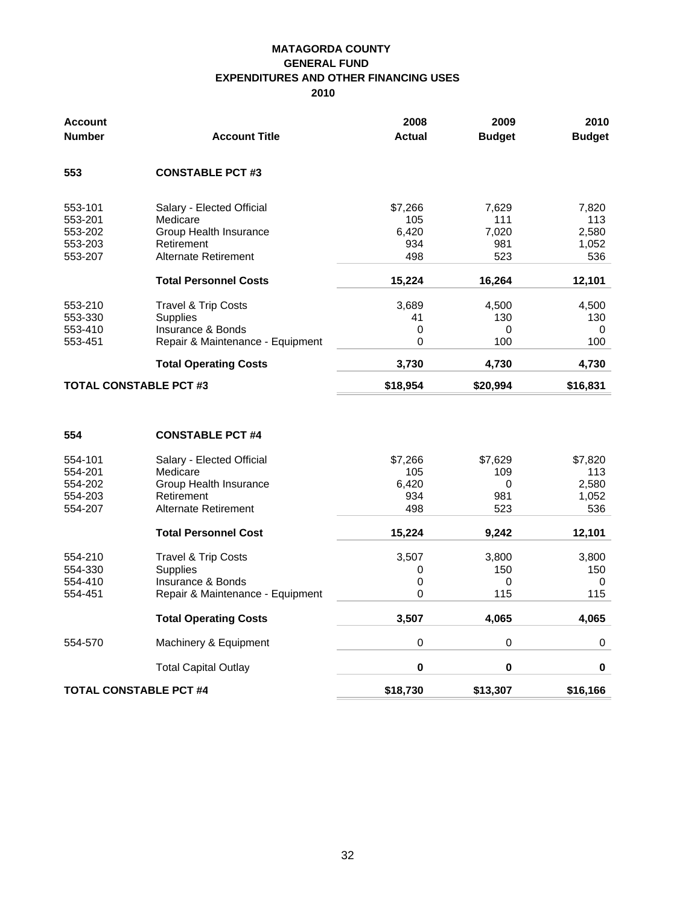**MATAGORDA COUNTY**
**GENERAL FUND**
**EXPENDITURES AND OTHER FINANCING USES**
**2010**

| Account Number | Account Title | 2008 Actual | 2009 Budget | 2010 Budget |
|---|---|---|---|---|
| **553** | **CONSTABLE PCT #3** | | | |
| 553-101 | Salary - Elected Official | $7,266 | 7,629 | 7,820 |
| 553-201 | Medicare | 105 | 111 | 113 |
| 553-202 | Group Health Insurance | 6,420 | 7,020 | 2,580 |
| 553-203 | Retirement | 934 | 981 | 1,052 |
| 553-207 | Alternate Retirement | 498 | 523 | 536 |
| | **Total Personnel Costs** | **15,224** | **16,264** | **12,101** |
| 553-210 | Travel & Trip Costs | 3,689 | 4,500 | 4,500 |
| 553-330 | Supplies | 41 | 130 | 130 |
| 553-410 | Insurance & Bonds | 0 | 0 | 0 |
| 553-451 | Repair & Maintenance - Equipment | 0 | 100 | 100 |
| | **Total Operating Costs** | **3,730** | **4,730** | **4,730** |
| **TOTAL CONSTABLE PCT #3** | | **$18,954** | **$20,994** | **$16,831** |
| **554** | **CONSTABLE PCT #4** | | | |
| 554-101 | Salary - Elected Official | $7,266 | $7,629 | $7,820 |
| 554-201 | Medicare | 105 | 109 | 113 |
| 554-202 | Group Health Insurance | 6,420 | 0 | 2,580 |
| 554-203 | Retirement | 934 | 981 | 1,052 |
| 554-207 | Alternate Retirement | 498 | 523 | 536 |
| | **Total Personnel Cost** | **15,224** | **9,242** | **12,101** |
| 554-210 | Travel & Trip Costs | 3,507 | 3,800 | 3,800 |
| 554-330 | Supplies | 0 | 150 | 150 |
| 554-410 | Insurance & Bonds | 0 | 0 | 0 |
| 554-451 | Repair & Maintenance - Equipment | 0 | 115 | 115 |
| | **Total Operating Costs** | **3,507** | **4,065** | **4,065** |
| 554-570 | Machinery & Equipment | 0 | 0 | 0 |
| | Total Capital Outlay | **0** | **0** | **0** |
| **TOTAL CONSTABLE PCT #4** | | **$18,730** | **$13,307** | **$16,166** |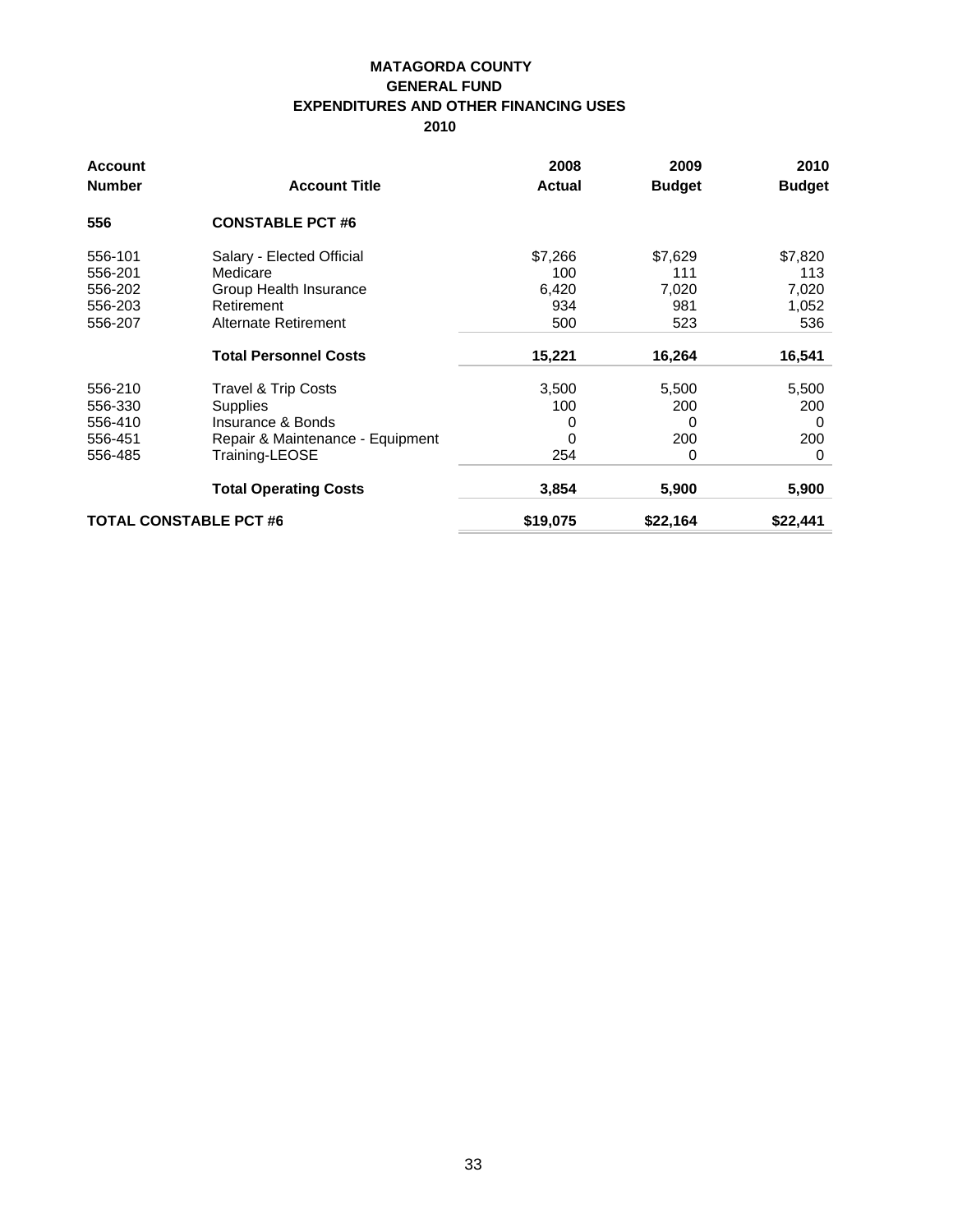**MATAGORDA COUNTY**

**GENERAL FUND**

**EXPENDITURES AND OTHER FINANCING USES**

**2010**

| Account Number | Account Title | 2008 Actual | 2009 Budget | 2010 Budget |
|---|---|---|---|---|
| **556** | **CONSTABLE PCT #6** | | | |
| 556-101 | Salary - Elected Official | $7,266 | $7,629 | $7,820 |
| 556-201 | Medicare | 100 | 111 | 113 |
| 556-202 | Group Health Insurance | 6,420 | 7,020 | 7,020 |
| 556-203 | Retirement | 934 | 981 | 1,052 |
| 556-207 | Alternate Retirement | 500 | 523 | 536 |
| | **Total Personnel Costs** | **15,221** | **16,264** | **16,541** |
| 556-210 | Travel & Trip Costs | 3,500 | 5,500 | 5,500 |
| 556-330 | Supplies | 100 | 200 | 200 |
| 556-410 | Insurance & Bonds | 0 | 0 | 0 |
| 556-451 | Repair & Maintenance - Equipment | 0 | 200 | 200 |
| 556-485 | Training-LEOSE | 254 | 0 | 0 |
| | **Total Operating Costs** | **3,854** | **5,900** | **5,900** |
| **TOTAL CONSTABLE PCT #6** | | **$19,075** | **$22,164** | **$22,441** |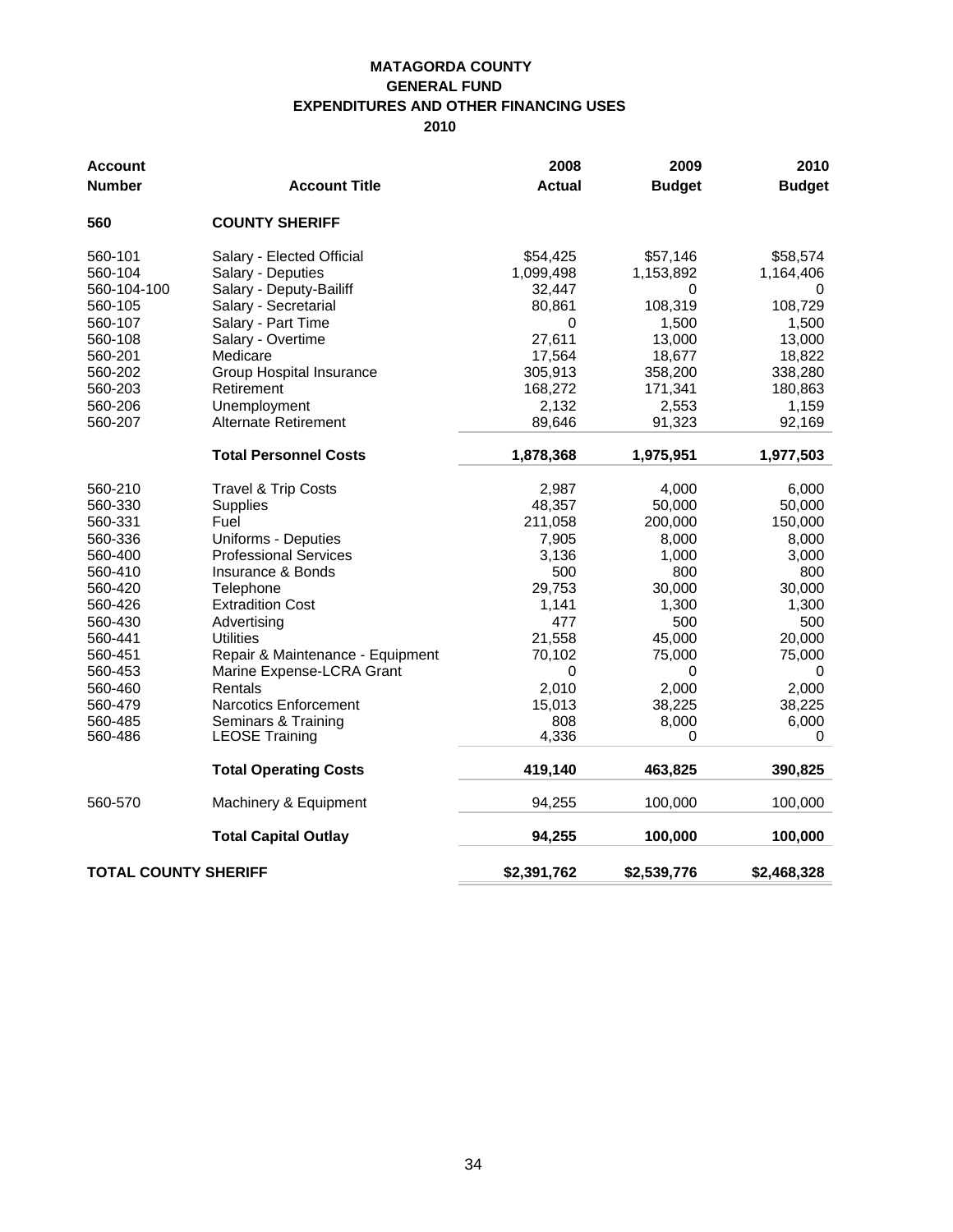**MATAGORDA COUNTY**
**GENERAL FUND**
**EXPENDITURES AND OTHER FINANCING USES**
**2010**

| Account Number | Account Title | 2008 Actual | 2009 Budget | 2010 Budget |
|---|---|---|---|---|
| **560** | **COUNTY SHERIFF** | | | |
| 560-101 | Salary - Elected Official | $54,425 | $57,146 | $58,574 |
| 560-104 | Salary - Deputies | 1,099,498 | 1,153,892 | 1,164,406 |
| 560-104-100 | Salary - Deputy-Bailiff | 32,447 | 0 | 0 |
| 560-105 | Salary - Secretarial | 80,861 | 108,319 | 108,729 |
| 560-107 | Salary - Part Time | 0 | 1,500 | 1,500 |
| 560-108 | Salary - Overtime | 27,611 | 13,000 | 13,000 |
| 560-201 | Medicare | 17,564 | 18,677 | 18,822 |
| 560-202 | Group Hospital Insurance | 305,913 | 358,200 | 338,280 |
| 560-203 | Retirement | 168,272 | 171,341 | 180,863 |
| 560-206 | Unemployment | 2,132 | 2,553 | 1,159 |
| 560-207 | Alternate Retirement | 89,646 | 91,323 | 92,169 |
| | **Total Personnel Costs** | **1,878,368** | **1,975,951** | **1,977,503** |
| 560-210 | Travel & Trip Costs | 2,987 | 4,000 | 6,000 |
| 560-330 | Supplies | 48,357 | 50,000 | 50,000 |
| 560-331 | Fuel | 211,058 | 200,000 | 150,000 |
| 560-336 | Uniforms - Deputies | 7,905 | 8,000 | 8,000 |
| 560-400 | Professional Services | 3,136 | 1,000 | 3,000 |
| 560-410 | Insurance & Bonds | 500 | 800 | 800 |
| 560-420 | Telephone | 29,753 | 30,000 | 30,000 |
| 560-426 | Extradition Cost | 1,141 | 1,300 | 1,300 |
| 560-430 | Advertising | 477 | 500 | 500 |
| 560-441 | Utilities | 21,558 | 45,000 | 20,000 |
| 560-451 | Repair & Maintenance - Equipment | 70,102 | 75,000 | 75,000 |
| 560-453 | Marine Expense-LCRA Grant | 0 | 0 | 0 |
| 560-460 | Rentals | 2,010 | 2,000 | 2,000 |
| 560-479 | Narcotics Enforcement | 15,013 | 38,225 | 38,225 |
| 560-485 | Seminars & Training | 808 | 8,000 | 6,000 |
| 560-486 | LEOSE Training | 4,336 | 0 | 0 |
| | **Total Operating Costs** | **419,140** | **463,825** | **390,825** |
| 560-570 | Machinery & Equipment | 94,255 | 100,000 | 100,000 |
| | **Total Capital Outlay** | **94,255** | **100,000** | **100,000** |
| **TOTAL COUNTY SHERIFF** | | **$2,391,762** | **$2,539,776** | **$2,468,328** |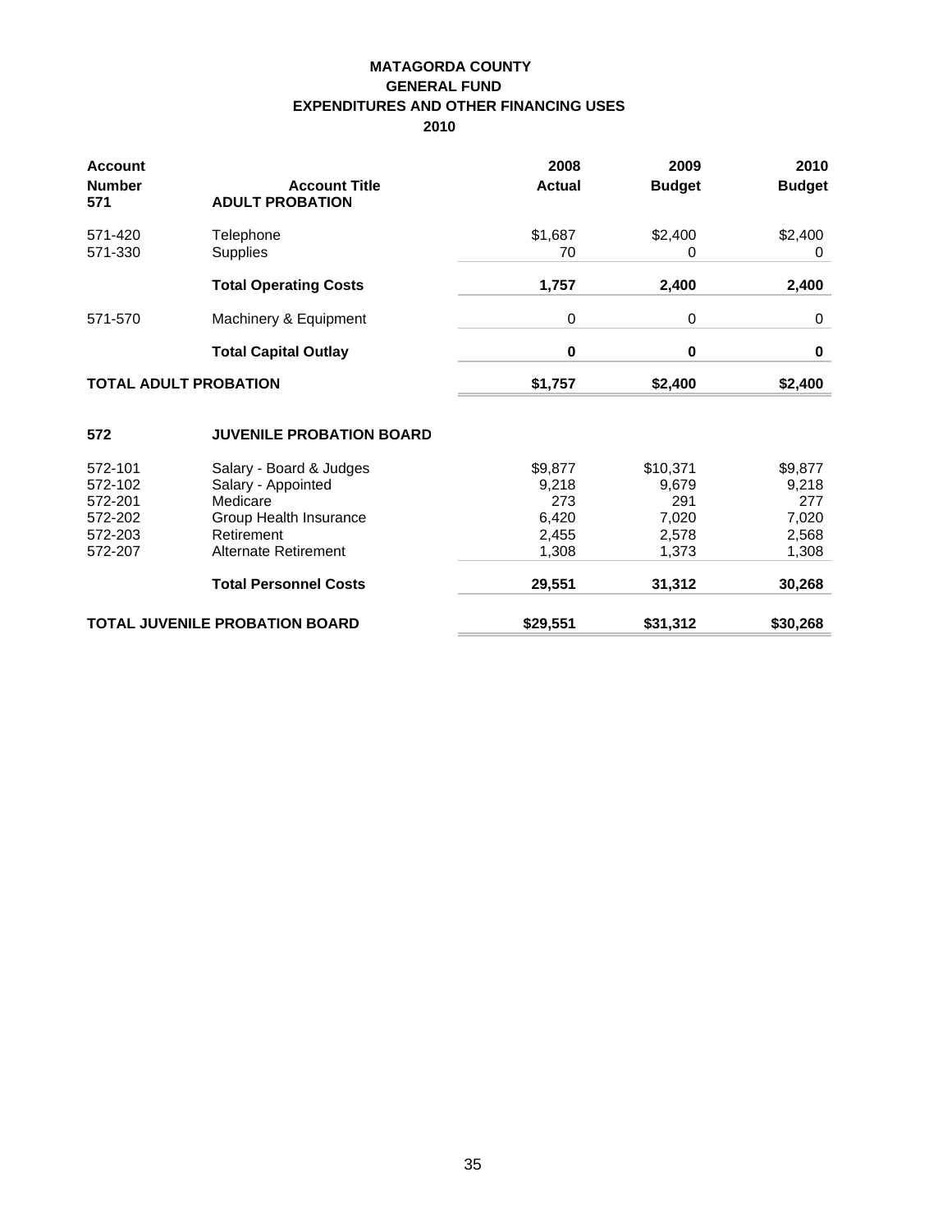**MATAGORDA COUNTY**
**GENERAL FUND**
**EXPENDITURES AND OTHER FINANCING USES**
**2010**

| Account Number | Account Title | 2008 Actual | 2009 Budget | 2010 Budget |
|---|---|---|---|---|
| **571** | **ADULT PROBATION** | | | |
| 571-420 | Telephone | $1,687 | $2,400 | $2,400 |
| 571-330 | Supplies | 70 | 0 | 0 |
| | **Total Operating Costs** | **1,757** | **2,400** | **2,400** |
| 571-570 | Machinery & Equipment | 0 | 0 | 0 |
| | **Total Capital Outlay** | **0** | **0** | **0** |
| **TOTAL ADULT PROBATION** | | **$1,757** | **$2,400** | **$2,400** |
| | | | | |
| **572** | **JUVENILE PROBATION BOARD** | | | |
| 572-101 | Salary - Board & Judges | $9,877 | $10,371 | $9,877 |
| 572-102 | Salary - Appointed | 9,218 | 9,679 | 9,218 |
| 572-201 | Medicare | 273 | 291 | 277 |
| 572-202 | Group Health Insurance | 6,420 | 7,020 | 7,020 |
| 572-203 | Retirement | 2,455 | 2,578 | 2,568 |
| 572-207 | Alternate Retirement | 1,308 | 1,373 | 1,308 |
| | **Total Personnel Costs** | **29,551** | **31,312** | **30,268** |
| **TOTAL JUVENILE PROBATION BOARD** | | **$29,551** | **$31,312** | **$30,268** |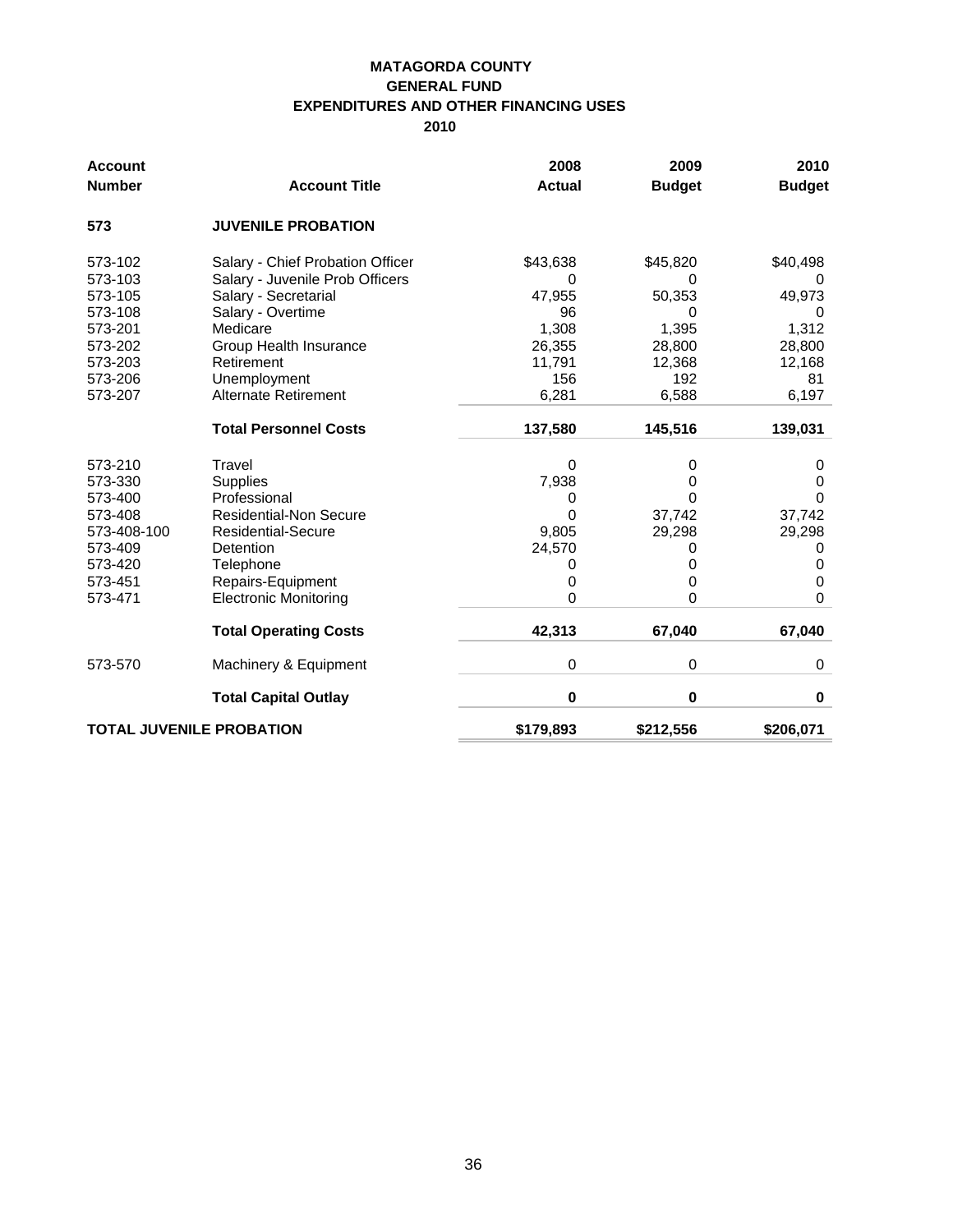**MATAGORDA COUNTY**
**GENERAL FUND**
**EXPENDITURES AND OTHER FINANCING USES**
**2010**

| Account Number | Account Title | 2008 Actual | 2009 Budget | 2010 Budget |
|---|---|---|---|---|
| **573** | **JUVENILE PROBATION** | | | |
| 573-102 | Salary - Chief Probation Officer | $43,638 | $45,820 | $40,498 |
| 573-103 | Salary - Juvenile Prob Officers | 0 | 0 | 0 |
| 573-105 | Salary - Secretarial | 47,955 | 50,353 | 49,973 |
| 573-108 | Salary - Overtime | 96 | 0 | 0 |
| 573-201 | Medicare | 1,308 | 1,395 | 1,312 |
| 573-202 | Group Health Insurance | 26,355 | 28,800 | 28,800 |
| 573-203 | Retirement | 11,791 | 12,368 | 12,168 |
| 573-206 | Unemployment | 156 | 192 | 81 |
| 573-207 | Alternate Retirement | 6,281 | 6,588 | 6,197 |
| | **Total Personnel Costs** | **137,580** | **145,516** | **139,031** |
| 573-210 | Travel | 0 | 0 | 0 |
| 573-330 | Supplies | 7,938 | 0 | 0 |
| 573-400 | Professional | 0 | 0 | 0 |
| 573-408 | Residential-Non Secure | 0 | 37,742 | 37,742 |
| 573-408-100 | Residential-Secure | 9,805 | 29,298 | 29,298 |
| 573-409 | Detention | 24,570 | 0 | 0 |
| 573-420 | Telephone | 0 | 0 | 0 |
| 573-451 | Repairs-Equipment | 0 | 0 | 0 |
| 573-471 | Electronic Monitoring | 0 | 0 | 0 |
| | **Total Operating Costs** | **42,313** | **67,040** | **67,040** |
| 573-570 | Machinery & Equipment | 0 | 0 | 0 |
| | **Total Capital Outlay** | **0** | **0** | **0** |
| **TOTAL JUVENILE PROBATION** | | **$179,893** | **$212,556** | **$206,071** |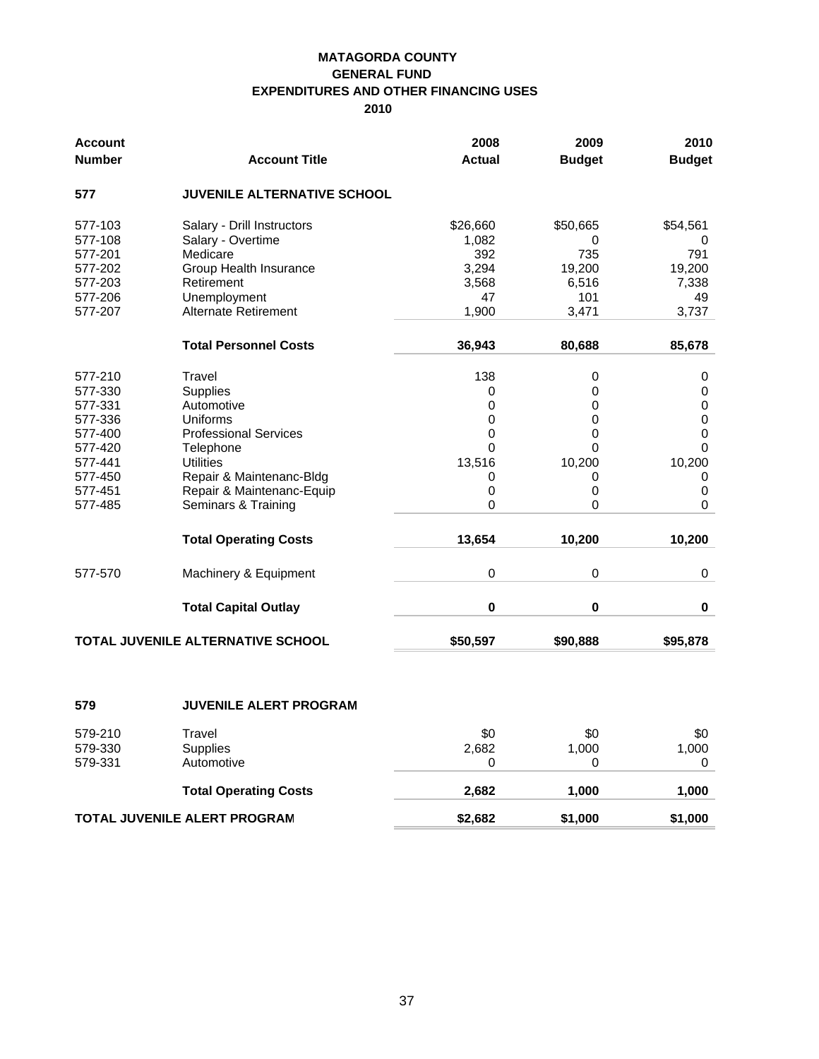**MATAGORDA COUNTY**
**GENERAL FUND**
**EXPENDITURES AND OTHER FINANCING USES**
**2010**

| Account Number | Account Title | 2008 Actual | 2009 Budget | 2010 Budget |
|---|---|---|---|---|
| **577** | **JUVENILE ALTERNATIVE SCHOOL** | | | |
| 577-103 | Salary - Drill Instructors | $26,660 | $50,665 | $54,561 |
| 577-108 | Salary - Overtime | 1,082 | 0 | 0 |
| 577-201 | Medicare | 392 | 735 | 791 |
| 577-202 | Group Health Insurance | 3,294 | 19,200 | 19,200 |
| 577-203 | Retirement | 3,568 | 6,516 | 7,338 |
| 577-206 | Unemployment | 47 | 101 | 49 |
| 577-207 | Alternate Retirement | 1,900 | 3,471 | 3,737 |
| | **Total Personnel Costs** | **36,943** | **80,688** | **85,678** |
| 577-210 | Travel | 138 | 0 | 0 |
| 577-330 | Supplies | 0 | 0 | 0 |
| 577-331 | Automotive | 0 | 0 | 0 |
| 577-336 | Uniforms | 0 | 0 | 0 |
| 577-400 | Professional Services | 0 | 0 | 0 |
| 577-420 | Telephone | 0 | 0 | 0 |
| 577-441 | Utilities | 13,516 | 10,200 | 10,200 |
| 577-450 | Repair & Maintenanc-Bldg | 0 | 0 | 0 |
| 577-451 | Repair & Maintenanc-Equip | 0 | 0 | 0 |
| 577-485 | Seminars & Training | 0 | 0 | 0 |
| | **Total Operating Costs** | **13,654** | **10,200** | **10,200** |
| 577-570 | Machinery & Equipment | 0 | 0 | 0 |
| | **Total Capital Outlay** | **0** | **0** | **0** |
| **TOTAL JUVENILE ALTERNATIVE SCHOOL** | | **$50,597** | **$90,888** | **$95,878** |

| Account Number | Account Title | 2008 Actual | 2009 Budget | 2010 Budget |
|---|---|---|---|---|
| **579** | **JUVENILE ALERT PROGRAM** | | | |
| 579-210 | Travel | $0 | $0 | $0 |
| 579-330 | Supplies | 2,682 | 1,000 | 1,000 |
| 579-331 | Automotive | 0 | 0 | 0 |
| | **Total Operating Costs** | **2,682** | **1,000** | **1,000** |
| **TOTAL JUVENILE ALERT PROGRAM** | | **$2,682** | **$1,000** | **$1,000** |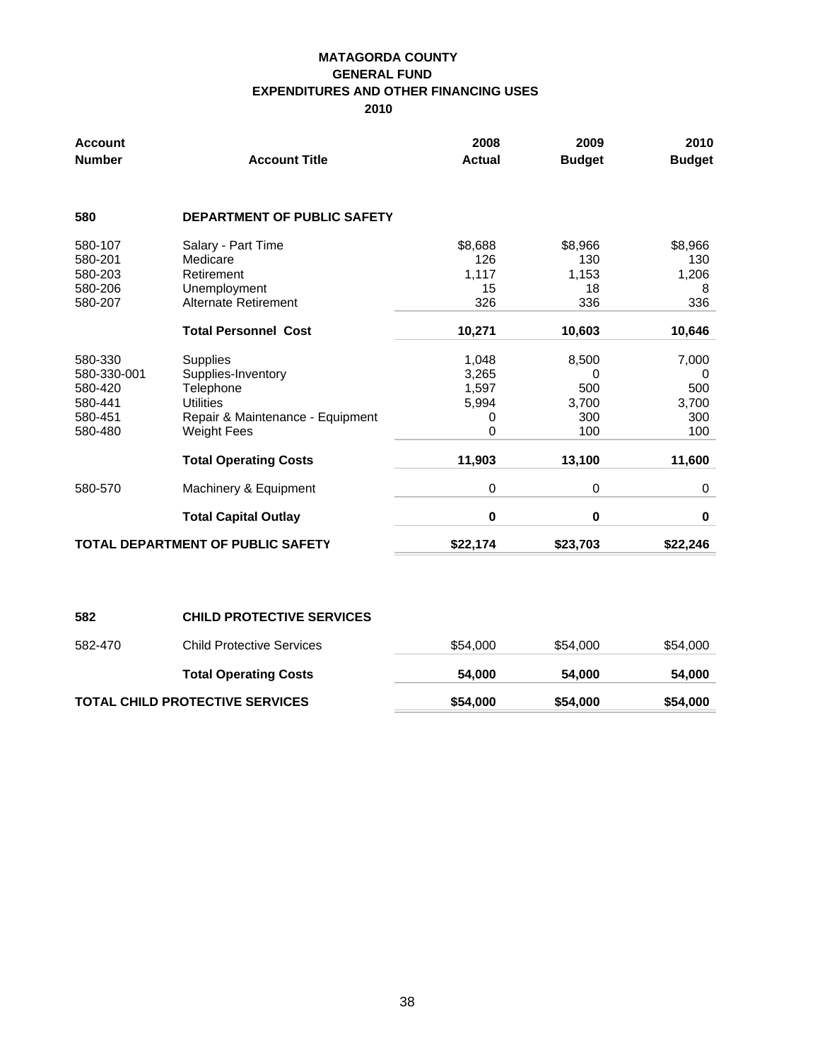**MATAGORDA COUNTY**
**GENERAL FUND**
**EXPENDITURES AND OTHER FINANCING USES**
**2010**

| Account Number | Account Title | 2008 Actual | 2009 Budget | 2010 Budget |
|---|---|---|---|---|
| **580** | **DEPARTMENT OF PUBLIC SAFETY** | | | |
| 580-107 | Salary - Part Time | $8,688 | $8,966 | $8,966 |
| 580-201 | Medicare | 126 | 130 | 130 |
| 580-203 | Retirement | 1,117 | 1,153 | 1,206 |
| 580-206 | Unemployment | 15 | 18 | 8 |
| 580-207 | Alternate Retirement | 326 | 336 | 336 |
| | **Total Personnel Cost** | **10,271** | **10,603** | **10,646** |
| 580-330 | Supplies | 1,048 | 8,500 | 7,000 |
| 580-330-001 | Supplies-Inventory | 3,265 | 0 | 0 |
| 580-420 | Telephone | 1,597 | 500 | 500 |
| 580-441 | Utilities | 5,994 | 3,700 | 3,700 |
| 580-451 | Repair & Maintenance - Equipment | 0 | 300 | 300 |
| 580-480 | Weight Fees | 0 | 100 | 100 |
| | **Total Operating Costs** | **11,903** | **13,100** | **11,600** |
| 580-570 | Machinery & Equipment | 0 | 0 | 0 |
| | **Total Capital Outlay** | **0** | **0** | **0** |
| **TOTAL DEPARTMENT OF PUBLIC SAFETY** | | **$22,174** | **$23,703** | **$22,246** |

| Account Number | Account Title | 2008 Actual | 2009 Budget | 2010 Budget |
|---|---|---|---|---|
| **582** | **CHILD PROTECTIVE SERVICES** | | | |
| 582-470 | Child Protective Services | $54,000 | $54,000 | $54,000 |
| | **Total Operating Costs** | **54,000** | **54,000** | **54,000** |
| **TOTAL CHILD PROTECTIVE SERVICES** | | **$54,000** | **$54,000** | **$54,000** |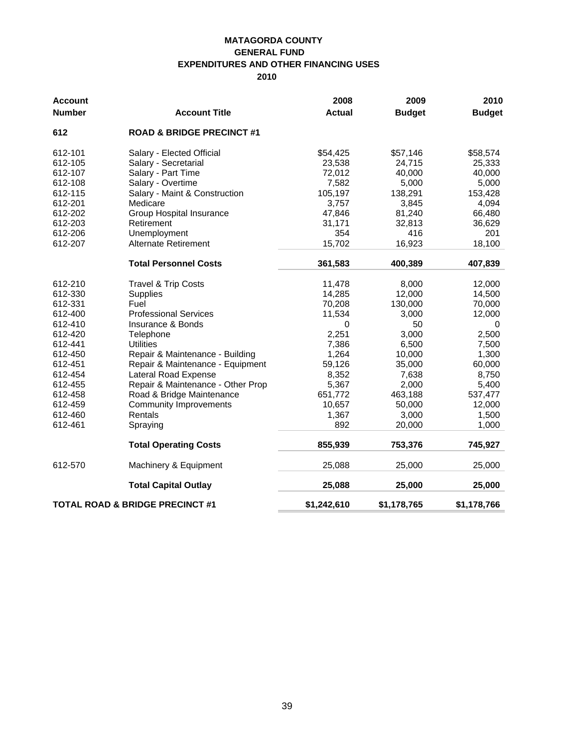**MATAGORDA COUNTY**
**GENERAL FUND**
**EXPENDITURES AND OTHER FINANCING USES**
**2010**

| Account Number | Account Title | 2008 Actual | 2009 Budget | 2010 Budget |
|---|---|---|---|---|
| **612** | **ROAD & BRIDGE PRECINCT #1** | | | |
| 612-101 | Salary - Elected Official | $54,425 | $57,146 | $58,574 |
| 612-105 | Salary - Secretarial | 23,538 | 24,715 | 25,333 |
| 612-107 | Salary - Part Time | 72,012 | 40,000 | 40,000 |
| 612-108 | Salary - Overtime | 7,582 | 5,000 | 5,000 |
| 612-115 | Salary - Maint & Construction | 105,197 | 138,291 | 153,428 |
| 612-201 | Medicare | 3,757 | 3,845 | 4,094 |
| 612-202 | Group Hospital Insurance | 47,846 | 81,240 | 66,480 |
| 612-203 | Retirement | 31,171 | 32,813 | 36,629 |
| 612-206 | Unemployment | 354 | 416 | 201 |
| 612-207 | Alternate Retirement | 15,702 | 16,923 | 18,100 |
| | **Total Personnel Costs** | **361,583** | **400,389** | **407,839** |
| 612-210 | Travel & Trip Costs | 11,478 | 8,000 | 12,000 |
| 612-330 | Supplies | 14,285 | 12,000 | 14,500 |
| 612-331 | Fuel | 70,208 | 130,000 | 70,000 |
| 612-400 | Professional Services | 11,534 | 3,000 | 12,000 |
| 612-410 | Insurance & Bonds | 0 | 50 | 0 |
| 612-420 | Telephone | 2,251 | 3,000 | 2,500 |
| 612-441 | Utilities | 7,386 | 6,500 | 7,500 |
| 612-450 | Repair & Maintenance - Building | 1,264 | 10,000 | 1,300 |
| 612-451 | Repair & Maintenance - Equipment | 59,126 | 35,000 | 60,000 |
| 612-454 | Lateral Road Expense | 8,352 | 7,638 | 8,750 |
| 612-455 | Repair & Maintenance - Other Prop | 5,367 | 2,000 | 5,400 |
| 612-458 | Road & Bridge Maintenance | 651,772 | 463,188 | 537,477 |
| 612-459 | Community Improvements | 10,657 | 50,000 | 12,000 |
| 612-460 | Rentals | 1,367 | 3,000 | 1,500 |
| 612-461 | Spraying | 892 | 20,000 | 1,000 |
| | **Total Operating Costs** | **855,939** | **753,376** | **745,927** |
| 612-570 | Machinery & Equipment | 25,088 | 25,000 | 25,000 |
| | **Total Capital Outlay** | **25,088** | **25,000** | **25,000** |
| **TOTAL ROAD & BRIDGE PRECINCT #1** | | **$1,242,610** | **$1,178,765** | **$1,178,766** |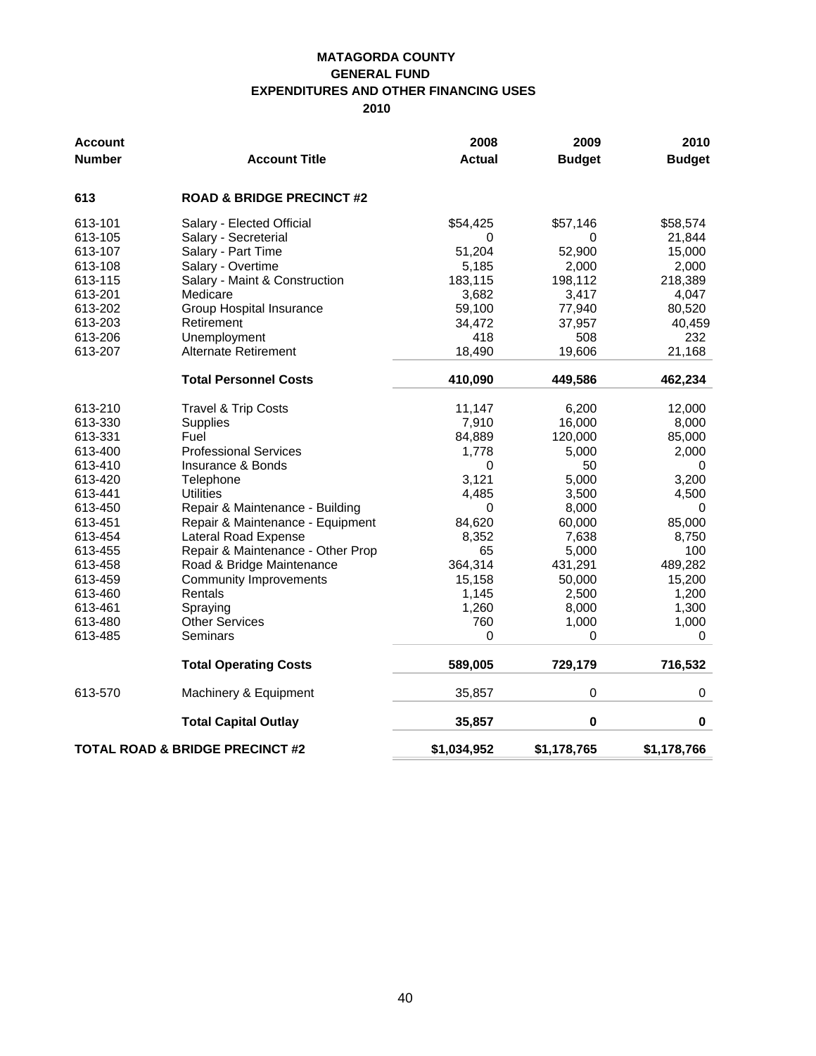# MATAGORDA COUNTY
## GENERAL FUND
## EXPENDITURES AND OTHER FINANCING USES
## 2010

| Account Number | Account Title | 2008 Actual | 2009 Budget | 2010 Budget |
|---|---|---|---|---|
| **613** | **ROAD & BRIDGE PRECINCT #2** | | | |
| 613-101 | Salary - Elected Official | $54,425 | $57,146 | $58,574 |
| 613-105 | Salary - Secreterial | 0 | 0 | 21,844 |
| 613-107 | Salary - Part Time | 51,204 | 52,900 | 15,000 |
| 613-108 | Salary - Overtime | 5,185 | 2,000 | 2,000 |
| 613-115 | Salary - Maint & Construction | 183,115 | 198,112 | 218,389 |
| 613-201 | Medicare | 3,682 | 3,417 | 4,047 |
| 613-202 | Group Hospital Insurance | 59,100 | 77,940 | 80,520 |
| 613-203 | Retirement | 34,472 | 37,957 | 40,459 |
| 613-206 | Unemployment | 418 | 508 | 232 |
| 613-207 | Alternate Retirement | 18,490 | 19,606 | 21,168 |
| | **Total Personnel Costs** | **410,090** | **449,586** | **462,234** |
| 613-210 | Travel & Trip Costs | 11,147 | 6,200 | 12,000 |
| 613-330 | Supplies | 7,910 | 16,000 | 8,000 |
| 613-331 | Fuel | 84,889 | 120,000 | 85,000 |
| 613-400 | Professional Services | 1,778 | 5,000 | 2,000 |
| 613-410 | Insurance & Bonds | 0 | 50 | 0 |
| 613-420 | Telephone | 3,121 | 5,000 | 3,200 |
| 613-441 | Utilities | 4,485 | 3,500 | 4,500 |
| 613-450 | Repair & Maintenance - Building | 0 | 8,000 | 0 |
| 613-451 | Repair & Maintenance - Equipment | 84,620 | 60,000 | 85,000 |
| 613-454 | Lateral Road Expense | 8,352 | 7,638 | 8,750 |
| 613-455 | Repair & Maintenance - Other Prop | 65 | 5,000 | 100 |
| 613-458 | Road & Bridge Maintenance | 364,314 | 431,291 | 489,282 |
| 613-459 | Community Improvements | 15,158 | 50,000 | 15,200 |
| 613-460 | Rentals | 1,145 | 2,500 | 1,200 |
| 613-461 | Spraying | 1,260 | 8,000 | 1,300 |
| 613-480 | Other Services | 760 | 1,000 | 1,000 |
| 613-485 | Seminars | 0 | 0 | 0 |
| | **Total Operating Costs** | **589,005** | **729,179** | **716,532** |
| 613-570 | Machinery & Equipment | 35,857 | 0 | 0 |
| | **Total Capital Outlay** | **35,857** | **0** | **0** |
| **TOTAL ROAD & BRIDGE PRECINCT #2** | | **$1,034,952** | **$1,178,765** | **$1,178,766** |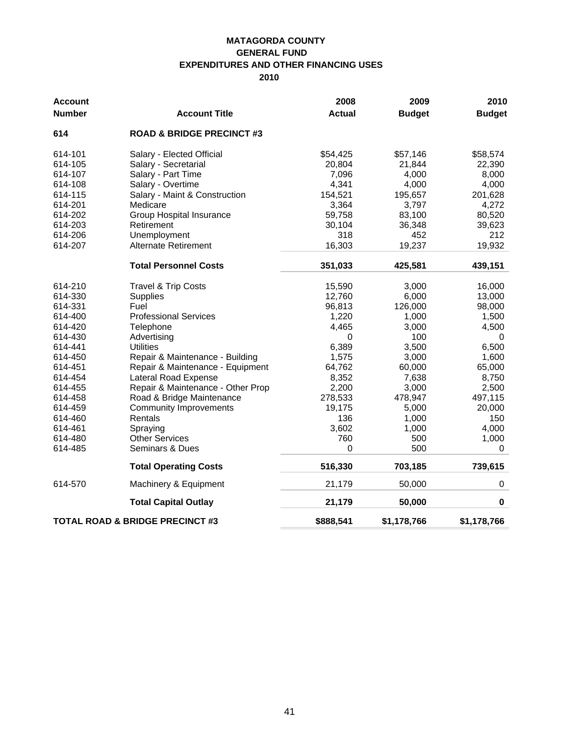# MATAGORDA COUNTY
## GENERAL FUND
## EXPENDITURES AND OTHER FINANCING USES
## 2010

| Account Number | Account Title | 2008 Actual | 2009 Budget | 2010 Budget |
|---|---|---|---|---|
| **614** | **ROAD & BRIDGE PRECINCT #3** | | | |
| 614-101 | Salary - Elected Official | $54,425 | $57,146 | $58,574 |
| 614-105 | Salary - Secretarial | 20,804 | 21,844 | 22,390 |
| 614-107 | Salary - Part Time | 7,096 | 4,000 | 8,000 |
| 614-108 | Salary - Overtime | 4,341 | 4,000 | 4,000 |
| 614-115 | Salary - Maint & Construction | 154,521 | 195,657 | 201,628 |
| 614-201 | Medicare | 3,364 | 3,797 | 4,272 |
| 614-202 | Group Hospital Insurance | 59,758 | 83,100 | 80,520 |
| 614-203 | Retirement | 30,104 | 36,348 | 39,623 |
| 614-206 | Unemployment | 318 | 452 | 212 |
| 614-207 | Alternate Retirement | 16,303 | 19,237 | 19,932 |
| | **Total Personnel Costs** | **351,033** | **425,581** | **439,151** |
| 614-210 | Travel & Trip Costs | 15,590 | 3,000 | 16,000 |
| 614-330 | Supplies | 12,760 | 6,000 | 13,000 |
| 614-331 | Fuel | 96,813 | 126,000 | 98,000 |
| 614-400 | Professional Services | 1,220 | 1,000 | 1,500 |
| 614-420 | Telephone | 4,465 | 3,000 | 4,500 |
| 614-430 | Advertising | 0 | 100 | 0 |
| 614-441 | Utilities | 6,389 | 3,500 | 6,500 |
| 614-450 | Repair & Maintenance - Building | 1,575 | 3,000 | 1,600 |
| 614-451 | Repair & Maintenance - Equipment | 64,762 | 60,000 | 65,000 |
| 614-454 | Lateral Road Expense | 8,352 | 7,638 | 8,750 |
| 614-455 | Repair & Maintenance - Other Prop | 2,200 | 3,000 | 2,500 |
| 614-458 | Road & Bridge Maintenance | 278,533 | 478,947 | 497,115 |
| 614-459 | Community Improvements | 19,175 | 5,000 | 20,000 |
| 614-460 | Rentals | 136 | 1,000 | 150 |
| 614-461 | Spraying | 3,602 | 1,000 | 4,000 |
| 614-480 | Other Services | 760 | 500 | 1,000 |
| 614-485 | Seminars & Dues | 0 | 500 | 0 |
| | **Total Operating Costs** | **516,330** | **703,185** | **739,615** |
| 614-570 | Machinery & Equipment | 21,179 | 50,000 | 0 |
| | **Total Capital Outlay** | **21,179** | **50,000** | **0** |
| **TOTAL ROAD & BRIDGE PRECINCT #3** | | **$888,541** | **$1,178,766** | **$1,178,766** |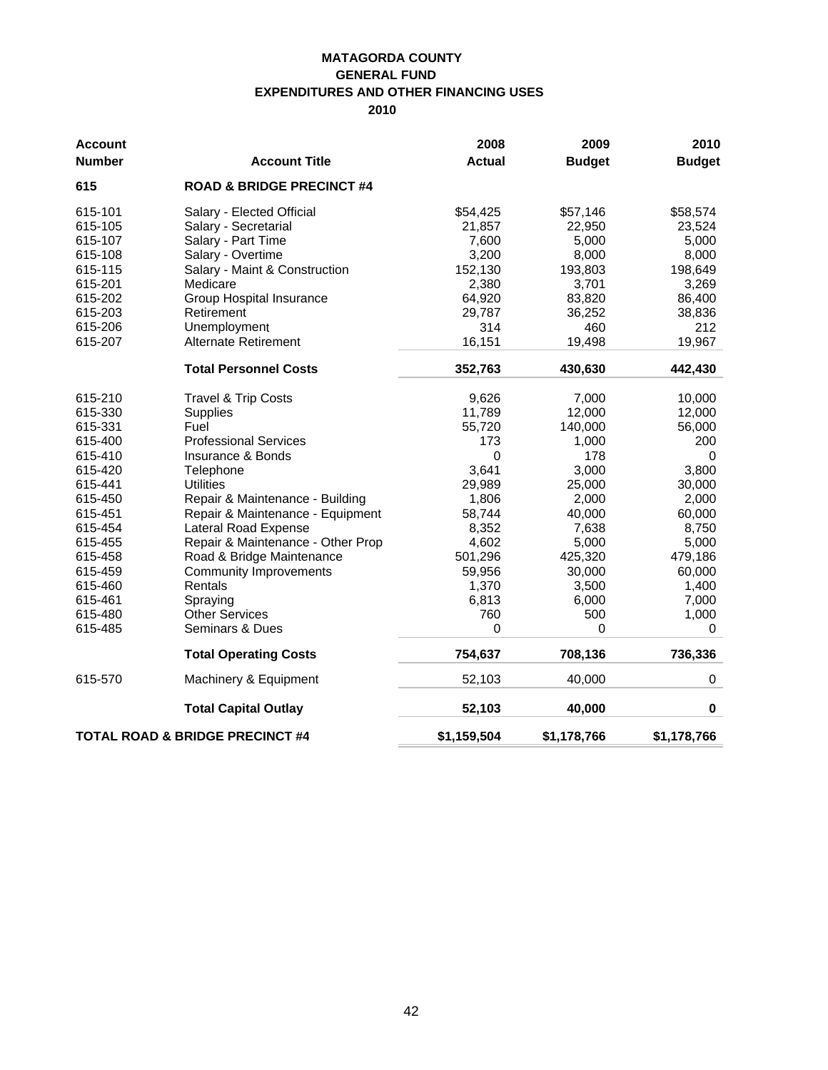**MATAGORDA COUNTY**
**GENERAL FUND**
**EXPENDITURES AND OTHER FINANCING USES**
**2010**

| Account Number | Account Title | 2008 Actual | 2009 Budget | 2010 Budget |
|---|---|---|---|---|
| **615** | **ROAD & BRIDGE PRECINCT #4** | | | |
| 615-101 | Salary - Elected Official | $54,425 | $57,146 | $58,574 |
| 615-105 | Salary - Secretarial | 21,857 | 22,950 | 23,524 |
| 615-107 | Salary - Part Time | 7,600 | 5,000 | 5,000 |
| 615-108 | Salary - Overtime | 3,200 | 8,000 | 8,000 |
| 615-115 | Salary - Maint & Construction | 152,130 | 193,803 | 198,649 |
| 615-201 | Medicare | 2,380 | 3,701 | 3,269 |
| 615-202 | Group Hospital Insurance | 64,920 | 83,820 | 86,400 |
| 615-203 | Retirement | 29,787 | 36,252 | 38,836 |
| 615-206 | Unemployment | 314 | 460 | 212 |
| 615-207 | Alternate Retirement | 16,151 | 19,498 | 19,967 |
| | **Total Personnel Costs** | **352,763** | **430,630** | **442,430** |
| 615-210 | Travel & Trip Costs | 9,626 | 7,000 | 10,000 |
| 615-330 | Supplies | 11,789 | 12,000 | 12,000 |
| 615-331 | Fuel | 55,720 | 140,000 | 56,000 |
| 615-400 | Professional Services | 173 | 1,000 | 200 |
| 615-410 | Insurance & Bonds | 0 | 178 | 0 |
| 615-420 | Telephone | 3,641 | 3,000 | 3,800 |
| 615-441 | Utilities | 29,989 | 25,000 | 30,000 |
| 615-450 | Repair & Maintenance - Building | 1,806 | 2,000 | 2,000 |
| 615-451 | Repair & Maintenance - Equipment | 58,744 | 40,000 | 60,000 |
| 615-454 | Lateral Road Expense | 8,352 | 7,638 | 8,750 |
| 615-455 | Repair & Maintenance - Other Prop | 4,602 | 5,000 | 5,000 |
| 615-458 | Road & Bridge Maintenance | 501,296 | 425,320 | 479,186 |
| 615-459 | Community Improvements | 59,956 | 30,000 | 60,000 |
| 615-460 | Rentals | 1,370 | 3,500 | 1,400 |
| 615-461 | Spraying | 6,813 | 6,000 | 7,000 |
| 615-480 | Other Services | 760 | 500 | 1,000 |
| 615-485 | Seminars & Dues | 0 | 0 | 0 |
| | **Total Operating Costs** | **754,637** | **708,136** | **736,336** |
| 615-570 | Machinery & Equipment | 52,103 | 40,000 | 0 |
| | **Total Capital Outlay** | **52,103** | **40,000** | **0** |
| **TOTAL ROAD & BRIDGE PRECINCT #4** | | **$1,159,504** | **$1,178,766** | **$1,178,766** |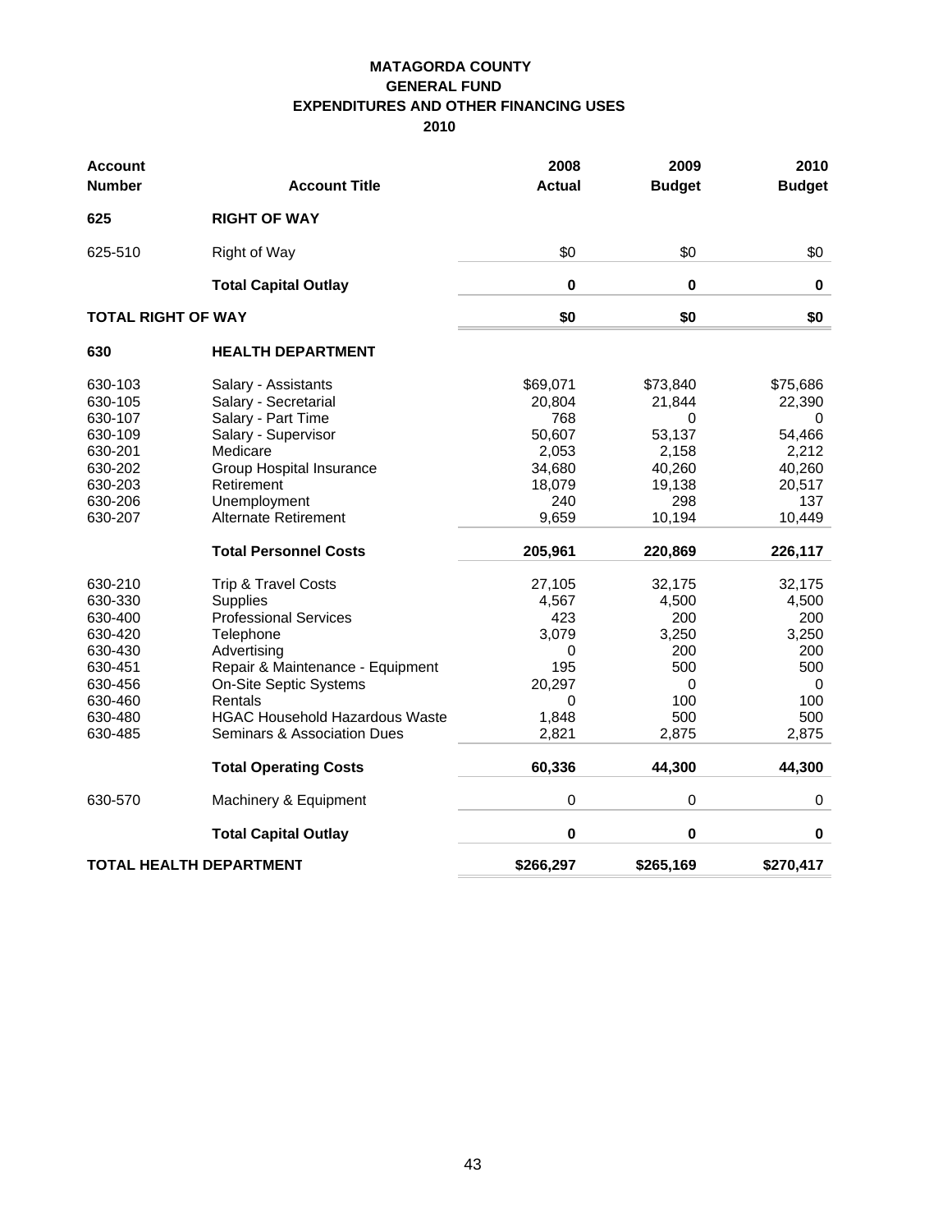**MATAGORDA COUNTY**
**GENERAL FUND**
**EXPENDITURES AND OTHER FINANCING USES**
**2010**

| Account Number | Account Title | 2008 Actual | 2009 Budget | 2010 Budget |
|---|---|---|---|---|
| **625** | **RIGHT OF WAY** | | | |
| 625-510 | Right of Way | $0 | $0 | $0 |
| | **Total Capital Outlay** | **0** | **0** | **0** |
| **TOTAL RIGHT OF WAY** | | **$0** | **$0** | **$0** |
| **630** | **HEALTH DEPARTMENT** | | | |
| 630-103 | Salary - Assistants | $69,071 | $73,840 | $75,686 |
| 630-105 | Salary - Secretarial | 20,804 | 21,844 | 22,390 |
| 630-107 | Salary - Part Time | 768 | 0 | 0 |
| 630-109 | Salary - Supervisor | 50,607 | 53,137 | 54,466 |
| 630-201 | Medicare | 2,053 | 2,158 | 2,212 |
| 630-202 | Group Hospital Insurance | 34,680 | 40,260 | 40,260 |
| 630-203 | Retirement | 18,079 | 19,138 | 20,517 |
| 630-206 | Unemployment | 240 | 298 | 137 |
| 630-207 | Alternate Retirement | 9,659 | 10,194 | 10,449 |
| | **Total Personnel Costs** | **205,961** | **220,869** | **226,117** |
| 630-210 | Trip & Travel Costs | 27,105 | 32,175 | 32,175 |
| 630-330 | Supplies | 4,567 | 4,500 | 4,500 |
| 630-400 | Professional Services | 423 | 200 | 200 |
| 630-420 | Telephone | 3,079 | 3,250 | 3,250 |
| 630-430 | Advertising | 0 | 200 | 200 |
| 630-451 | Repair & Maintenance - Equipment | 195 | 500 | 500 |
| 630-456 | On-Site Septic Systems | 20,297 | 0 | 0 |
| 630-460 | Rentals | 0 | 100 | 100 |
| 630-480 | HGAC Household Hazardous Waste | 1,848 | 500 | 500 |
| 630-485 | Seminars & Association Dues | 2,821 | 2,875 | 2,875 |
| | **Total Operating Costs** | **60,336** | **44,300** | **44,300** |
| 630-570 | Machinery & Equipment | 0 | 0 | 0 |
| | **Total Capital Outlay** | **0** | **0** | **0** |
| **TOTAL HEALTH DEPARTMENT** | | **$266,297** | **$265,169** | **$270,417** |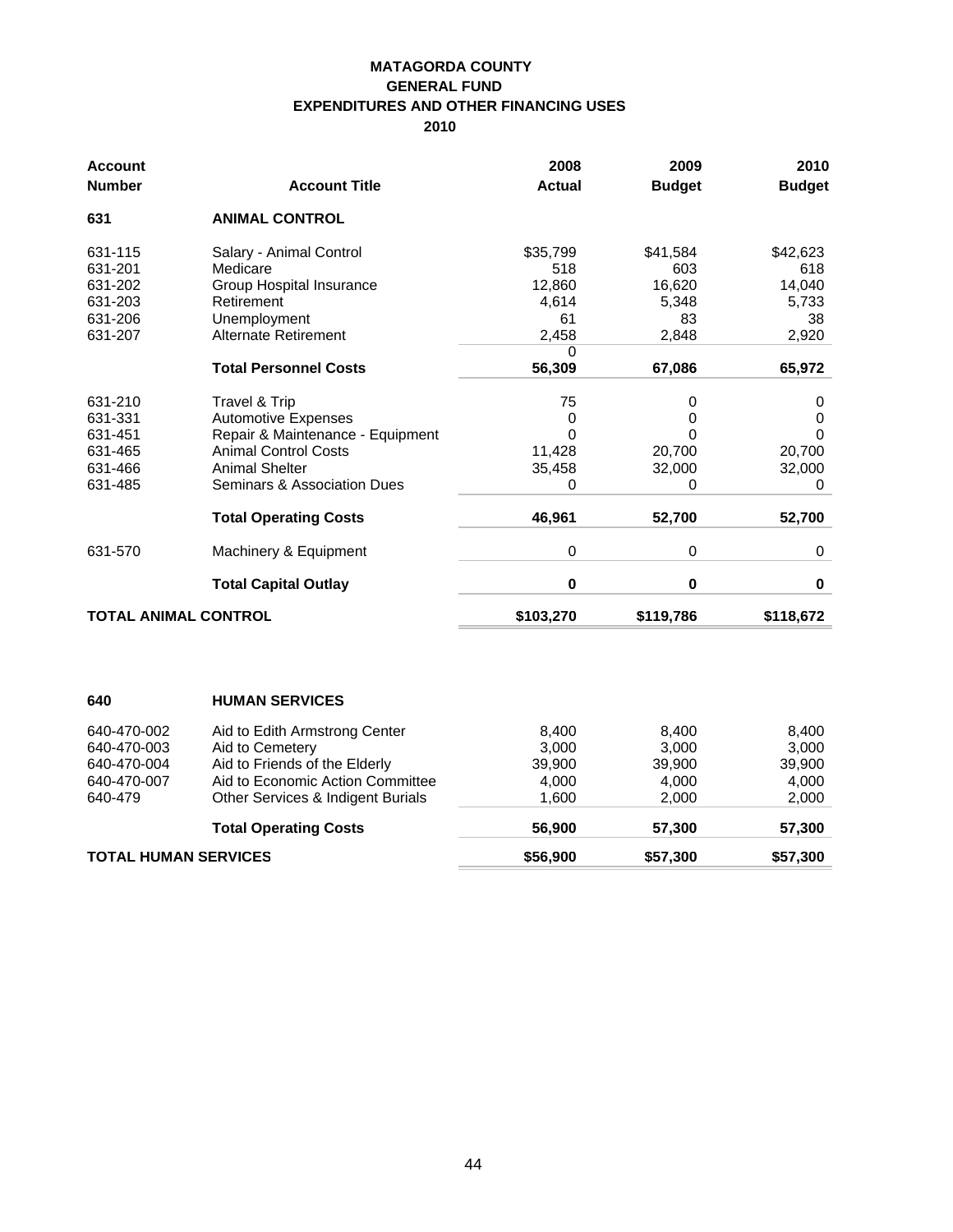**MATAGORDA COUNTY**
**GENERAL FUND**
**EXPENDITURES AND OTHER FINANCING USES**
**2010**

| Account Number | Account Title | 2008 Actual | 2009 Budget | 2010 Budget |
|---|---|---|---|---|
| **631** | **ANIMAL CONTROL** | | | |
| 631-115 | Salary - Animal Control | $35,799 | $41,584 | $42,623 |
| 631-201 | Medicare | 518 | 603 | 618 |
| 631-202 | Group Hospital Insurance | 12,860 | 16,620 | 14,040 |
| 631-203 | Retirement | 4,614 | 5,348 | 5,733 |
| 631-206 | Unemployment | 61 | 83 | 38 |
| 631-207 | Alternate Retirement | 2,458 | 2,848 | 2,920 |
| | | 0 | | |
| | **Total Personnel Costs** | **56,309** | **67,086** | **65,972** |
| 631-210 | Travel & Trip | 75 | 0 | 0 |
| 631-331 | Automotive Expenses | 0 | 0 | 0 |
| 631-451 | Repair & Maintenance - Equipment | 0 | 0 | 0 |
| 631-465 | Animal Control Costs | 11,428 | 20,700 | 20,700 |
| 631-466 | Animal Shelter | 35,458 | 32,000 | 32,000 |
| 631-485 | Seminars & Association Dues | 0 | 0 | 0 |
| | **Total Operating Costs** | **46,961** | **52,700** | **52,700** |
| 631-570 | Machinery & Equipment | 0 | 0 | 0 |
| | **Total Capital Outlay** | **0** | **0** | **0** |
| **TOTAL ANIMAL CONTROL** | | **$103,270** | **$119,786** | **$118,672** |

| Account Number | Account Title | 2008 Actual | 2009 Budget | 2010 Budget |
|---|---|---|---|---|
| **640** | **HUMAN SERVICES** | | | |
| 640-470-002 | Aid to Edith Armstrong Center | 8,400 | 8,400 | 8,400 |
| 640-470-003 | Aid to Cemetery | 3,000 | 3,000 | 3,000 |
| 640-470-004 | Aid to Friends of the Elderly | 39,900 | 39,900 | 39,900 |
| 640-470-007 | Aid to Economic Action Committee | 4,000 | 4,000 | 4,000 |
| 640-479 | Other Services & Indigent Burials | 1,600 | 2,000 | 2,000 |
| | **Total Operating Costs** | **56,900** | **57,300** | **57,300** |
| **TOTAL HUMAN SERVICES** | | **$56,900** | **$57,300** | **$57,300** |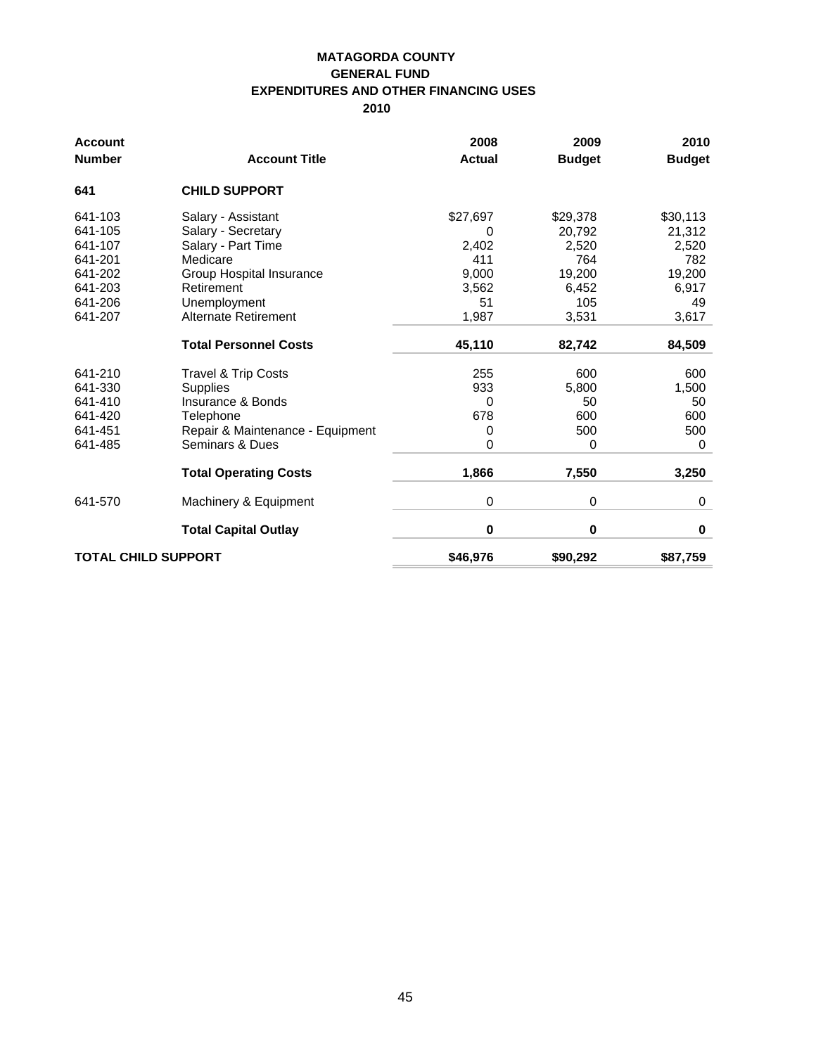# MATAGORDA COUNTY
## GENERAL FUND
## EXPENDITURES AND OTHER FINANCING USES
## 2010

| Account Number | Account Title | 2008 Actual | 2009 Budget | 2010 Budget |
|---|---|---|---|---|
| **641** | **CHILD SUPPORT** | | | |
| 641-103 | Salary - Assistant | $27,697 | $29,378 | $30,113 |
| 641-105 | Salary - Secretary | 0 | 20,792 | 21,312 |
| 641-107 | Salary - Part Time | 2,402 | 2,520 | 2,520 |
| 641-201 | Medicare | 411 | 764 | 782 |
| 641-202 | Group Hospital Insurance | 9,000 | 19,200 | 19,200 |
| 641-203 | Retirement | 3,562 | 6,452 | 6,917 |
| 641-206 | Unemployment | 51 | 105 | 49 |
| 641-207 | Alternate Retirement | 1,987 | 3,531 | 3,617 |
| | **Total Personnel Costs** | **45,110** | **82,742** | **84,509** |
| 641-210 | Travel & Trip Costs | 255 | 600 | 600 |
| 641-330 | Supplies | 933 | 5,800 | 1,500 |
| 641-410 | Insurance & Bonds | 0 | 50 | 50 |
| 641-420 | Telephone | 678 | 600 | 600 |
| 641-451 | Repair & Maintenance - Equipment | 0 | 500 | 500 |
| 641-485 | Seminars & Dues | 0 | 0 | 0 |
| | **Total Operating Costs** | **1,866** | **7,550** | **3,250** |
| 641-570 | Machinery & Equipment | 0 | 0 | 0 |
| | **Total Capital Outlay** | **0** | **0** | **0** |
| **TOTAL CHILD SUPPORT** | | **$46,976** | **$90,292** | **$87,759** |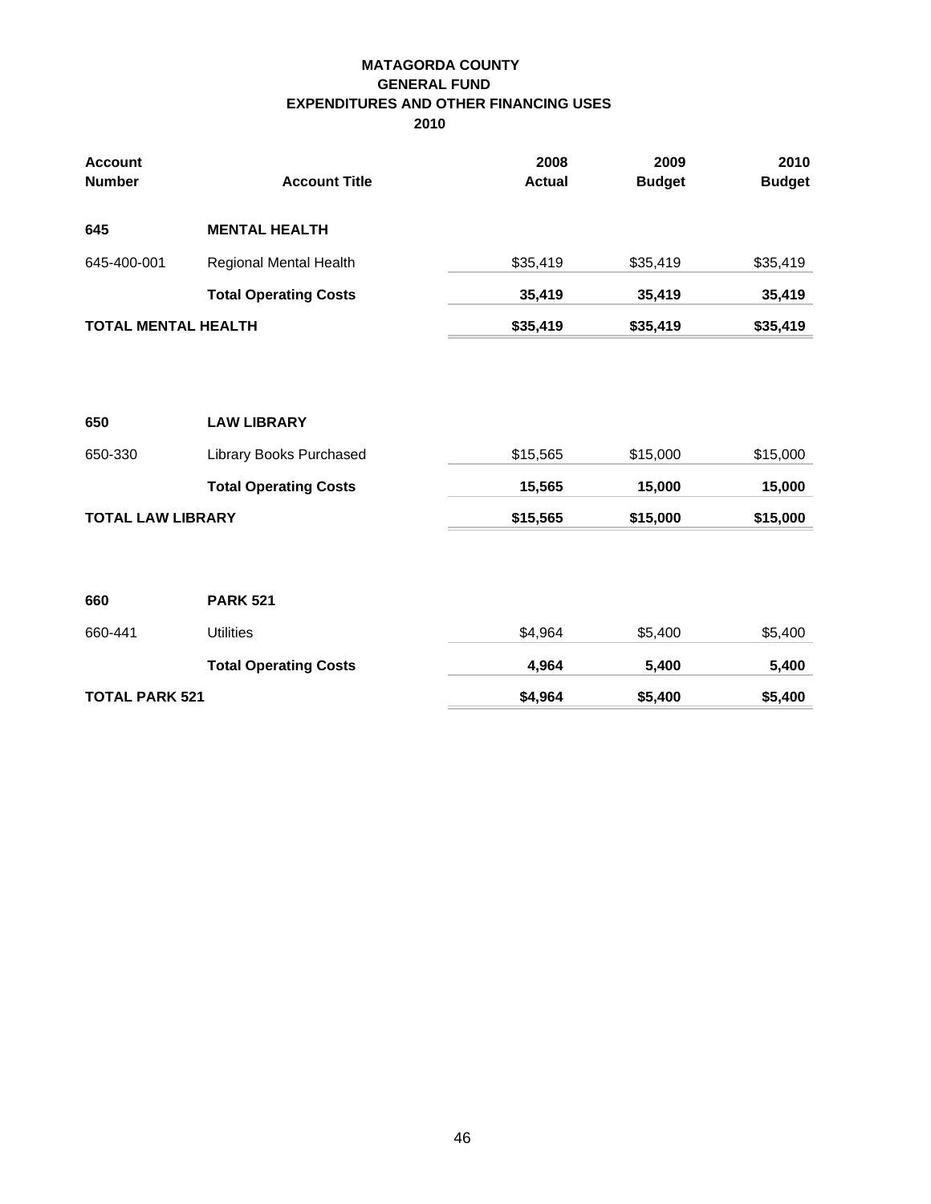**MATAGORDA COUNTY**
**GENERAL FUND**
**EXPENDITURES AND OTHER FINANCING USES**
**2010**

| Account Number | Account Title | 2008 Actual | 2009 Budget | 2010 Budget |
|---|---|---|---|---|
| **645** | **MENTAL HEALTH** | | | |
| 645-400-001 | Regional Mental Health | $35,419 | $35,419 | $35,419 |
| | **Total Operating Costs** | **35,419** | **35,419** | **35,419** |
| **TOTAL MENTAL HEALTH** | | **$35,419** | **$35,419** | **$35,419** |
| | | | | |
| **650** | **LAW LIBRARY** | | | |
| 650-330 | Library Books Purchased | $15,565 | $15,000 | $15,000 |
| | **Total Operating Costs** | **15,565** | **15,000** | **15,000** |
| **TOTAL LAW LIBRARY** | | **$15,565** | **$15,000** | **$15,000** |
| | | | | |
| **660** | **PARK 521** | | | |
| 660-441 | Utilities | $4,964 | $5,400 | $5,400 |
| | **Total Operating Costs** | **4,964** | **5,400** | **5,400** |
| **TOTAL PARK 521** | | **$4,964** | **$5,400** | **$5,400** |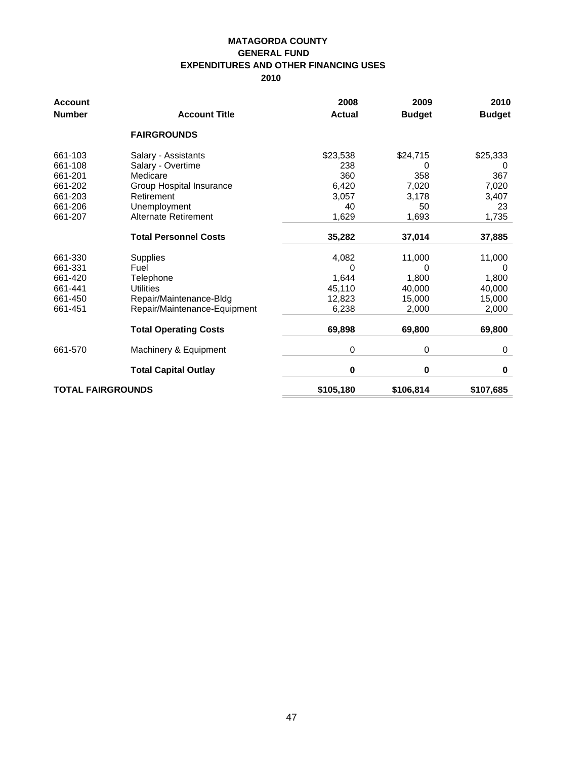**MATAGORDA COUNTY**
**GENERAL FUND**
**EXPENDITURES AND OTHER FINANCING USES**
**2010**

| Account Number | Account Title | 2008 Actual | 2009 Budget | 2010 Budget |
|---|---|---|---|---|
| | **FAIRGROUNDS** | | | |
| 661-103 | Salary - Assistants | $23,538 | $24,715 | $25,333 |
| 661-108 | Salary - Overtime | 238 | 0 | 0 |
| 661-201 | Medicare | 360 | 358 | 367 |
| 661-202 | Group Hospital Insurance | 6,420 | 7,020 | 7,020 |
| 661-203 | Retirement | 3,057 | 3,178 | 3,407 |
| 661-206 | Unemployment | 40 | 50 | 23 |
| 661-207 | Alternate Retirement | 1,629 | 1,693 | 1,735 |
| | **Total Personnel Costs** | **35,282** | **37,014** | **37,885** |
| 661-330 | Supplies | 4,082 | 11,000 | 11,000 |
| 661-331 | Fuel | 0 | 0 | 0 |
| 661-420 | Telephone | 1,644 | 1,800 | 1,800 |
| 661-441 | Utilities | 45,110 | 40,000 | 40,000 |
| 661-450 | Repair/Maintenance-Bldg | 12,823 | 15,000 | 15,000 |
| 661-451 | Repair/Maintenance-Equipment | 6,238 | 2,000 | 2,000 |
| | **Total Operating Costs** | **69,898** | **69,800** | **69,800** |
| 661-570 | Machinery & Equipment | 0 | 0 | 0 |
| | **Total Capital Outlay** | **0** | **0** | **0** |
| **TOTAL FAIRGROUNDS** | | **$105,180** | **$106,814** | **$107,685** |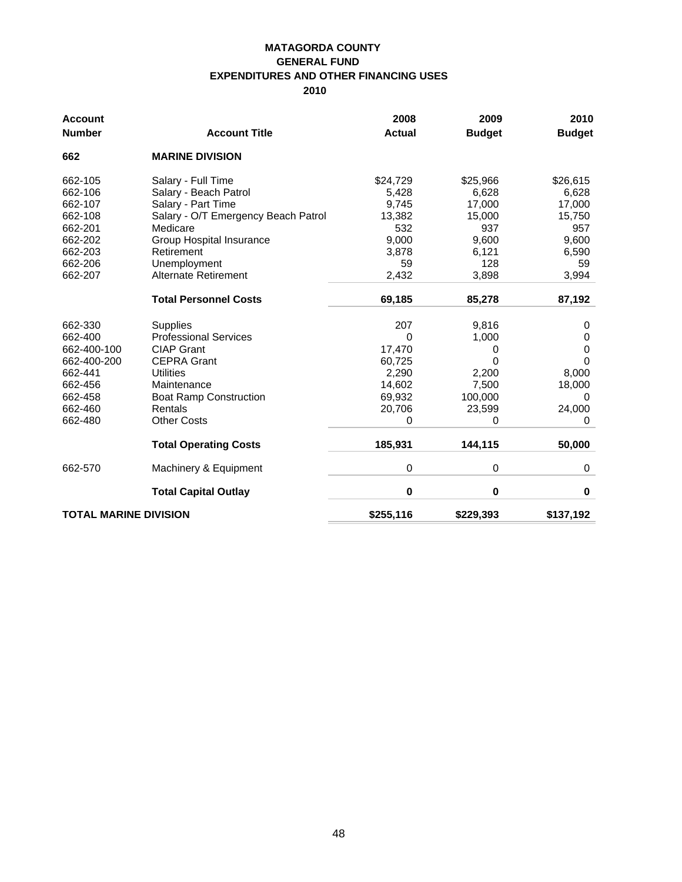**MATAGORDA COUNTY**
**GENERAL FUND**
**EXPENDITURES AND OTHER FINANCING USES**
**2010**

| Account Number | Account Title | 2008 Actual | 2009 Budget | 2010 Budget |
|---|---|---|---|---|
| **662** | **MARINE DIVISION** | | | |
| 662-105 | Salary - Full Time | $24,729 | $25,966 | $26,615 |
| 662-106 | Salary - Beach Patrol | 5,428 | 6,628 | 6,628 |
| 662-107 | Salary - Part Time | 9,745 | 17,000 | 17,000 |
| 662-108 | Salary - O/T Emergency Beach Patrol | 13,382 | 15,000 | 15,750 |
| 662-201 | Medicare | 532 | 937 | 957 |
| 662-202 | Group Hospital Insurance | 9,000 | 9,600 | 9,600 |
| 662-203 | Retirement | 3,878 | 6,121 | 6,590 |
| 662-206 | Unemployment | 59 | 128 | 59 |
| 662-207 | Alternate Retirement | 2,432 | 3,898 | 3,994 |
| | **Total Personnel Costs** | **69,185** | **85,278** | **87,192** |
| 662-330 | Supplies | 207 | 9,816 | 0 |
| 662-400 | Professional Services | 0 | 1,000 | 0 |
| 662-400-100 | CIAP Grant | 17,470 | 0 | 0 |
| 662-400-200 | CEPRA Grant | 60,725 | 0 | 0 |
| 662-441 | Utilities | 2,290 | 2,200 | 8,000 |
| 662-456 | Maintenance | 14,602 | 7,500 | 18,000 |
| 662-458 | Boat Ramp Construction | 69,932 | 100,000 | 0 |
| 662-460 | Rentals | 20,706 | 23,599 | 24,000 |
| 662-480 | Other Costs | 0 | 0 | 0 |
| | **Total Operating Costs** | **185,931** | **144,115** | **50,000** |
| 662-570 | Machinery & Equipment | 0 | 0 | 0 |
| | **Total Capital Outlay** | **0** | **0** | **0** |
| **TOTAL MARINE DIVISION** | | **$255,116** | **$229,393** | **$137,192** |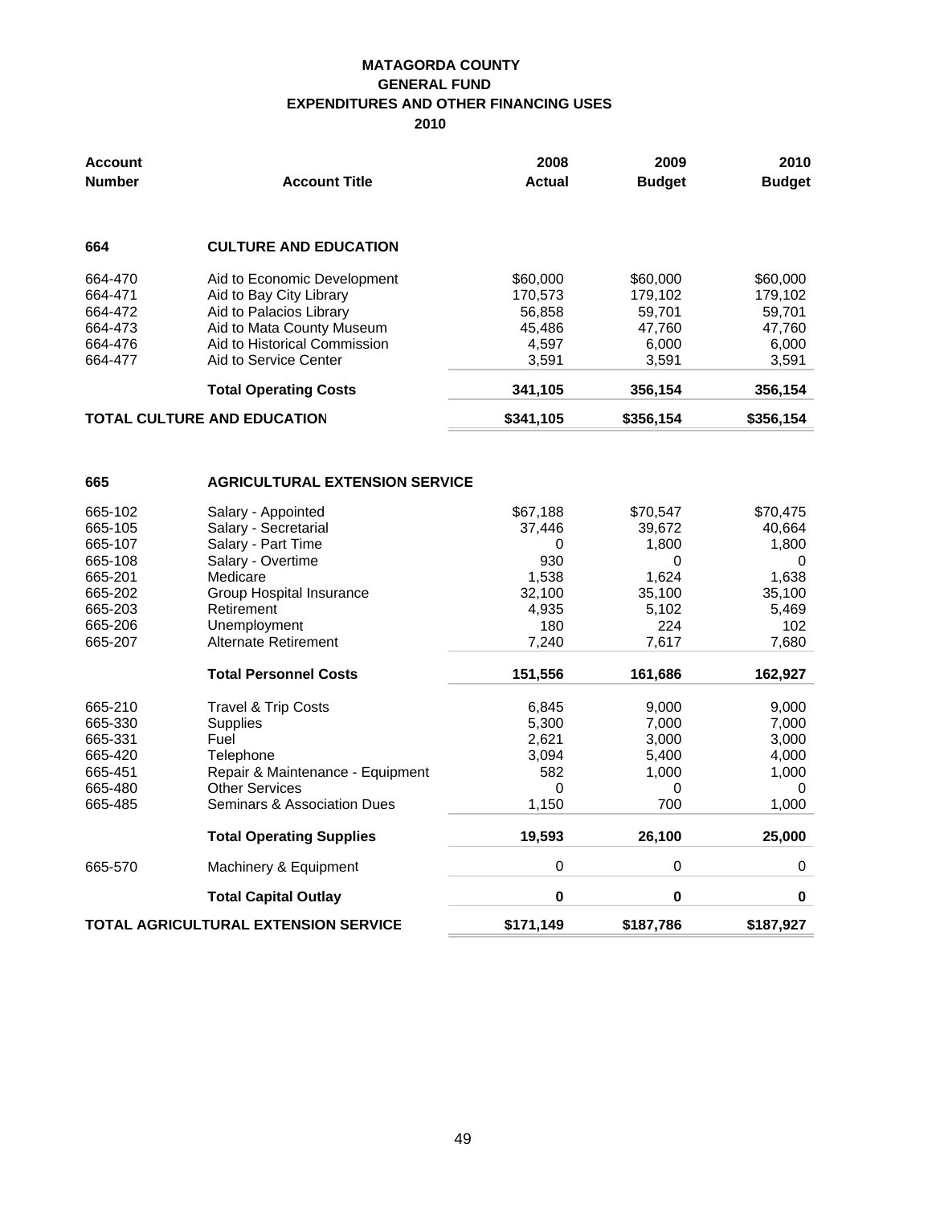**MATAGORDA COUNTY**
**GENERAL FUND**
**EXPENDITURES AND OTHER FINANCING USES**
**2010**

| Account Number | Account Title | 2008 Actual | 2009 Budget | 2010 Budget |
|---|---|---|---|---|
| **664** | **CULTURE AND EDUCATION** | | | |
| 664-470 | Aid to Economic Development | $60,000 | $60,000 | $60,000 |
| 664-471 | Aid to Bay City Library | 170,573 | 179,102 | 179,102 |
| 664-472 | Aid to Palacios Library | 56,858 | 59,701 | 59,701 |
| 664-473 | Aid to Mata County Museum | 45,486 | 47,760 | 47,760 |
| 664-476 | Aid to Historical Commission | 4,597 | 6,000 | 6,000 |
| 664-477 | Aid to Service Center | 3,591 | 3,591 | 3,591 |
| | **Total Operating Costs** | **341,105** | **356,154** | **356,154** |
| **TOTAL CULTURE AND EDUCATION** | | **$341,105** | **$356,154** | **$356,154** |
| **665** | **AGRICULTURAL EXTENSION SERVICE** | | | |
| 665-102 | Salary - Appointed | $67,188 | $70,547 | $70,475 |
| 665-105 | Salary - Secretarial | 37,446 | 39,672 | 40,664 |
| 665-107 | Salary - Part Time | 0 | 1,800 | 1,800 |
| 665-108 | Salary - Overtime | 930 | 0 | 0 |
| 665-201 | Medicare | 1,538 | 1,624 | 1,638 |
| 665-202 | Group Hospital Insurance | 32,100 | 35,100 | 35,100 |
| 665-203 | Retirement | 4,935 | 5,102 | 5,469 |
| 665-206 | Unemployment | 180 | 224 | 102 |
| 665-207 | Alternate Retirement | 7,240 | 7,617 | 7,680 |
| | **Total Personnel Costs** | **151,556** | **161,686** | **162,927** |
| 665-210 | Travel & Trip Costs | 6,845 | 9,000 | 9,000 |
| 665-330 | Supplies | 5,300 | 7,000 | 7,000 |
| 665-331 | Fuel | 2,621 | 3,000 | 3,000 |
| 665-420 | Telephone | 3,094 | 5,400 | 4,000 |
| 665-451 | Repair & Maintenance - Equipment | 582 | 1,000 | 1,000 |
| 665-480 | Other Services | 0 | 0 | 0 |
| 665-485 | Seminars & Association Dues | 1,150 | 700 | 1,000 |
| | **Total Operating Supplies** | **19,593** | **26,100** | **25,000** |
| 665-570 | Machinery & Equipment | 0 | 0 | 0 |
| | **Total Capital Outlay** | **0** | **0** | **0** |
| **TOTAL AGRICULTURAL EXTENSION SERVICE** | | **$171,149** | **$187,786** | **$187,927** |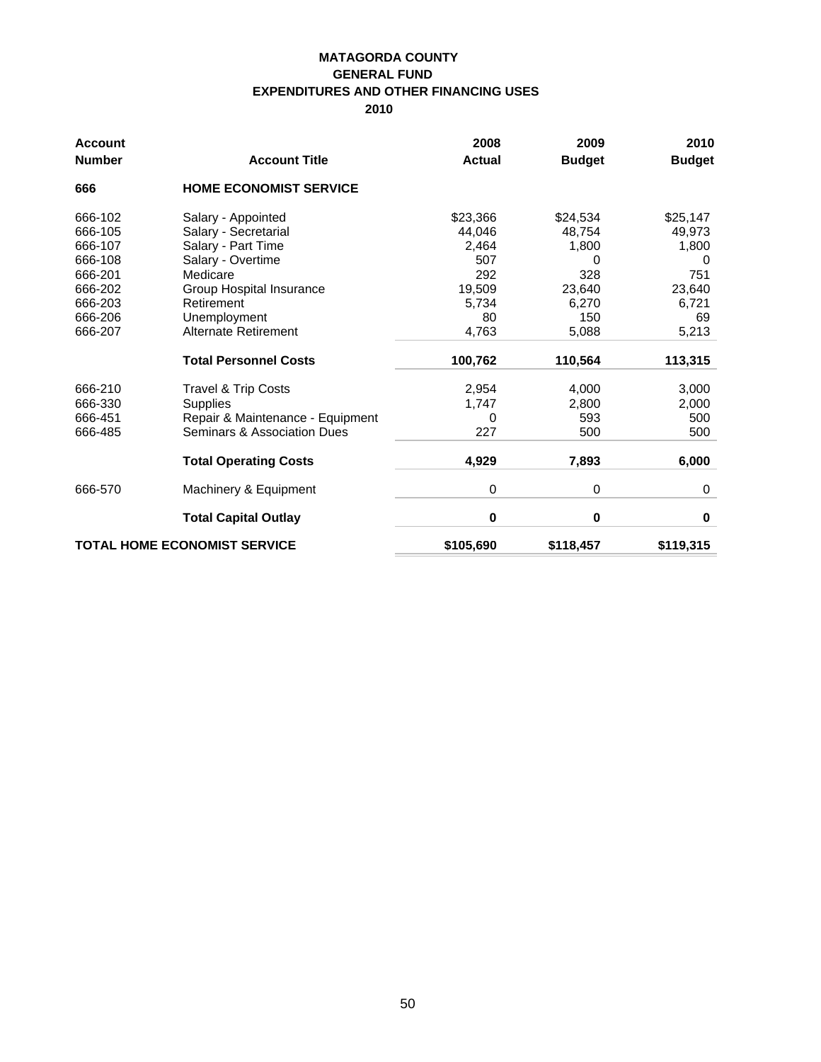**MATAGORDA COUNTY**
**GENERAL FUND**
**EXPENDITURES AND OTHER FINANCING USES**
**2010**

| Account Number | Account Title | 2008 Actual | 2009 Budget | 2010 Budget |
|---|---|---|---|---|
| **666** | **HOME ECONOMIST SERVICE** | | | |
| 666-102 | Salary - Appointed | $23,366 | $24,534 | $25,147 |
| 666-105 | Salary - Secretarial | 44,046 | 48,754 | 49,973 |
| 666-107 | Salary - Part Time | 2,464 | 1,800 | 1,800 |
| 666-108 | Salary - Overtime | 507 | 0 | 0 |
| 666-201 | Medicare | 292 | 328 | 751 |
| 666-202 | Group Hospital Insurance | 19,509 | 23,640 | 23,640 |
| 666-203 | Retirement | 5,734 | 6,270 | 6,721 |
| 666-206 | Unemployment | 80 | 150 | 69 |
| 666-207 | Alternate Retirement | 4,763 | 5,088 | 5,213 |
| | **Total Personnel Costs** | **100,762** | **110,564** | **113,315** |
| 666-210 | Travel & Trip Costs | 2,954 | 4,000 | 3,000 |
| 666-330 | Supplies | 1,747 | 2,800 | 2,000 |
| 666-451 | Repair & Maintenance - Equipment | 0 | 593 | 500 |
| 666-485 | Seminars & Association Dues | 227 | 500 | 500 |
| | **Total Operating Costs** | **4,929** | **7,893** | **6,000** |
| 666-570 | Machinery & Equipment | 0 | 0 | 0 |
| | **Total Capital Outlay** | **0** | **0** | **0** |
| **TOTAL HOME ECONOMIST SERVICE** | | **$105,690** | **$118,457** | **$119,315** |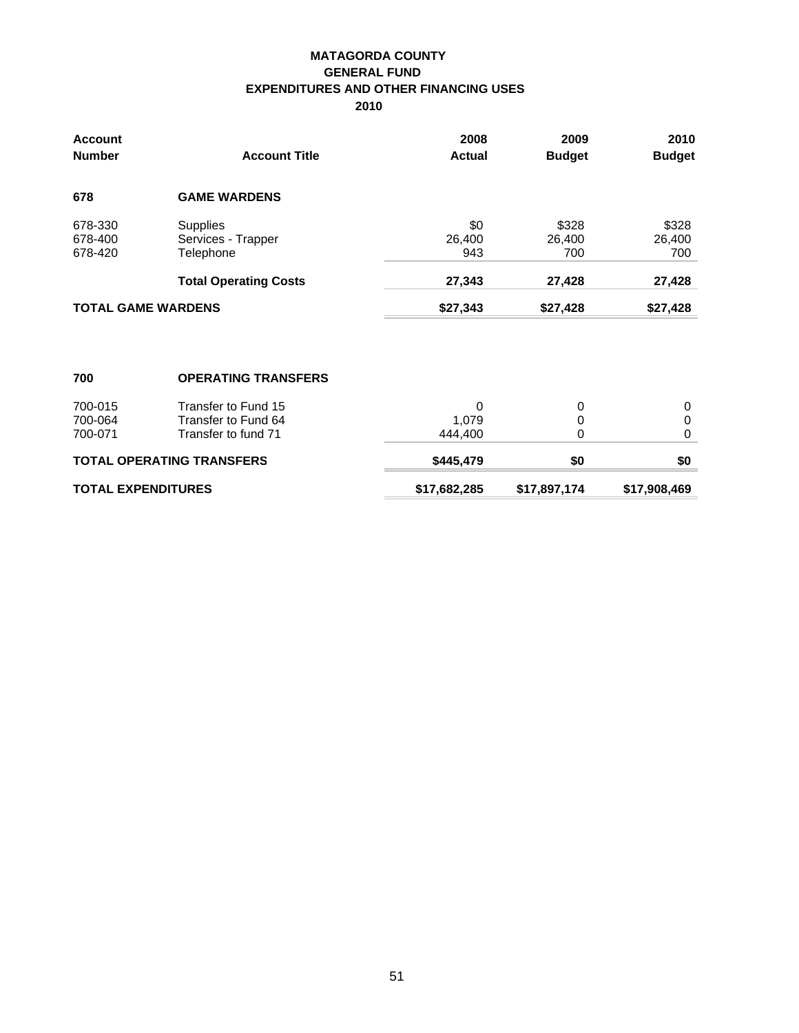**MATAGORDA COUNTY**
**GENERAL FUND**
**EXPENDITURES AND OTHER FINANCING USES**
**2010**

| Account Number | Account Title | 2008 Actual | 2009 Budget | 2010 Budget |
|---|---|---|---|---|
| **678** | **GAME WARDENS** | | | |
| 678-330 | Supplies | $0 | $328 | $328 |
| 678-400 | Services - Trapper | 26,400 | 26,400 | 26,400 |
| 678-420 | Telephone | 943 | 700 | 700 |
| | **Total Operating Costs** | **27,343** | **27,428** | **27,428** |
| **TOTAL GAME WARDENS** | | **$27,343** | **$27,428** | **$27,428** |
| **700** | **OPERATING TRANSFERS** | | | |
| 700-015 | Transfer to Fund 15 | 0 | 0 | 0 |
| 700-064 | Transfer to Fund 64 | 1,079 | 0 | 0 |
| 700-071 | Transfer to fund 71 | 444,400 | 0 | 0 |
| **TOTAL OPERATING TRANSFERS** | | **$445,479** | **$0** | **$0** |
| **TOTAL EXPENDITURES** | | **$17,682,285** | **$17,897,174** | **$17,908,469** |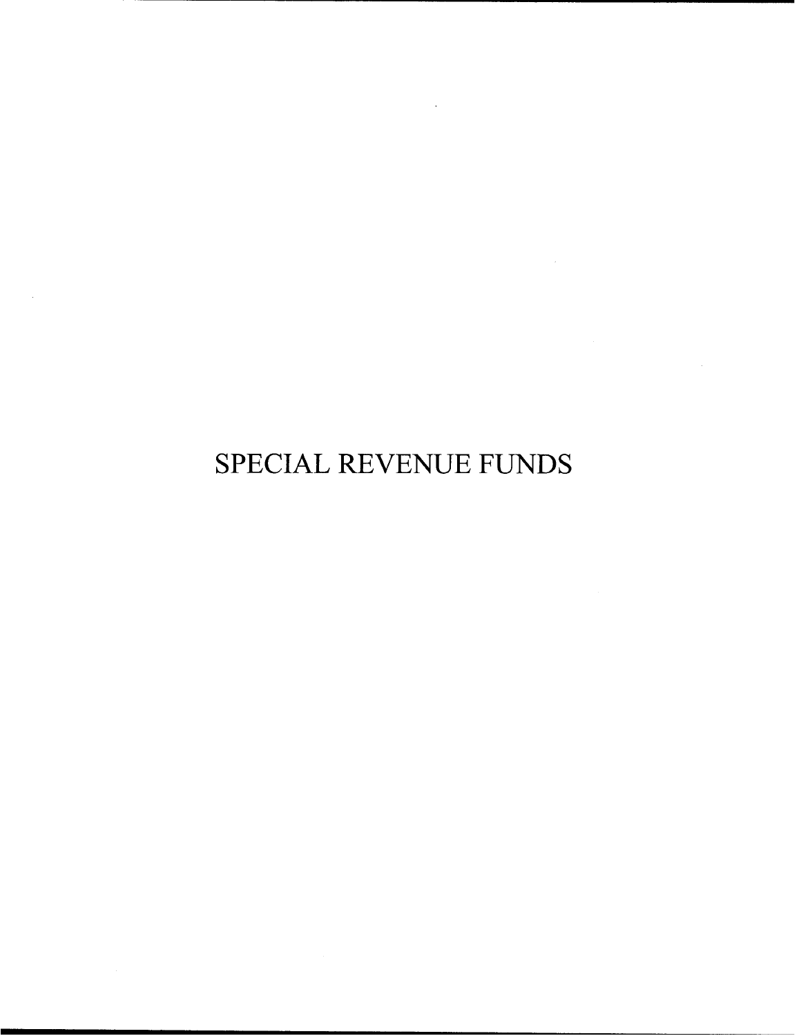# SPECIAL REVENUE FUNDS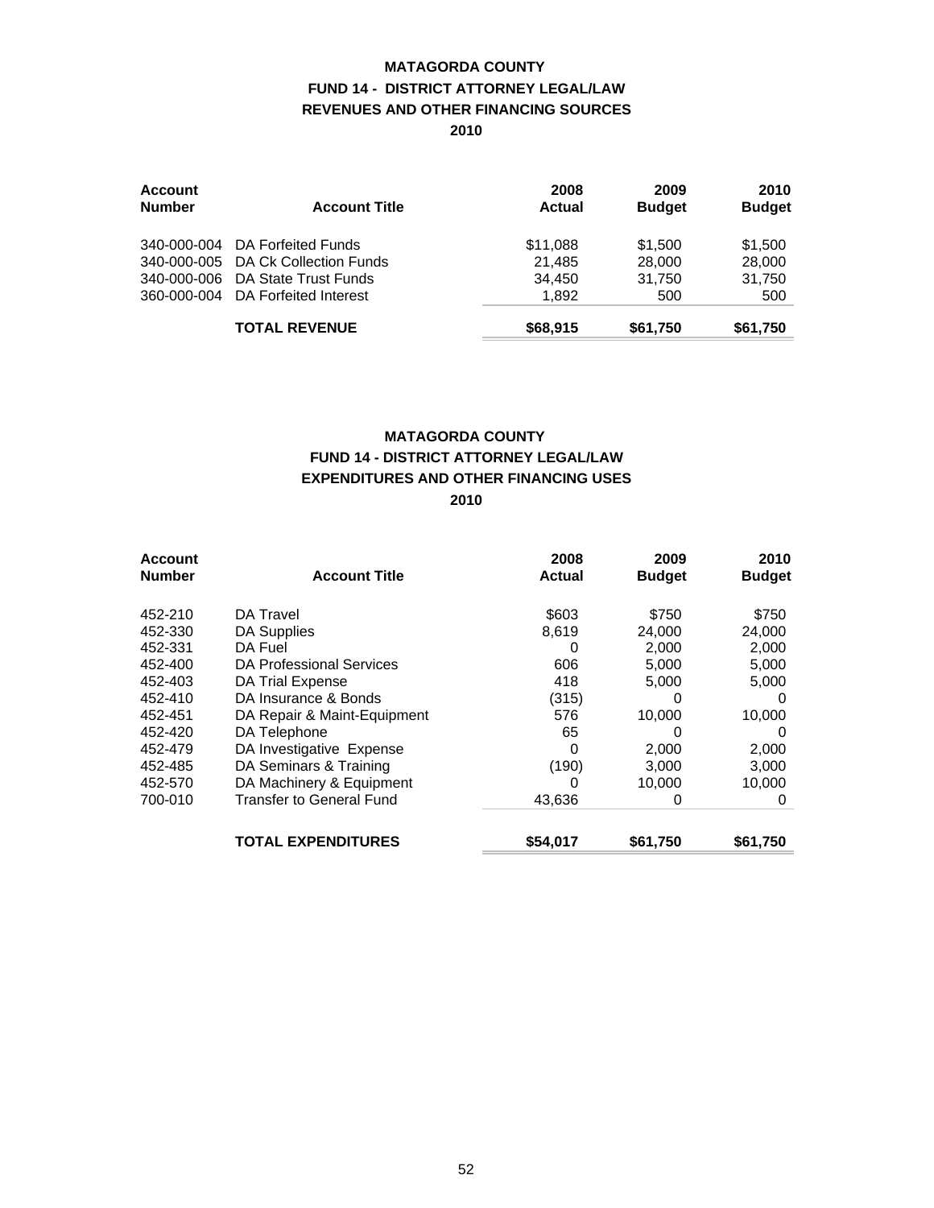# MATAGORDA COUNTY
## FUND 14 - DISTRICT ATTORNEY LEGAL/LAW
## REVENUES AND OTHER FINANCING SOURCES
## 2010

| Account Number | Account Title | 2008 Actual | 2009 Budget | 2010 Budget |
|---|---|---|---|---|
| 340-000-004 | DA Forfeited Funds | $11,088 | $1,500 | $1,500 |
| 340-000-005 | DA Ck Collection Funds | 21,485 | 28,000 | 28,000 |
| 340-000-006 | DA State Trust Funds | 34,450 | 31,750 | 31,750 |
| 360-000-004 | DA Forfeited Interest | 1,892 | 500 | 500 |
| | **TOTAL REVENUE** | **$68,915** | **$61,750** | **$61,750** |

# MATAGORDA COUNTY
## FUND 14 - DISTRICT ATTORNEY LEGAL/LAW
## EXPENDITURES AND OTHER FINANCING USES
## 2010

| Account Number | Account Title | 2008 Actual | 2009 Budget | 2010 Budget |
|---|---|---|---|---|
| 452-210 | DA Travel | $603 | $750 | $750 |
| 452-330 | DA Supplies | 8,619 | 24,000 | 24,000 |
| 452-331 | DA Fuel | 0 | 2,000 | 2,000 |
| 452-400 | DA Professional Services | 606 | 5,000 | 5,000 |
| 452-403 | DA Trial Expense | 418 | 5,000 | 5,000 |
| 452-410 | DA Insurance & Bonds | (315) | 0 | 0 |
| 452-451 | DA Repair & Maint-Equipment | 576 | 10,000 | 10,000 |
| 452-420 | DA Telephone | 65 | 0 | 0 |
| 452-479 | DA Investigative Expense | 0 | 2,000 | 2,000 |
| 452-485 | DA Seminars & Training | (190) | 3,000 | 3,000 |
| 452-570 | DA Machinery & Equipment | 0 | 10,000 | 10,000 |
| 700-010 | Transfer to General Fund | 43,636 | 0 | 0 |
| | **TOTAL EXPENDITURES** | **$54,017** | **$61,750** | **$61,750** |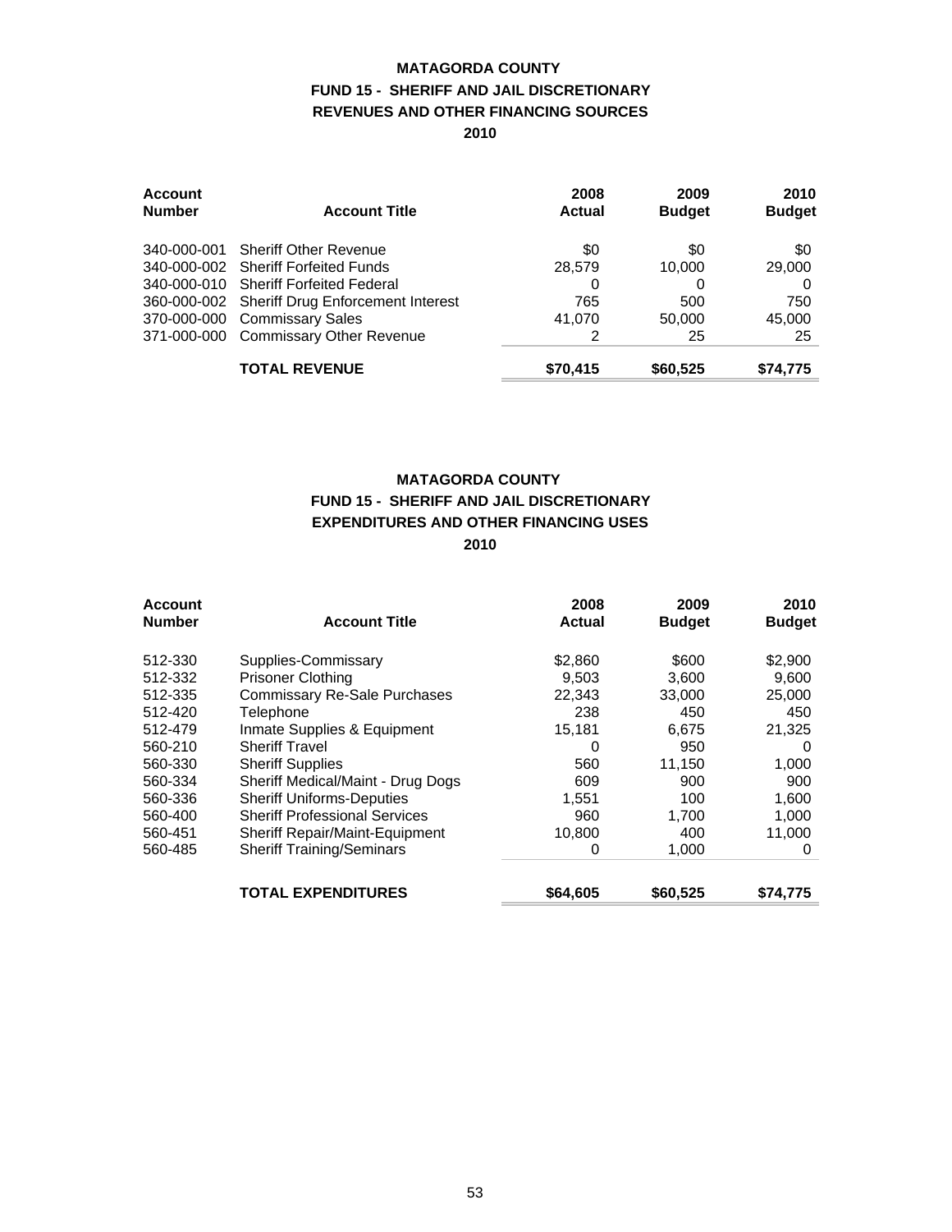# MATAGORDA COUNTY
## FUND 15 - SHERIFF AND JAIL DISCRETIONARY
## REVENUES AND OTHER FINANCING SOURCES
## 2010

| Account Number | Account Title | 2008 Actual | 2009 Budget | 2010 Budget |
|---|---|---|---|---|
| 340-000-001 | Sheriff Other Revenue | $0 | $0 | $0 |
| 340-000-002 | Sheriff Forfeited Funds | 28,579 | 10,000 | 29,000 |
| 340-000-010 | Sheriff Forfeited Federal | 0 | 0 | 0 |
| 360-000-002 | Sheriff Drug Enforcement Interest | 765 | 500 | 750 |
| 370-000-000 | Commissary Sales | 41,070 | 50,000 | 45,000 |
| 371-000-000 | Commissary Other Revenue | 2 | 25 | 25 |
| | **TOTAL REVENUE** | **$70,415** | **$60,525** | **$74,775** |

# MATAGORDA COUNTY
## FUND 15 - SHERIFF AND JAIL DISCRETIONARY
## EXPENDITURES AND OTHER FINANCING USES
## 2010

| Account Number | Account Title | 2008 Actual | 2009 Budget | 2010 Budget |
|---|---|---|---|---|
| 512-330 | Supplies-Commissary | $2,860 | $600 | $2,900 |
| 512-332 | Prisoner Clothing | 9,503 | 3,600 | 9,600 |
| 512-335 | Commissary Re-Sale Purchases | 22,343 | 33,000 | 25,000 |
| 512-420 | Telephone | 238 | 450 | 450 |
| 512-479 | Inmate Supplies & Equipment | 15,181 | 6,675 | 21,325 |
| 560-210 | Sheriff Travel | 0 | 950 | 0 |
| 560-330 | Sheriff Supplies | 560 | 11,150 | 1,000 |
| 560-334 | Sheriff Medical/Maint - Drug Dogs | 609 | 900 | 900 |
| 560-336 | Sheriff Uniforms-Deputies | 1,551 | 100 | 1,600 |
| 560-400 | Sheriff Professional Services | 960 | 1,700 | 1,000 |
| 560-451 | Sheriff Repair/Maint-Equipment | 10,800 | 400 | 11,000 |
| 560-485 | Sheriff Training/Seminars | 0 | 1,000 | 0 |
| | **TOTAL EXPENDITURES** | **$64,605** | **$60,525** | **$74,775** |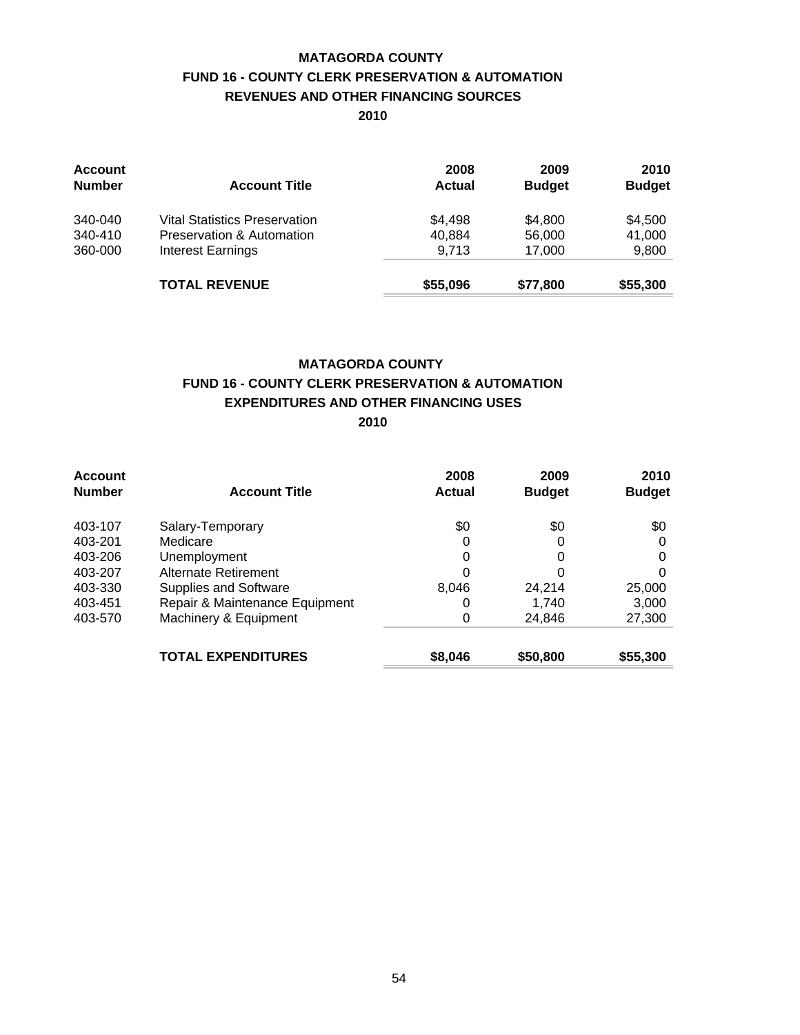**MATAGORDA COUNTY**
**FUND 16 - COUNTY CLERK PRESERVATION & AUTOMATION**
**REVENUES AND OTHER FINANCING SOURCES**
**2010**

| Account Number | Account Title | 2008 Actual | 2009 Budget | 2010 Budget |
|---|---|---|---|---|
| 340-040 | Vital Statistics Preservation | $4,498 | $4,800 | $4,500 |
| 340-410 | Preservation & Automation | 40,884 | 56,000 | 41,000 |
| 360-000 | Interest Earnings | 9,713 | 17,000 | 9,800 |
| | **TOTAL REVENUE** | **$55,096** | **$77,800** | **$55,300** |

**MATAGORDA COUNTY**
**FUND 16 - COUNTY CLERK PRESERVATION & AUTOMATION**
**EXPENDITURES AND OTHER FINANCING USES**
**2010**

| Account Number | Account Title | 2008 Actual | 2009 Budget | 2010 Budget |
|---|---|---|---|---|
| 403-107 | Salary-Temporary | $0 | $0 | $0 |
| 403-201 | Medicare | 0 | 0 | 0 |
| 403-206 | Unemployment | 0 | 0 | 0 |
| 403-207 | Alternate Retirement | 0 | 0 | 0 |
| 403-330 | Supplies and Software | 8,046 | 24,214 | 25,000 |
| 403-451 | Repair & Maintenance Equipment | 0 | 1,740 | 3,000 |
| 403-570 | Machinery & Equipment | 0 | 24,846 | 27,300 |
| | **TOTAL EXPENDITURES** | **$8,046** | **$50,800** | **$55,300** |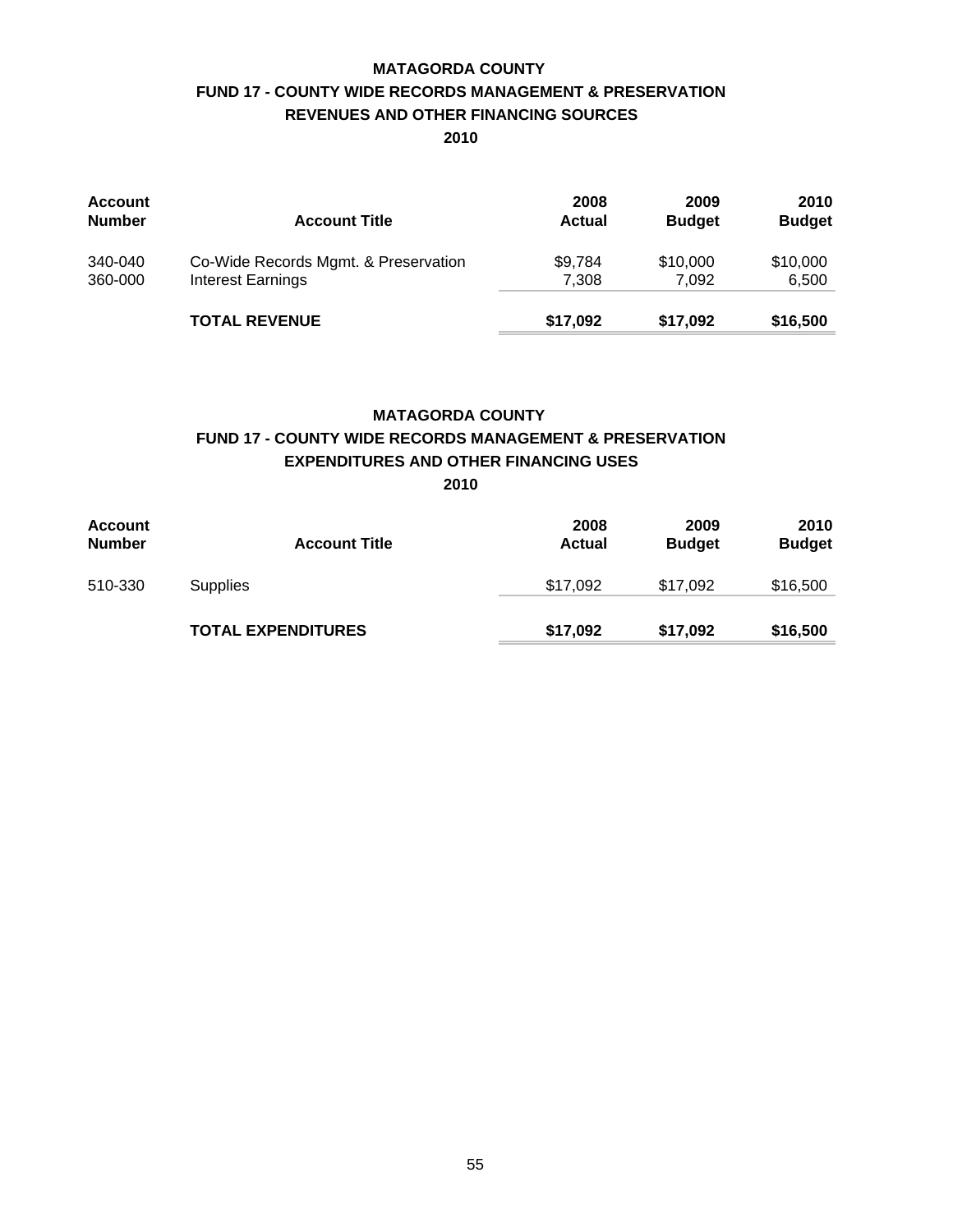## MATAGORDA COUNTY
## FUND 17 - COUNTY WIDE RECORDS MANAGEMENT & PRESERVATION
## REVENUES AND OTHER FINANCING SOURCES
## 2010

| Account Number | Account Title | 2008 Actual | 2009 Budget | 2010 Budget |
|---|---|---|---|---|
| 340-040 | Co-Wide Records Mgmt. & Preservation | $9,784 | $10,000 | $10,000 |
| 360-000 | Interest Earnings | 7,308 | 7,092 | 6,500 |
| | **TOTAL REVENUE** | **$17,092** | **$17,092** | **$16,500** |

## MATAGORDA COUNTY
## FUND 17 - COUNTY WIDE RECORDS MANAGEMENT & PRESERVATION
## EXPENDITURES AND OTHER FINANCING USES
## 2010

| Account Number | Account Title | 2008 Actual | 2009 Budget | 2010 Budget |
|---|---|---|---|---|
| 510-330 | Supplies | $17,092 | $17,092 | $16,500 |
| | **TOTAL EXPENDITURES** | **$17,092** | **$17,092** | **$16,500** |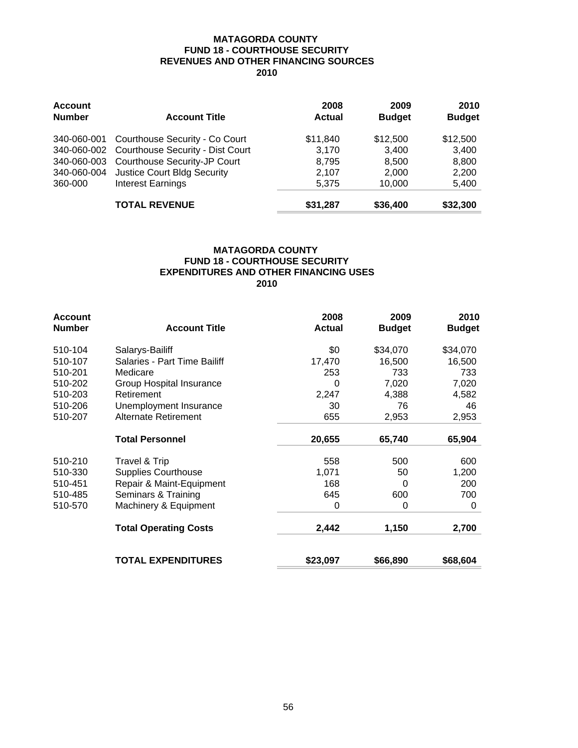**MATAGORDA COUNTY**
**FUND 18 - COURTHOUSE SECURITY**
**REVENUES AND OTHER FINANCING SOURCES**
**2010**

| Account Number | Account Title | 2008 Actual | 2009 Budget | 2010 Budget |
|---|---|---|---|---|
| 340-060-001 | Courthouse Security - Co Court | $11,840 | $12,500 | $12,500 |
| 340-060-002 | Courthouse Security - Dist Court | 3,170 | 3,400 | 3,400 |
| 340-060-003 | Courthouse Security-JP Court | 8,795 | 8,500 | 8,800 |
| 340-060-004 | Justice Court Bldg Security | 2,107 | 2,000 | 2,200 |
| 360-000 | Interest Earnings | 5,375 | 10,000 | 5,400 |
| | **TOTAL REVENUE** | **$31,287** | **$36,400** | **$32,300** |

**MATAGORDA COUNTY**
**FUND 18 - COURTHOUSE SECURITY**
**EXPENDITURES AND OTHER FINANCING USES**
**2010**

| Account Number | Account Title | 2008 Actual | 2009 Budget | 2010 Budget |
|---|---|---|---|---|
| 510-104 | Salarys-Bailiff | $0 | $34,070 | $34,070 |
| 510-107 | Salaries - Part Time Bailiff | 17,470 | 16,500 | 16,500 |
| 510-201 | Medicare | 253 | 733 | 733 |
| 510-202 | Group Hospital Insurance | 0 | 7,020 | 7,020 |
| 510-203 | Retirement | 2,247 | 4,388 | 4,582 |
| 510-206 | Unemployment Insurance | 30 | 76 | 46 |
| 510-207 | Alternate Retirement | 655 | 2,953 | 2,953 |
| | **Total Personnel** | **20,655** | **65,740** | **65,904** |
| 510-210 | Travel & Trip | 558 | 500 | 600 |
| 510-330 | Supplies Courthouse | 1,071 | 50 | 1,200 |
| 510-451 | Repair & Maint-Equipment | 168 | 0 | 200 |
| 510-485 | Seminars & Training | 645 | 600 | 700 |
| 510-570 | Machinery & Equipment | 0 | 0 | 0 |
| | **Total Operating Costs** | **2,442** | **1,150** | **2,700** |
| | **TOTAL EXPENDITURES** | **$23,097** | **$66,890** | **$68,604** |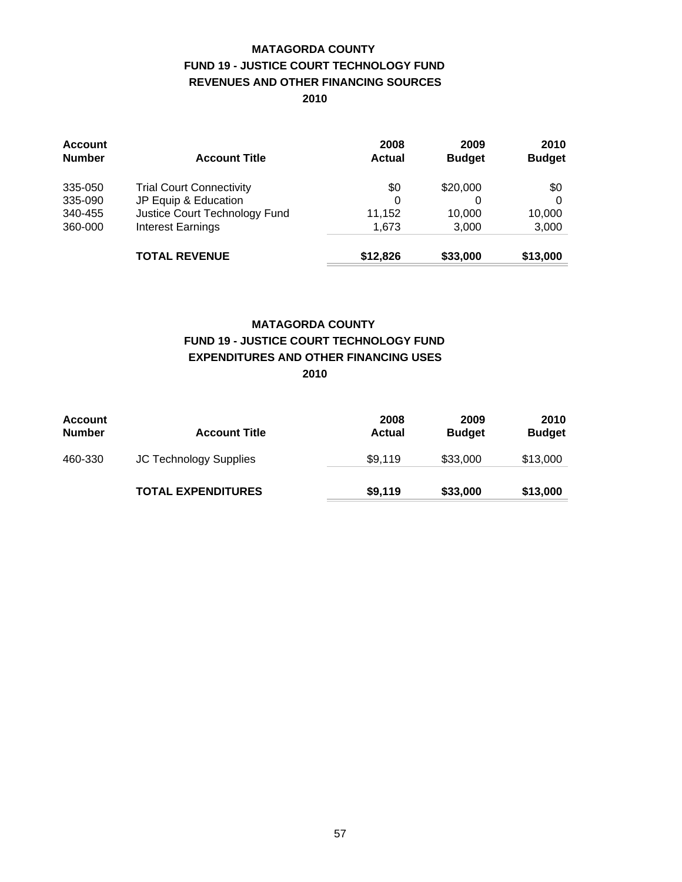# MATAGORDA COUNTY
## FUND 19 - JUSTICE COURT TECHNOLOGY FUND
## REVENUES AND OTHER FINANCING SOURCES
## 2010

| Account Number | Account Title | 2008 Actual | 2009 Budget | 2010 Budget |
|---|---|---|---|---|
| 335-050 | Trial Court Connectivity | $0 | $20,000 | $0 |
| 335-090 | JP Equip & Education | 0 | 0 | 0 |
| 340-455 | Justice Court Technology Fund | 11,152 | 10,000 | 10,000 |
| 360-000 | Interest Earnings | 1,673 | 3,000 | 3,000 |
| | **TOTAL REVENUE** | **$12,826** | **$33,000** | **$13,000** |

# MATAGORDA COUNTY
## FUND 19 - JUSTICE COURT TECHNOLOGY FUND
## EXPENDITURES AND OTHER FINANCING USES
## 2010

| Account Number | Account Title | 2008 Actual | 2009 Budget | 2010 Budget |
|---|---|---|---|---|
| 460-330 | JC Technology Supplies | $9,119 | $33,000 | $13,000 |
| | **TOTAL EXPENDITURES** | **$9,119** | **$33,000** | **$13,000** |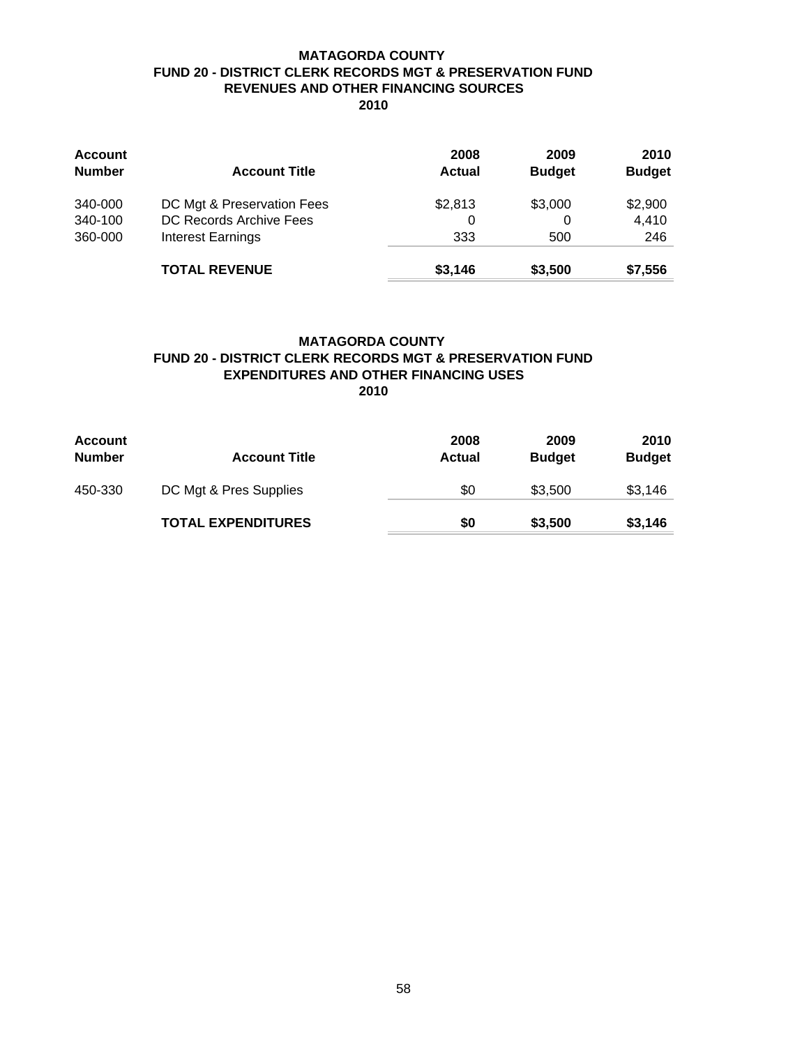## MATAGORDA COUNTY
## FUND 20 - DISTRICT CLERK RECORDS MGT & PRESERVATION FUND
## REVENUES AND OTHER FINANCING SOURCES
## 2010

| Account Number | Account Title | 2008 Actual | 2009 Budget | 2010 Budget |
|---|---|---|---|---|
| 340-000 | DC Mgt & Preservation Fees | $2,813 | $3,000 | $2,900 |
| 340-100 | DC Records Archive Fees | 0 | 0 | 4,410 |
| 360-000 | Interest Earnings | 333 | 500 | 246 |
| | **TOTAL REVENUE** | **$3,146** | **$3,500** | **$7,556** |

## MATAGORDA COUNTY
## FUND 20 - DISTRICT CLERK RECORDS MGT & PRESERVATION FUND
## EXPENDITURES AND OTHER FINANCING USES
## 2010

| Account Number | Account Title | 2008 Actual | 2009 Budget | 2010 Budget |
|---|---|---|---|---|
| 450-330 | DC Mgt & Pres Supplies | $0 | $3,500 | $3,146 |
| | **TOTAL EXPENDITURES** | **$0** | **$3,500** | **$3,146** |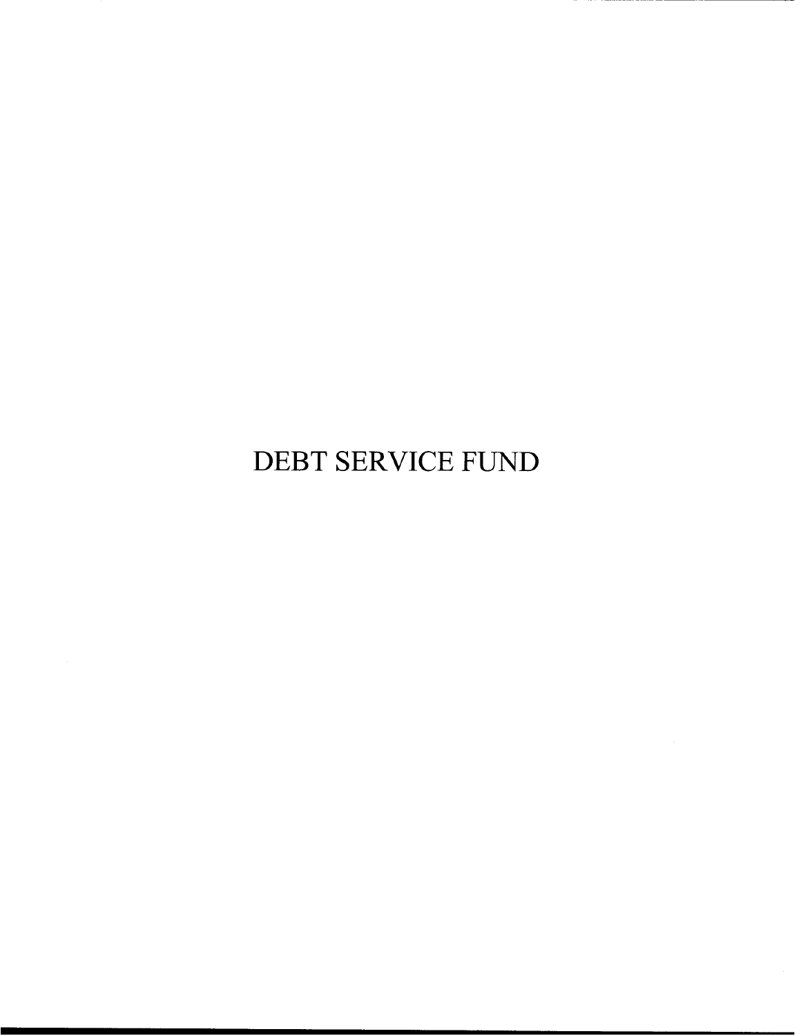# DEBT SERVICE FUND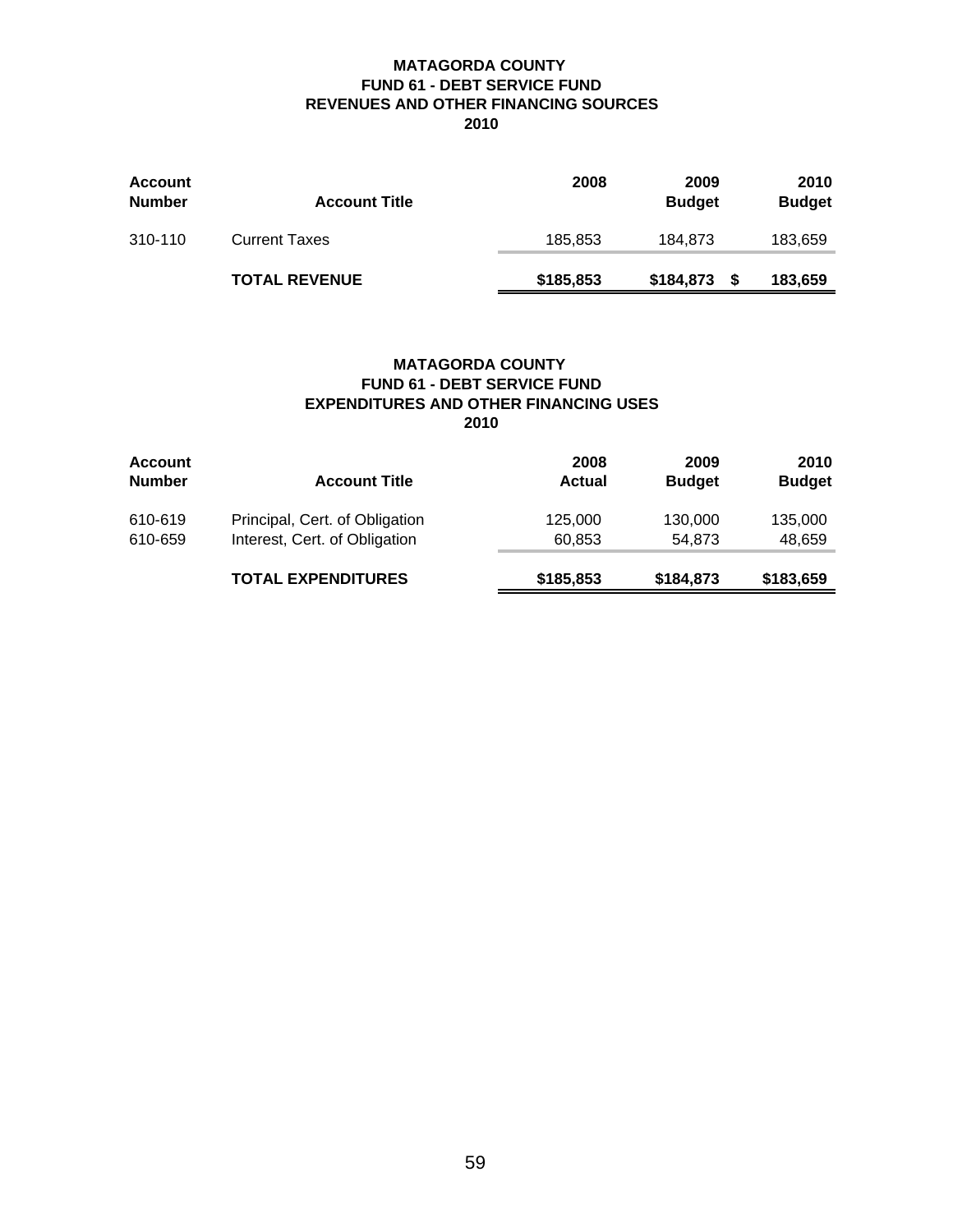**MATAGORDA COUNTY**
**FUND 61 - DEBT SERVICE FUND**
**REVENUES AND OTHER FINANCING SOURCES**
**2010**

| Account Number | Account Title | 2008 | 2009 Budget | 2010 Budget |
|---|---|---|---|---|
| 310-110 | Current Taxes | 185,853 | 184,873 | 183,659 |
| | **TOTAL REVENUE** | **$185,853** | **$184,873** | **$ 183,659** |

**MATAGORDA COUNTY**
**FUND 61 - DEBT SERVICE FUND**
**EXPENDITURES AND OTHER FINANCING USES**
**2010**

| Account Number | Account Title | 2008 Actual | 2009 Budget | 2010 Budget |
|---|---|---|---|---|
| 610-619 | Principal, Cert. of Obligation | 125,000 | 130,000 | 135,000 |
| 610-659 | Interest, Cert. of Obligation | 60,853 | 54,873 | 48,659 |
| | **TOTAL EXPENDITURES** | **$185,853** | **$184,873** | **$183,659** |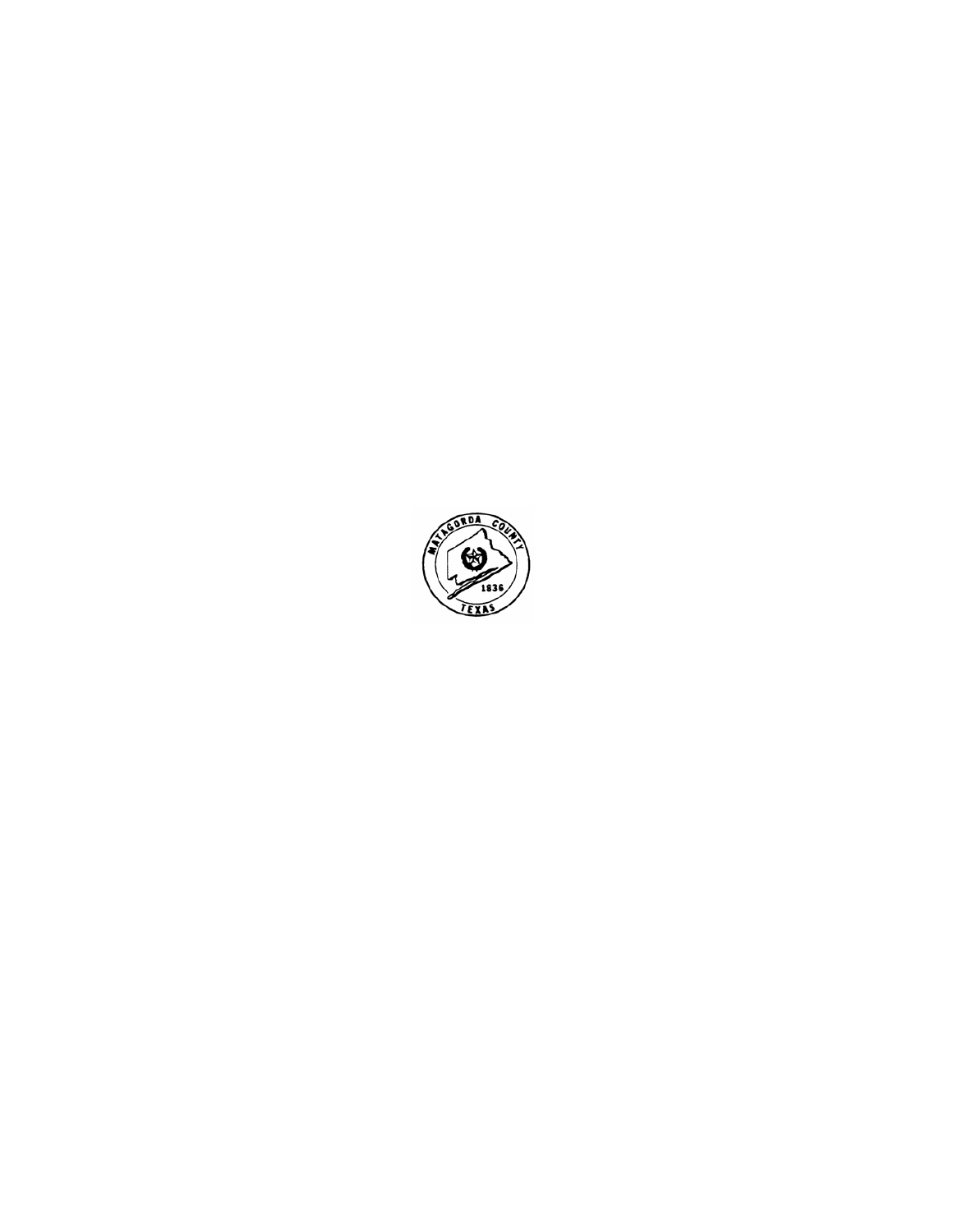MATAGORDA COUNTY

1836

TEXAS